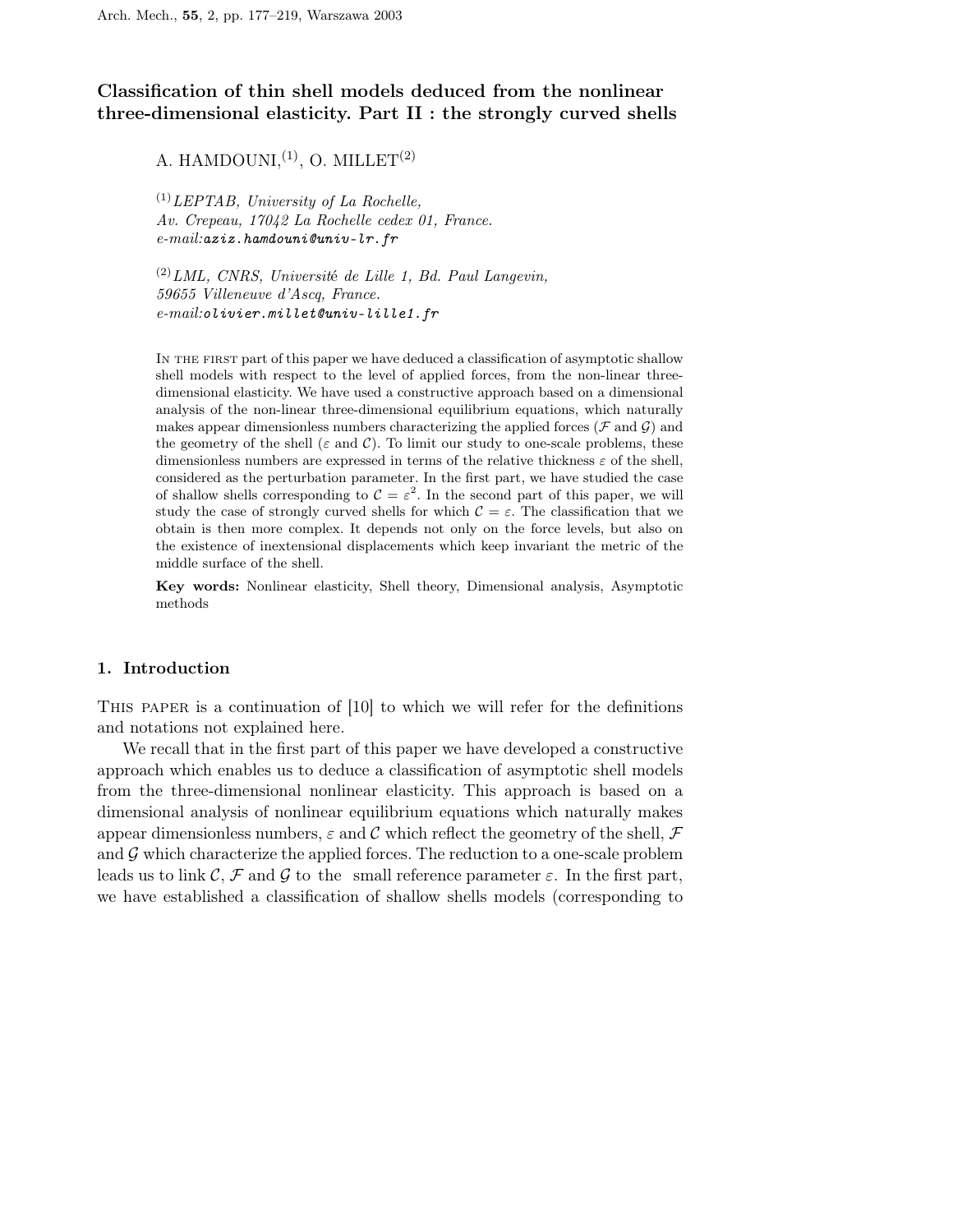# Classification of thin shell models deduced from the nonlinear three-dimensional elasticity. Part II : the strongly curved shells

A. HAMDOUNI,[(1)] O. MILLET[(2)]

[(1)] *LEPTAB, University of La Rochelle,*
*Av. Crepeau, 17042 La Rochelle cedex 01, France.*
*e-mail:aziz.hamdouni@univ-lr.fr*

[(2)] *LML, CNRS, Université de Lille 1, Bd. Paul Langevin,*
*59655 Villeneuve d'Ascq, France.*
*e-mail:olivier.millet@univ-lille1.fr*

In the first part of this paper we have deduced a classification of asymptotic shallow shell models with respect to the level of applied forces, from the non-linear three-dimensional elasticity. We have used a constructive approach based on a dimensional analysis of the non-linear three-dimensional equilibrium equations, which naturally makes appear dimensionless numbers characterizing the applied forces ($\mathcal{F}$ and $\mathcal{G}$) and the geometry of the shell ($\varepsilon$ and $\mathcal{C}$). To limit our study to one-scale problems, these dimensionless numbers are expressed in terms of the relative thickness $\varepsilon$ of the shell, considered as the perturbation parameter. In the first part, we have studied the case of shallow shells corresponding to $\mathcal{C} = \varepsilon^2$. In the second part of this paper, we will study the case of strongly curved shells for which $\mathcal{C} = \varepsilon$. The classification that we obtain is then more complex. It depends not only on the force levels, but also on the existence of inextensional displacements which keep invariant the metric of the middle surface of the shell.

**Key words:** Nonlinear elasticity, Shell theory, Dimensional analysis, Asymptotic methods

## 1. Introduction

This paper is a continuation of [10] to which we will refer for the definitions and notations not explained here.

We recall that in the first part of this paper we have developed a constructive approach which enables us to deduce a classification of asymptotic shell models from the three-dimensional nonlinear elasticity. This approach is based on a dimensional analysis of nonlinear equilibrium equations which naturally makes appear dimensionless numbers, $\varepsilon$ and $\mathcal{C}$ which reflect the geometry of the shell, $\mathcal{F}$ and $\mathcal{G}$ which characterize the applied forces. The reduction to a one-scale problem leads us to link $\mathcal{C}$, $\mathcal{F}$ and $\mathcal{G}$ to the small reference parameter $\varepsilon$. In the first part, we have established a classification of shallow shells models (corresponding to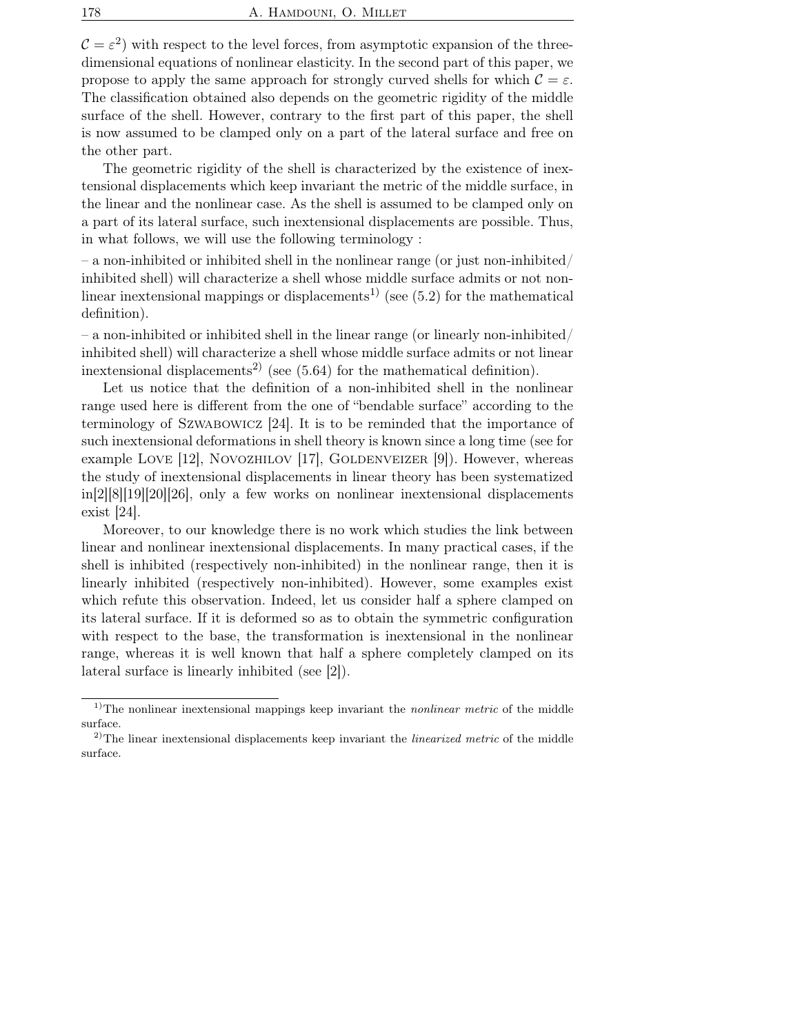$\mathcal{C} = \varepsilon^2$) with respect to the level forces, from asymptotic expansion of the three-dimensional equations of nonlinear elasticity. In the second part of this paper, we propose to apply the same approach for strongly curved shells for which $\mathcal{C} = \varepsilon$. The classification obtained also depends on the geometric rigidity of the middle surface of the shell. However, contrary to the first part of this paper, the shell is now assumed to be clamped only on a part of the lateral surface and free on the other part.

The geometric rigidity of the shell is characterized by the existence of inextensional displacements which keep invariant the metric of the middle surface, in the linear and the nonlinear case. As the shell is assumed to be clamped only on a part of its lateral surface, such inextensional displacements are possible. Thus, in what follows, we will use the following terminology :

– a non-inhibited or inhibited shell in the nonlinear range (or just non-inhibited/inhibited shell) will characterize a shell whose middle surface admits or not nonlinear inextensional mappings or displacements[1] (see (5.2) for the mathematical definition).

– a non-inhibited or inhibited shell in the linear range (or linearly non-inhibited/inhibited shell) will characterize a shell whose middle surface admits or not linear inextensional displacements[2] (see (5.64) for the mathematical definition).

Let us notice that the definition of a non-inhibited shell in the nonlinear range used here is different from the one of "bendable surface" according to the terminology of Szwabowicz [24]. It is to be reminded that the importance of such inextensional deformations in shell theory is known since a long time (see for example Love [12], Novozhilov [17], Goldenveizer [9]). However, whereas the study of inextensional displacements in linear theory has been systematized in[2][8][19][20][26], only a few works on nonlinear inextensional displacements exist [24].

Moreover, to our knowledge there is no work which studies the link between linear and nonlinear inextensional displacements. In many practical cases, if the shell is inhibited (respectively non-inhibited) in the nonlinear range, then it is linearly inhibited (respectively non-inhibited). However, some examples exist which refute this observation. Indeed, let us consider half a sphere clamped on its lateral surface. If it is deformed so as to obtain the symmetric configuration with respect to the base, the transformation is inextensional in the nonlinear range, whereas it is well known that half a sphere completely clamped on its lateral surface is linearly inhibited (see [2]).

---

[1] The nonlinear inextensional mappings keep invariant the *nonlinear metric* of the middle surface.

[2] The linear inextensional displacements keep invariant the *linearized metric* of the middle surface.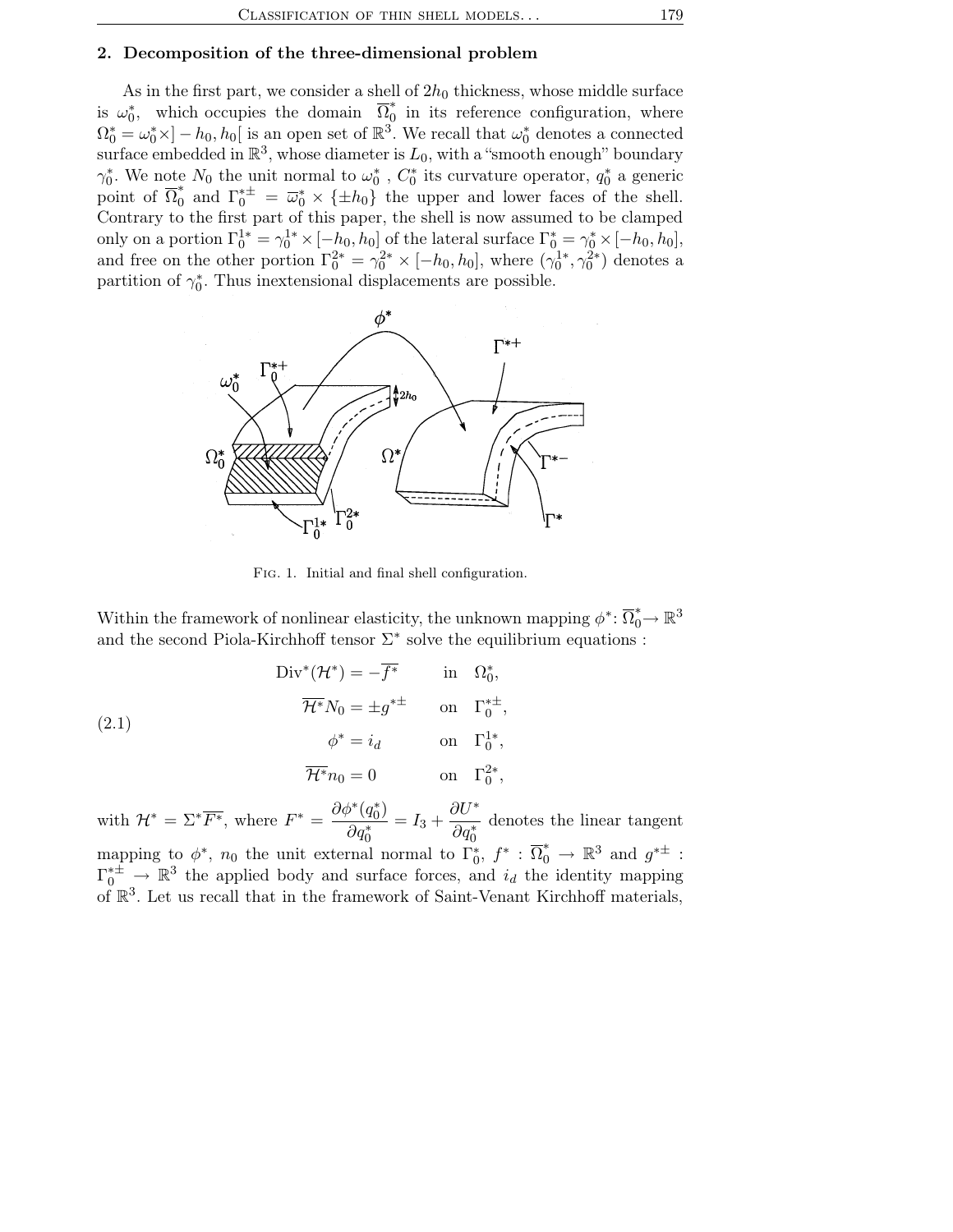## 2. Decomposition of the three-dimensional problem

As in the first part, we consider a shell of $2h_0$ thickness, whose middle surface is $\omega_0^*$, which occupies the domain $\overline{\Omega}_0^*$ in its reference configuration, where $\Omega_0^* = \omega_0^* \times ]-h_0, h_0[$ is an open set of $\mathbb{R}^3$. We recall that $\omega_0^*$ denotes a connected surface embedded in $\mathbb{R}^3$, whose diameter is $L_0$, with a "smooth enough" boundary $\gamma_0^*$. We note $N_0$ the unit normal to $\omega_0^*$, $C_0^*$ its curvature operator, $q_0^*$ a generic point of $\overline{\Omega}_0^*$ and $\Gamma_0^{*\pm} = \overline{\omega}_0^* \times \{\pm h_0\}$ the upper and lower faces of the shell. Contrary to the first part of this paper, the shell is now assumed to be clamped only on a portion $\Gamma_0^{1*} = \gamma_0^{1*} \times [-h_0, h_0]$ of the lateral surface $\Gamma_0^* = \gamma_0^* \times [-h_0, h_0]$, and free on the other portion $\Gamma_0^{2*} = \gamma_0^{2*} \times [-h_0, h_0]$, where $(\gamma_0^{1*}, \gamma_0^{2*})$ denotes a partition of $\gamma_0^*$. Thus inextensional displacements are possible.

$\phi^*$

$\Gamma^{*+}$

$\omega_0^*$ $\Gamma_0^{*+}$ $2h_0$

$\Omega_0^*$ $\Omega^*$ $\Gamma^{*-}$

$\Gamma_0^{1*}$ $\Gamma_0^{2*}$ $\Gamma^*$

Fig. 1. Initial and final shell configuration.

Within the framework of nonlinear elasticity, the unknown mapping $\phi^* : \overline{\Omega}_0^* \to \mathbb{R}^3$ and the second Piola-Kirchhoff tensor $\Sigma^*$ solve the equilibrium equations :

$$
\begin{aligned}
\operatorname{Div}^*(\mathcal{H}^*) &= -\overline{f^*} && \text{in} \quad \Omega_0^*, \\
\overline{\mathcal{H}^*} N_0 &= \pm g^{*\pm} && \text{on} \quad \Gamma_0^{*\pm}, \\
\phi^* &= i_d && \text{on} \quad \Gamma_0^{1*}, \\
\overline{\mathcal{H}^*} n_0 &= 0 && \text{on} \quad \Gamma_0^{2*},
\end{aligned}
\tag{2.1}
$$

with $\mathcal{H}^* = \Sigma^* \overline{F^*}$, where $F^* = \dfrac{\partial \phi^*(q_0^*)}{\partial q_0^*} = I_3 + \dfrac{\partial U^*}{\partial q_0^*}$ denotes the linear tangent mapping to $\phi^*$, $n_0$ the unit external normal to $\Gamma_0^*$, $f^* : \overline{\Omega}_0^* \to \mathbb{R}^3$ and $g^{*\pm} : \Gamma_0^{*\pm} \to \mathbb{R}^3$ the applied body and surface forces, and $i_d$ the identity mapping of $\mathbb{R}^3$. Let us recall that in the framework of Saint-Venant Kirchhoff materials,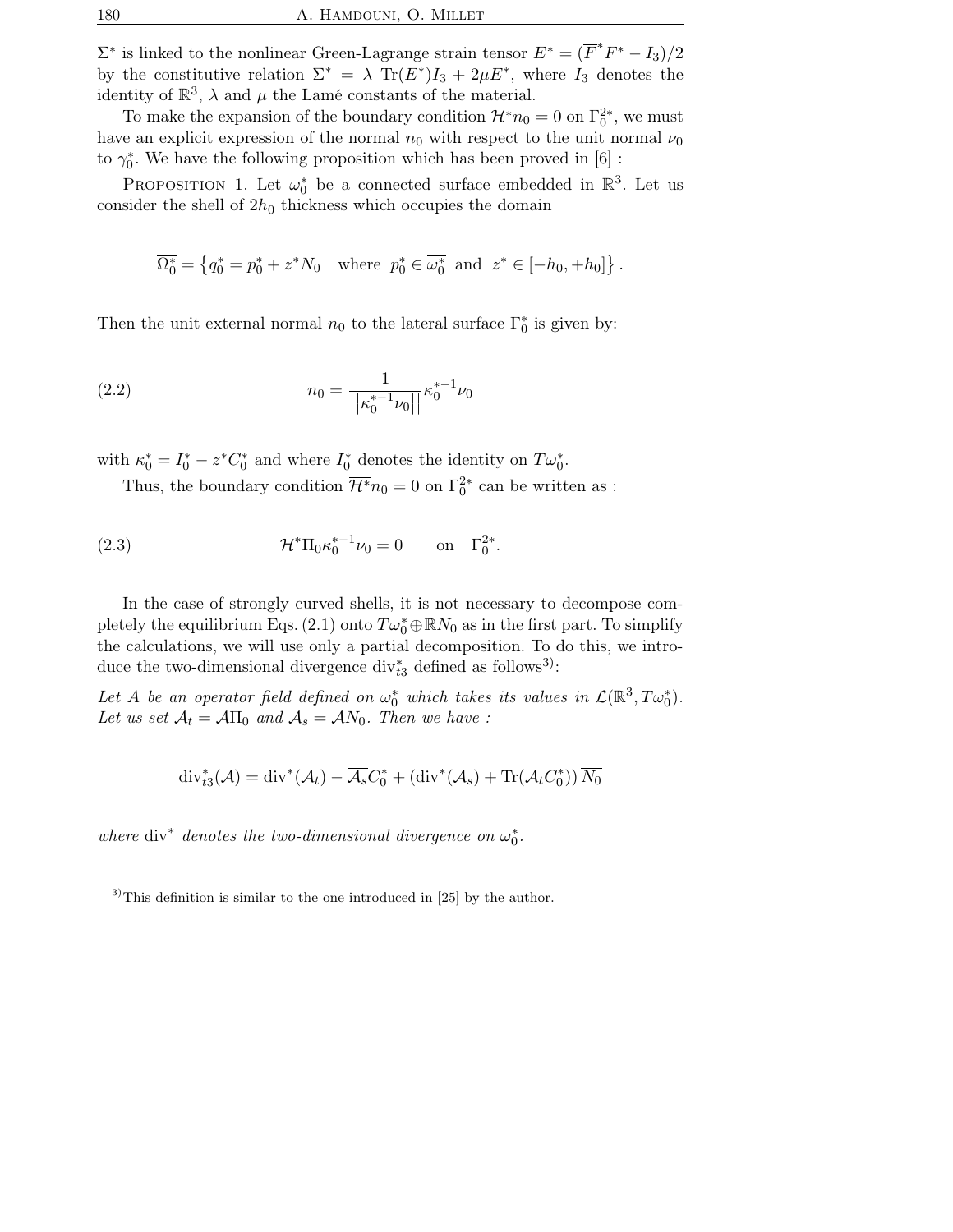$\Sigma^*$ is linked to the nonlinear Green-Lagrange strain tensor $E^* = (\overline{F}^* F^* - I_3)/2$ by the constitutive relation $\Sigma^* = \lambda \operatorname{Tr}(E^*) I_3 + 2\mu E^*$, where $I_3$ denotes the identity of $\mathbb{R}^3$, $\lambda$ and $\mu$ the Lamé constants of the material.

To make the expansion of the boundary condition $\overline{\mathcal{H}^*} n_0 = 0$ on $\Gamma_0^{2*}$, we must have an explicit expression of the normal $n_0$ with respect to the unit normal $\nu_0$ to $\gamma_0^*$. We have the following proposition which has been proved in [6] :

Proposition 1. Let $\omega_0^*$ be a connected surface embedded in $\mathbb{R}^3$. Let us consider the shell of $2h_0$ thickness which occupies the domain

$$\overline{\Omega_0^*} = \left\{ q_0^* = p_0^* + z^* N_0 \quad \text{where } p_0^* \in \overline{\omega_0^*} \text{ and } z^* \in [-h_0, +h_0] \right\}.$$

Then the unit external normal $n_0$ to the lateral surface $\Gamma_0^*$ is given by:

$$n_0 = \frac{1}{\left|\left|\kappa_0^{*-1} \nu_0\right|\right|} \kappa_0^{*-1} \nu_0 \tag{2.2}$$

with $\kappa_0^* = I_0^* - z^* C_0^*$ and where $I_0^*$ denotes the identity on $T\omega_0^*$.

Thus, the boundary condition $\overline{\mathcal{H}^*} n_0 = 0$ on $\Gamma_0^{2*}$ can be written as :

$$\mathcal{H}^* \Pi_0 \kappa_0^{*-1} \nu_0 = 0 \qquad \text{on} \quad \Gamma_0^{2*}. \tag{2.3}$$

In the case of strongly curved shells, it is not necessary to decompose completely the equilibrium Eqs. (2.1) onto $T\omega_0^* \oplus \mathbb{R} N_0$ as in the first part. To simplify the calculations, we will use only a partial decomposition. To do this, we introduce the two-dimensional divergence $\operatorname{div}_{t3}^*$ defined as follows[3)]:

*Let $A$ be an operator field defined on $\omega_0^*$ which takes its values in $\mathcal{L}(\mathbb{R}^3, T\omega_0^*)$. Let us set $\mathcal{A}_t = \mathcal{A}\Pi_0$ and $\mathcal{A}_s = \mathcal{A} N_0$. Then we have :*

$$\operatorname{div}_{t3}^*(\mathcal{A}) = \operatorname{div}^*(\mathcal{A}_t) - \overline{\mathcal{A}_s} C_0^* + \left(\operatorname{div}^*(\mathcal{A}_s) + \operatorname{Tr}(\mathcal{A}_t C_0^*)\right) \overline{N_0}$$

*where $\operatorname{div}^*$ denotes the two-dimensional divergence on $\omega_0^*$.*

---

[3)] This definition is similar to the one introduced in [25] by the author.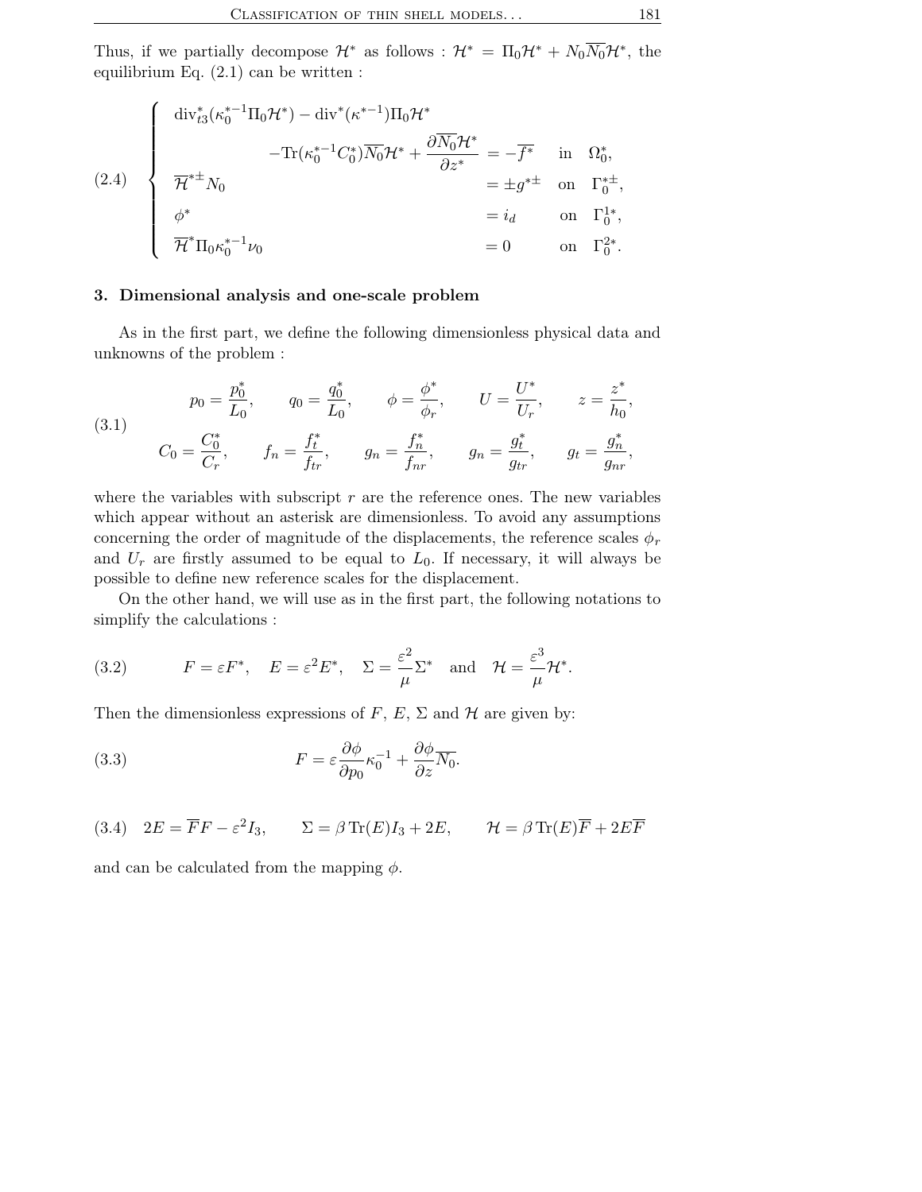Thus, if we partially decompose $\mathcal{H}^*$ as follows : $\mathcal{H}^* = \Pi_0\mathcal{H}^* + N_0\overline{N_0}\mathcal{H}^*$, the equilibrium Eq. (2.1) can be written :

$$
(2.4) \quad \left\{
\begin{array}{lll}
\operatorname{div}^*_{t3}(\kappa_0^{*-1}\Pi_0\mathcal{H}^*) - \operatorname{div}^*(\kappa^{*-1})\Pi_0\mathcal{H}^* & & \\
\qquad\qquad -\operatorname{Tr}(\kappa_0^{*-1}C_0^*)\overline{N_0}\mathcal{H}^* + \dfrac{\partial \overline{N_0}\mathcal{H}^*}{\partial z^*} & = -\overline{f^*} & \text{in} \quad \Omega_0^*, \\
\overline{\mathcal{H}}^{*\pm} N_0 & = \pm g^{*\pm} & \text{on} \quad \Gamma_0^{*\pm}, \\
\phi^* & = i_d & \text{on} \quad \Gamma_0^{1*}, \\
\overline{\mathcal{H}}^* \Pi_0 \kappa_0^{*-1}\nu_0 & = 0 & \text{on} \quad \Gamma_0^{2*}.
\end{array}
\right.
$$

### 3. Dimensional analysis and one-scale problem

As in the first part, we define the following dimensionless physical data and unknowns of the problem :

$$
(3.1) \quad
\begin{array}{ccccc}
p_0 = \dfrac{p_0^*}{L_0}, & q_0 = \dfrac{q_0^*}{L_0}, & \phi = \dfrac{\phi^*}{\phi_r}, & U = \dfrac{U^*}{U_r}, & z = \dfrac{z^*}{h_0}, \\
C_0 = \dfrac{C_0^*}{C_r}, & f_n = \dfrac{f_t^*}{f_{tr}}, & g_n = \dfrac{f_n^*}{f_{nr}}, & g_n = \dfrac{g_t^*}{g_{tr}}, & g_t = \dfrac{g_n^*}{g_{nr}},
\end{array}
$$

where the variables with subscript $r$ are the reference ones. The new variables which appear without an asterisk are dimensionless. To avoid any assumptions concerning the order of magnitude of the displacements, the reference scales $\phi_r$ and $U_r$ are firstly assumed to be equal to $L_0$. If necessary, it will always be possible to define new reference scales for the displacement.

On the other hand, we will use as in the first part, the following notations to simplify the calculations :

$$
(3.2) \qquad F = \varepsilon F^*, \quad E = \varepsilon^2 E^*, \quad \Sigma = \frac{\varepsilon^2}{\mu}\Sigma^* \quad \text{and} \quad \mathcal{H} = \frac{\varepsilon^3}{\mu}\mathcal{H}^*.
$$

Then the dimensionless expressions of $F$, $E$, $\Sigma$ and $\mathcal{H}$ are given by:

$$
(3.3) \qquad F = \varepsilon \frac{\partial \phi}{\partial p_0}\kappa_0^{-1} + \frac{\partial \phi}{\partial z}\overline{N_0}.
$$

$$
(3.4) \quad 2E = \overline{F}F - \varepsilon^2 I_3, \qquad \Sigma = \beta \operatorname{Tr}(E) I_3 + 2E, \qquad \mathcal{H} = \beta \operatorname{Tr}(E)\overline{F} + 2E\overline{F}
$$

and can be calculated from the mapping $\phi$.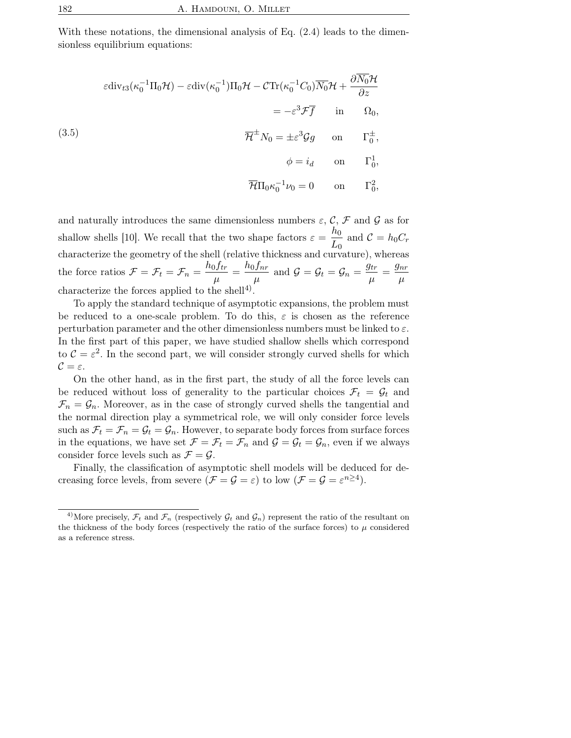With these notations, the dimensional analysis of Eq. (2.4) leads to the dimensionless equilibrium equations:

$$
\begin{aligned}
\varepsilon \operatorname{div}_{t3}(\kappa_0^{-1}\Pi_0\mathcal{H}) - \varepsilon \operatorname{div}(\kappa_0^{-1})\Pi_0\mathcal{H} - \mathcal{C}\operatorname{Tr}(\kappa_0^{-1}C_0)\overline{N_0}\mathcal{H} + \frac{\partial \overline{N_0}\mathcal{H}}{\partial z}& \\
= -\varepsilon^3\mathcal{F}\overline{f} \qquad &\text{in} \qquad \Omega_0,\\
\overline{\mathcal{H}}^{\pm} N_0 = \pm\varepsilon^3 \mathcal{G} g \qquad &\text{on} \qquad \Gamma_0^{\pm}, \\
\phi = i_d \qquad &\text{on} \qquad \Gamma_0^1, \\
\overline{\mathcal{H}}\Pi_0\kappa_0^{-1}\nu_0 = 0 \qquad &\text{on} \qquad \Gamma_0^2,
\end{aligned}
\tag{3.5}
$$

and naturally introduces the same dimensionless numbers $\varepsilon$, $\mathcal{C}$, $\mathcal{F}$ and $\mathcal{G}$ as for shallow shells [10]. We recall that the two shape factors $\varepsilon = \dfrac{h_0}{L_0}$ and $\mathcal{C} = h_0 C_r$ characterize the geometry of the shell (relative thickness and curvature), whereas the force ratios $\mathcal{F} = \mathcal{F}_t = \mathcal{F}_n = \dfrac{h_0 f_{tr}}{\mu} = \dfrac{h_0 f_{nr}}{\mu}$ and $\mathcal{G} = \mathcal{G}_t = \mathcal{G}_n = \dfrac{g_{tr}}{\mu} = \dfrac{g_{nr}}{\mu}$ characterize the forces applied to the shell[4)].

To apply the standard technique of asymptotic expansions, the problem must be reduced to a one-scale problem. To do this, $\varepsilon$ is chosen as the reference perturbation parameter and the other dimensionless numbers must be linked to $\varepsilon$. In the first part of this paper, we have studied shallow shells which correspond to $\mathcal{C} = \varepsilon^2$. In the second part, we will consider strongly curved shells for which $\mathcal{C} = \varepsilon$.

On the other hand, as in the first part, the study of all the force levels can be reduced without loss of generality to the particular choices $\mathcal{F}_t = \mathcal{G}_t$ and $\mathcal{F}_n = \mathcal{G}_n$. Moreover, as in the case of strongly curved shells the tangential and the normal direction play a symmetrical role, we will only consider force levels such as $\mathcal{F}_t = \mathcal{F}_n = \mathcal{G}_t = \mathcal{G}_n$. However, to separate body forces from surface forces in the equations, we have set $\mathcal{F} = \mathcal{F}_t = \mathcal{F}_n$ and $\mathcal{G} = \mathcal{G}_t = \mathcal{G}_n$, even if we always consider force levels such as $\mathcal{F} = \mathcal{G}$.

Finally, the classification of asymptotic shell models will be deduced for decreasing force levels, from severe ($\mathcal{F} = \mathcal{G} = \varepsilon$) to low ($\mathcal{F} = \mathcal{G} = \varepsilon^{n\geq 4}$).

---

[4)] More precisely, $\mathcal{F}_t$ and $\mathcal{F}_n$ (respectively $\mathcal{G}_t$ and $\mathcal{G}_n$) represent the ratio of the resultant on the thickness of the body forces (respectively the ratio of the surface forces) to $\mu$ considered as a reference stress.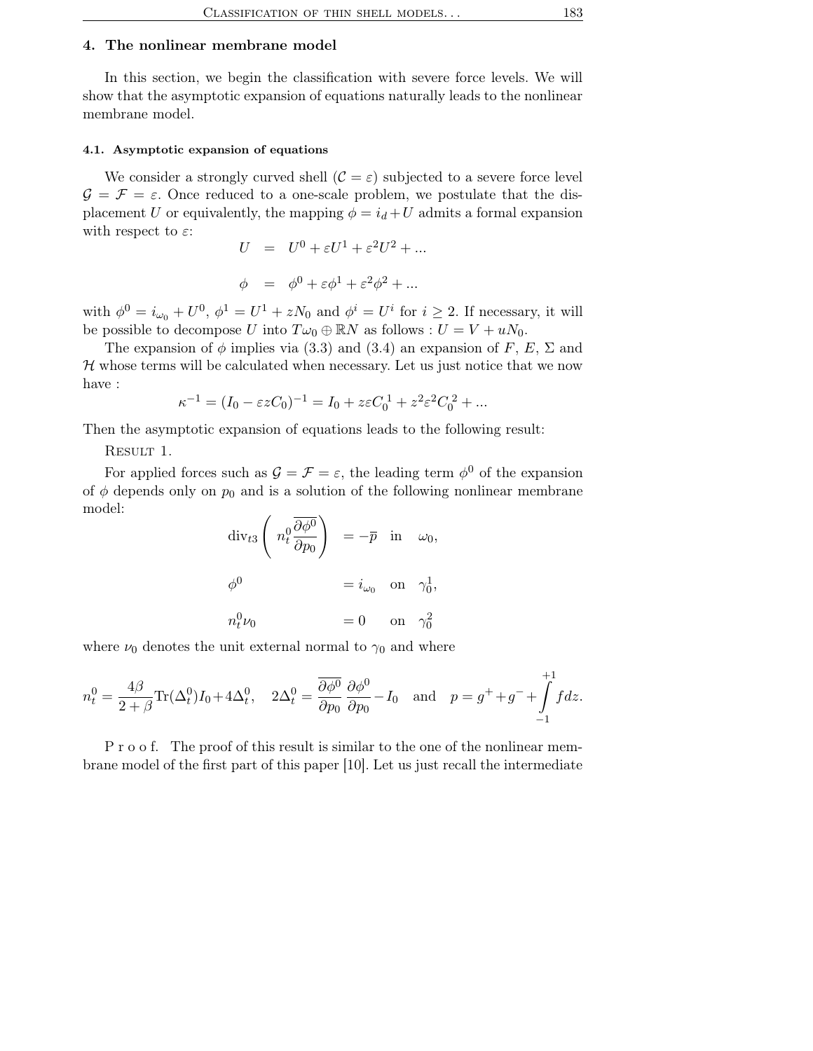## 4. The nonlinear membrane model

In this section, we begin the classification with severe force levels. We will show that the asymptotic expansion of equations naturally leads to the nonlinear membrane model.

### 4.1. Asymptotic expansion of equations

We consider a strongly curved shell ($\mathcal{C} = \varepsilon$) subjected to a severe force level $\mathcal{G} = \mathcal{F} = \varepsilon$. Once reduced to a one-scale problem, we postulate that the displacement $U$ or equivalently, the mapping $\phi = i_d + U$ admits a formal expansion with respect to $\varepsilon$:

$$
\begin{aligned}
U &= U^0 + \varepsilon U^1 + \varepsilon^2 U^2 + ... \\
\phi &= \phi^0 + \varepsilon \phi^1 + \varepsilon^2 \phi^2 + ...
\end{aligned}
$$

with $\phi^0 = i_{\omega_0} + U^0$, $\phi^1 = U^1 + zN_0$ and $\phi^i = U^i$ for $i \geq 2$. If necessary, it will be possible to decompose $U$ into $T\omega_0 \oplus \mathbb{R}N$ as follows : $U = V + uN_0$.

The expansion of $\phi$ implies via (3.3) and (3.4) an expansion of $F$, $E$, $\Sigma$ and $\mathcal{H}$ whose terms will be calculated when necessary. Let us just notice that we now have :

$$
\kappa^{-1} = (I_0 - \varepsilon z C_0)^{-1} = I_0 + z\varepsilon C_0^{\,1} + z^2\varepsilon^2 C_0^{\,2} + ...
$$

Then the asymptotic expansion of equations leads to the following result:

Result 1.

For applied forces such as $\mathcal{G} = \mathcal{F} = \varepsilon$, the leading term $\phi^0$ of the expansion of $\phi$ depends only on $p_0$ and is a solution of the following nonlinear membrane model:

$$
\begin{aligned}
\operatorname{div}_{t3}\left( n_t^0 \overline{\frac{\partial \phi^0}{\partial p_0}} \right) &= -\overline{p} \quad \text{in} \quad \omega_0, \\
\phi^0 &= i_{\omega_0} \quad \text{on} \quad \gamma_0^1, \\
n_t^0 \nu_0 &= 0 \quad \text{on} \quad \gamma_0^2
\end{aligned}
$$

where $\nu_0$ denotes the unit external normal to $\gamma_0$ and where

$$
n_t^0 = \frac{4\beta}{2+\beta}\operatorname{Tr}(\Delta_t^0) I_0 + 4\Delta_t^0, \quad 2\Delta_t^0 = \overline{\frac{\partial \phi^0}{\partial p_0}}\,\frac{\partial \phi^0}{\partial p_0} - I_0 \quad \text{and} \quad p = g^+ + g^- + \int_{-1}^{+1} f dz.
$$

P r o o f. The proof of this result is similar to the one of the nonlinear membrane model of the first part of this paper [10]. Let us just recall the intermediate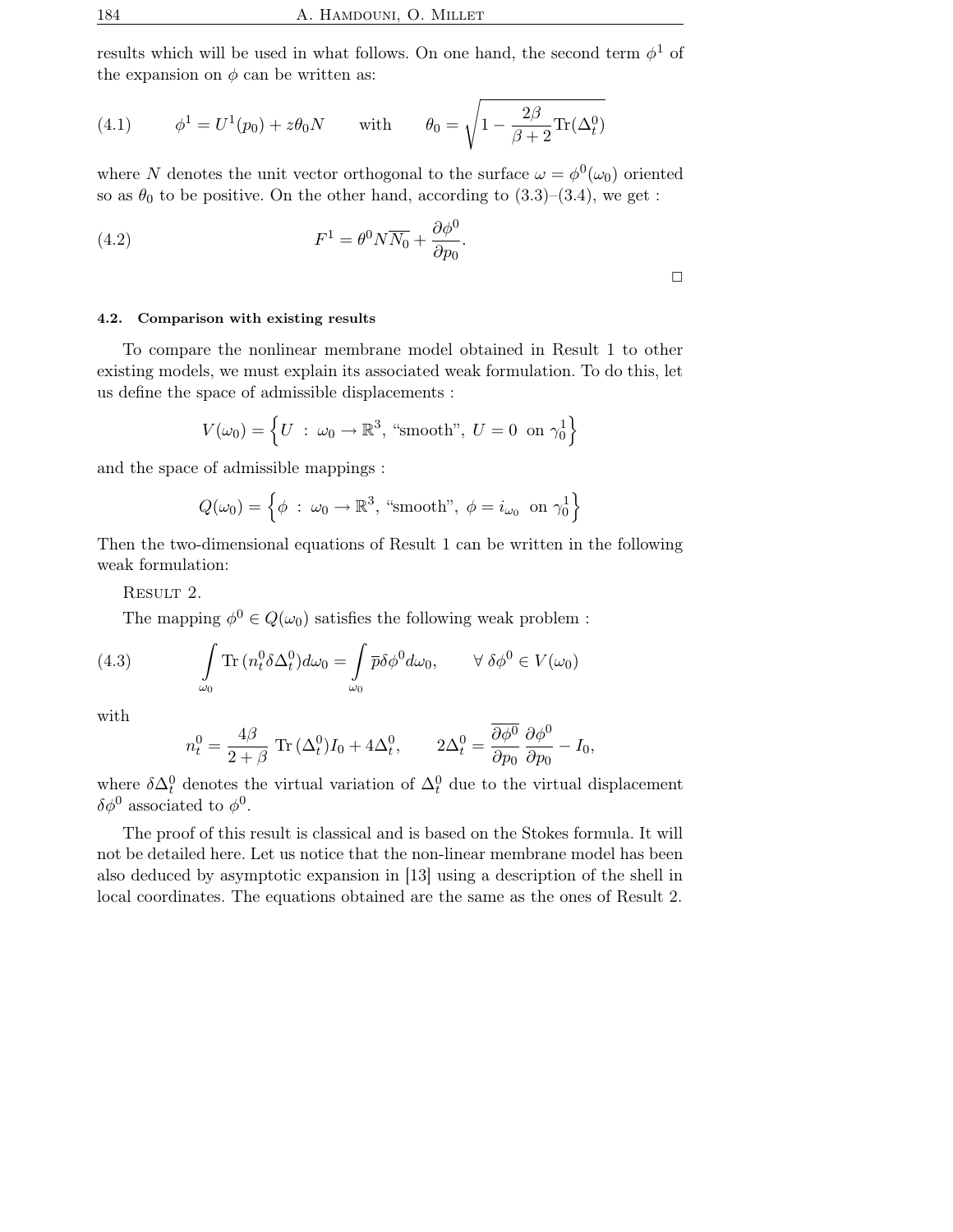results which will be used in what follows. On one hand, the second term $\phi^1$ of the expansion on $\phi$ can be written as:

$$\phi^1 = U^1(p_0) + z\theta_0 N \qquad \text{with} \qquad \theta_0 = \sqrt{1 - \frac{2\beta}{\beta+2}\mathrm{Tr}(\Delta_t^0)} \tag{4.1}$$

where $N$ denotes the unit vector orthogonal to the surface $\omega = \phi^0(\omega_0)$ oriented so as $\theta_0$ to be positive. On the other hand, according to (3.3)–(3.4), we get :

$$F^1 = \theta^0 N \overline{N_0} + \frac{\partial \phi^0}{\partial p_0}. \tag{4.2}$$

□

### 4.2. Comparison with existing results

To compare the nonlinear membrane model obtained in Result 1 to other existing models, we must explain its associated weak formulation. To do this, let us define the space of admissible displacements :

$$V(\omega_0) = \Big\{ U \ : \ \omega_0 \to \mathbb{R}^3, \text{ "smooth"}, \ U = 0 \ \text{ on } \gamma_0^1 \Big\}$$

and the space of admissible mappings :

$$Q(\omega_0) = \Big\{ \phi \ : \ \omega_0 \to \mathbb{R}^3, \text{ "smooth"}, \ \phi = i_{\omega_0} \ \text{ on } \gamma_0^1 \Big\}$$

Then the two-dimensional equations of Result 1 can be written in the following weak formulation:

Result 2.

The mapping $\phi^0 \in Q(\omega_0)$ satisfies the following weak problem :

$$\int_{\omega_0} \mathrm{Tr}\,(n_t^0 \delta\Delta_t^0) d\omega_0 = \int_{\omega_0} \overline{p} \delta\phi^0 d\omega_0, \qquad \forall \ \delta\phi^0 \in V(\omega_0) \tag{4.3}$$

with

$$n_t^0 = \frac{4\beta}{2+\beta}\ \mathrm{Tr}\,(\Delta_t^0) I_0 + 4\Delta_t^0, \qquad 2\Delta_t^0 = \overline{\frac{\partial \phi^0}{\partial p_0}}\, \frac{\partial \phi^0}{\partial p_0} - I_0,$$

where $\delta\Delta_t^0$ denotes the virtual variation of $\Delta_t^0$ due to the virtual displacement $\delta\phi^0$ associated to $\phi^0$.

The proof of this result is classical and is based on the Stokes formula. It will not be detailed here. Let us notice that the non-linear membrane model has been also deduced by asymptotic expansion in [13] using a description of the shell in local coordinates. The equations obtained are the same as the ones of Result 2.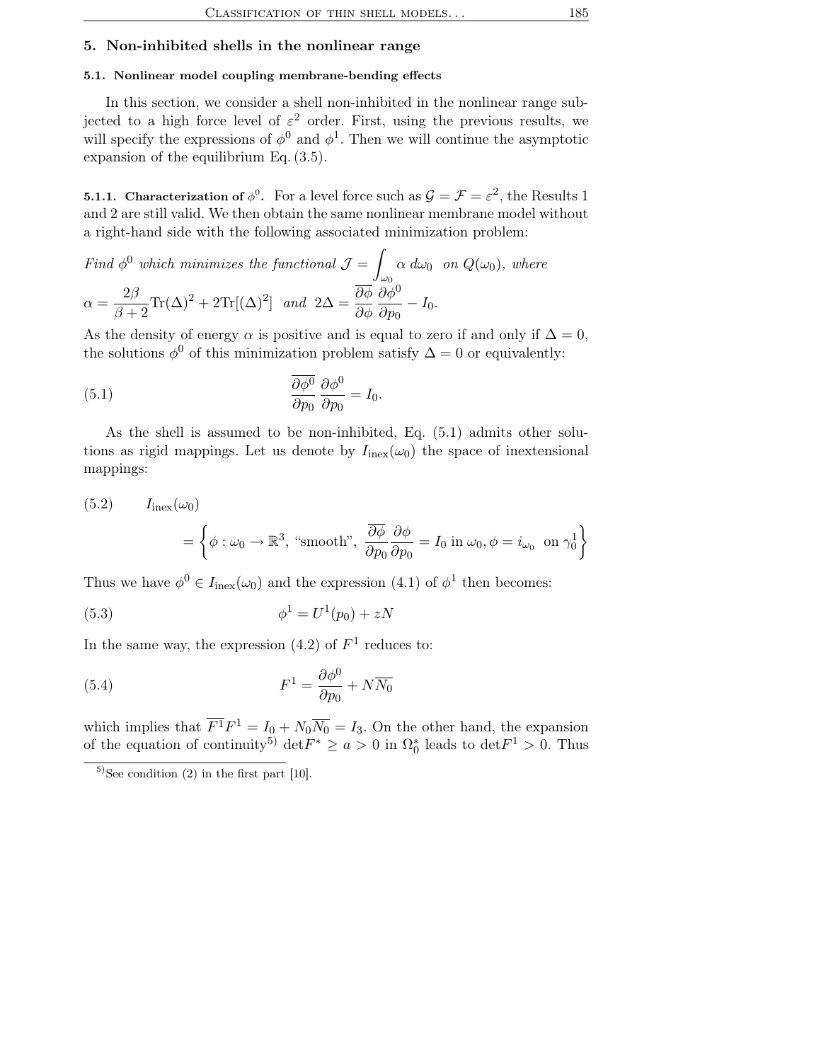## 5. Non-inhibited shells in the nonlinear range

### 5.1. Nonlinear model coupling membrane-bending effects

In this section, we consider a shell non-inhibited in the nonlinear range subjected to a high force level of $\varepsilon^2$ order. First, using the previous results, we will specify the expressions of $\phi^0$ and $\phi^1$. Then we will continue the asymptotic expansion of the equilibrium Eq. (3.5).

**5.1.1. Characterization of $\phi^0$.** For a level force such as $\mathcal{G} = \mathcal{F} = \varepsilon^2$, the Results 1 and 2 are still valid. We then obtain the same nonlinear membrane model without a right-hand side with the following associated minimization problem:

*Find $\phi^0$ which minimizes the functional $\mathcal{J} = \int_{\omega_0} \alpha \, d\omega_0$ on $Q(\omega_0)$, where*
$\alpha = \dfrac{2\beta}{\beta+2}\mathrm{Tr}(\Delta)^2 + 2\mathrm{Tr}[(\Delta)^2]$ *and* $2\Delta = \overline{\dfrac{\partial\phi}{\partial\phi}}\,\dfrac{\partial\phi^0}{\partial p_0} - I_0.$

As the density of energy $\alpha$ is positive and is equal to zero if and only if $\Delta = 0$, the solutions $\phi^0$ of this minimization problem satisfy $\Delta = 0$ or equivalently:

$$\overline{\frac{\partial\phi^0}{\partial p_0}}\,\frac{\partial\phi^0}{\partial p_0} = I_0. \tag{5.1}$$

As the shell is assumed to be non-inhibited, Eq. (5.1) admits other solutions as rigid mappings. Let us denote by $I_{\text{inex}}(\omega_0)$ the space of inextensional mappings:

$$I_{\text{inex}}(\omega_0) = \left\{\phi : \omega_0 \to \mathbb{R}^3,\ \text{“smooth”},\ \overline{\frac{\partial\phi}{\partial p_0}}\,\frac{\partial\phi}{\partial p_0} = I_0 \text{ in } \omega_0, \phi = i_{\omega_0} \text{ on } \gamma_0^1\right\} \tag{5.2}$$

Thus we have $\phi^0 \in I_{\text{inex}}(\omega_0)$ and the expression (4.1) of $\phi^1$ then becomes:

$$\phi^1 = U^1(p_0) + zN \tag{5.3}$$

In the same way, the expression (4.2) of $F^1$ reduces to:

$$F^1 = \frac{\partial\phi^0}{\partial p_0} + N\overline{N_0} \tag{5.4}$$

which implies that $\overline{F^1}F^1 = I_0 + N_0\overline{N_0} = I_3$. On the other hand, the expansion of the equation of continuity[5)] $\det F^* \geq a > 0$ in $\Omega_0^*$ leads to $\det F^1 > 0$. Thus

[5)] See condition (2) in the first part [10].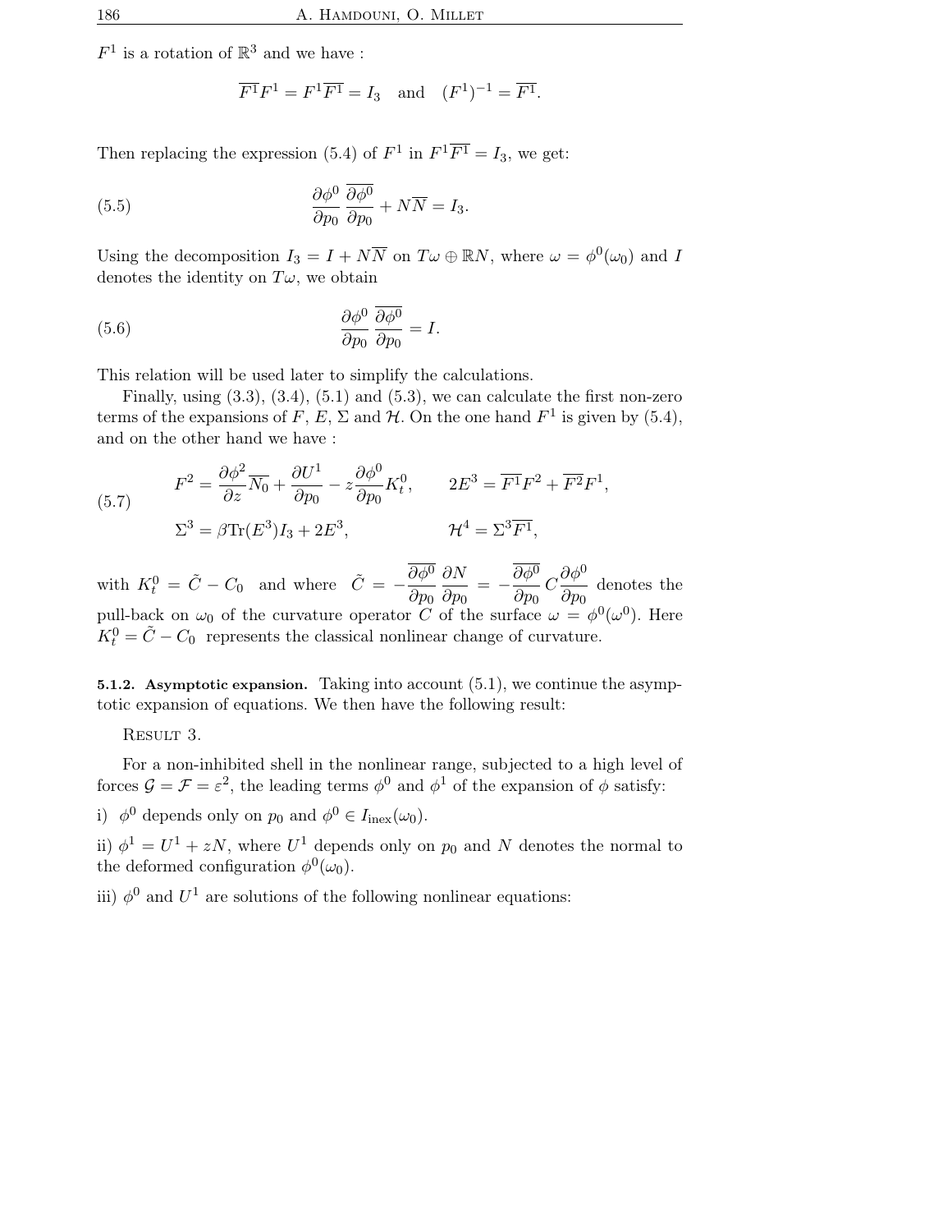$F^1$ is a rotation of $\mathbb{R}^3$ and we have :

$$\overline{F^1}F^1 = F^1\overline{F^1} = I_3 \quad \text{and} \quad (F^1)^{-1} = \overline{F^1}.$$

Then replacing the expression (5.4) of $F^1$ in $F^1\overline{F^1} = I_3$, we get:

$$\frac{\partial \phi^0}{\partial p_0}\,\overline{\frac{\partial \phi^0}{\partial p_0}} + N\overline{N} = I_3. \tag{5.5}$$

Using the decomposition $I_3 = I + N\overline{N}$ on $T\omega \oplus \mathbb{R}N$, where $\omega = \phi^0(\omega_0)$ and $I$ denotes the identity on $T\omega$, we obtain

$$\frac{\partial \phi^0}{\partial p_0}\,\overline{\frac{\partial \phi^0}{\partial p_0}} = I. \tag{5.6}$$

This relation will be used later to simplify the calculations.

Finally, using (3.3), (3.4), (5.1) and (5.3), we can calculate the first non-zero terms of the expansions of $F$, $E$, $\Sigma$ and $\mathcal{H}$. On the one hand $F^1$ is given by (5.4), and on the other hand we have :

$$\begin{aligned}
&F^2 = \frac{\partial \phi^2}{\partial z}\overline{N_0} + \frac{\partial U^1}{\partial p_0} - z\frac{\partial \phi^0}{\partial p_0}K_t^0, \qquad && 2E^3 = \overline{F^1}F^2 + \overline{F^2}F^1, \\
&\Sigma^3 = \beta \mathrm{Tr}(E^3)I_3 + 2E^3, && \mathcal{H}^4 = \Sigma^3\overline{F^1},
\end{aligned} \tag{5.7}$$

with $K_t^0 = \tilde{C} - C_0$ and where $\tilde{C} = -\overline{\dfrac{\partial \phi^0}{\partial p_0}}\,\dfrac{\partial N}{\partial p_0} = -\overline{\dfrac{\partial \phi^0}{\partial p_0}}\,C\dfrac{\partial \phi^0}{\partial p_0}$ denotes the pull-back on $\omega_0$ of the curvature operator $C$ of the surface $\omega = \phi^0(\omega^0)$. Here $K_t^0 = \tilde{C} - C_0$ represents the classical nonlinear change of curvature.

**5.1.2. Asymptotic expansion.** Taking into account (5.1), we continue the asymptotic expansion of equations. We then have the following result:

Result 3.

For a non-inhibited shell in the nonlinear range, subjected to a high level of forces $\mathcal{G} = \mathcal{F} = \varepsilon^2$, the leading terms $\phi^0$ and $\phi^1$ of the expansion of $\phi$ satisfy:

i) $\phi^0$ depends only on $p_0$ and $\phi^0 \in I_{\text{inex}}(\omega_0)$.

ii) $\phi^1 = U^1 + zN$, where $U^1$ depends only on $p_0$ and $N$ denotes the normal to the deformed configuration $\phi^0(\omega_0)$.

iii) $\phi^0$ and $U^1$ are solutions of the following nonlinear equations: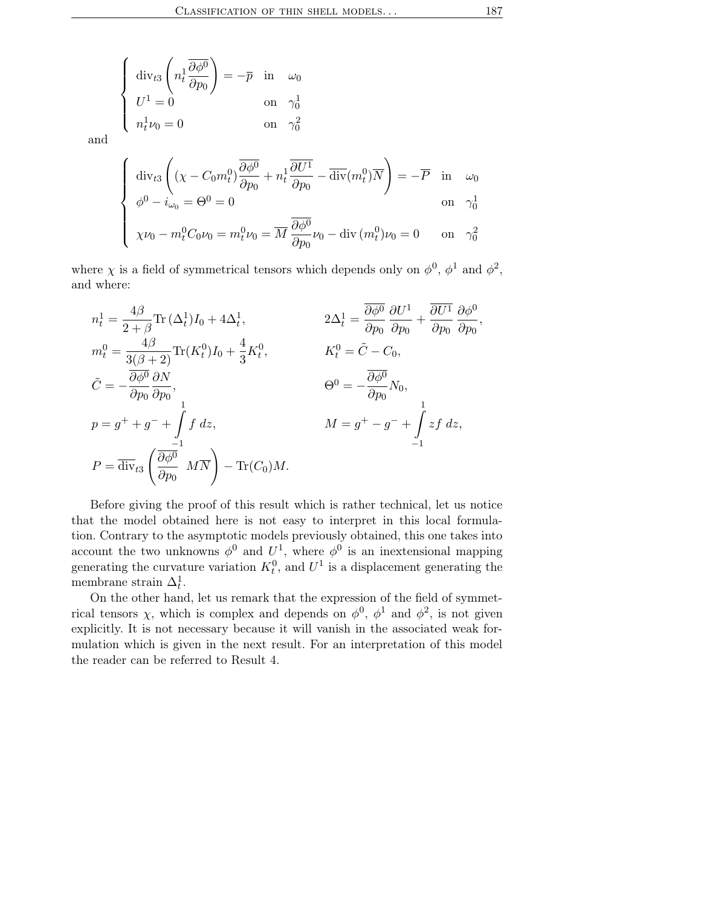$$
\left\{
\begin{array}{ll}
\operatorname{div}_{t3}\left(n_t^1 \dfrac{\overline{\partial \phi^0}}{\partial p_0}\right) = -\overline{p} & \text{in} \quad \omega_0 \\
U^1 = 0 & \text{on} \quad \gamma_0^1 \\
n_t^1 \nu_0 = 0 & \text{on} \quad \gamma_0^2
\end{array}
\right.
$$

and

$$
\left\{
\begin{array}{ll}
\operatorname{div}_{t3}\left((\chi - C_0 m_t^0)\dfrac{\overline{\partial \phi^0}}{\partial p_0} + n_t^1 \dfrac{\overline{\partial U^1}}{\partial p_0} - \overline{\operatorname{div}}(m_t^0)\overline{N}\right) = -\overline{P} & \text{in} \quad \omega_0 \\
\phi^0 - i_{\omega_0} = \Theta^0 = 0 & \text{on} \quad \gamma_0^1 \\
\chi \nu_0 - m_t^0 C_0 \nu_0 = m_t^0 \nu_0 = \overline{M}\, \dfrac{\overline{\partial \phi^0}}{\partial p_0} \nu_0 - \operatorname{div}(m_t^0)\nu_0 = 0 & \text{on} \quad \gamma_0^2
\end{array}
\right.
$$

where $\chi$ is a field of symmetrical tensors which depends only on $\phi^0$, $\phi^1$ and $\phi^2$, and where:

$$
n_t^1 = \frac{4\beta}{2+\beta}\operatorname{Tr}(\Delta_t^1) I_0 + 4\Delta_t^1, \qquad 2\Delta_t^1 = \frac{\overline{\partial \phi^0}}{\partial p_0}\frac{\partial U^1}{\partial p_0} + \frac{\overline{\partial U^1}}{\partial p_0}\frac{\partial \phi^0}{\partial p_0},
$$

$$
m_t^0 = \frac{4\beta}{3(\beta+2)}\operatorname{Tr}(K_t^0) I_0 + \frac{4}{3}K_t^0, \qquad K_t^0 = \tilde{C} - C_0,
$$

$$
\tilde{C} = -\frac{\overline{\partial \phi^0}}{\partial p_0}\frac{\partial N}{\partial p_0}, \qquad \Theta^0 = -\frac{\overline{\partial \phi^0}}{\partial p_0} N_0,
$$

$$
p = g^+ + g^- + \int_{-1}^{1} f \, dz, \qquad M = g^+ - g^- + \int_{-1}^{1} z f \, dz,
$$

$$
P = \overline{\operatorname{div}}_{t3}\left(\frac{\overline{\partial \phi^0}}{\partial p_0}\; M\overline{N}\right) - \operatorname{Tr}(C_0) M.
$$

Before giving the proof of this result which is rather technical, let us notice that the model obtained here is not easy to interpret in this local formulation. Contrary to the asymptotic models previously obtained, this one takes into account the two unknowns $\phi^0$ and $U^1$, where $\phi^0$ is an inextensional mapping generating the curvature variation $K_t^0$, and $U^1$ is a displacement generating the membrane strain $\Delta_t^1$.

On the other hand, let us remark that the expression of the field of symmetrical tensors $\chi$, which is complex and depends on $\phi^0$, $\phi^1$ and $\phi^2$, is not given explicitly. It is not necessary because it will vanish in the associated weak formulation which is given in the next result. For an interpretation of this model the reader can be referred to Result 4.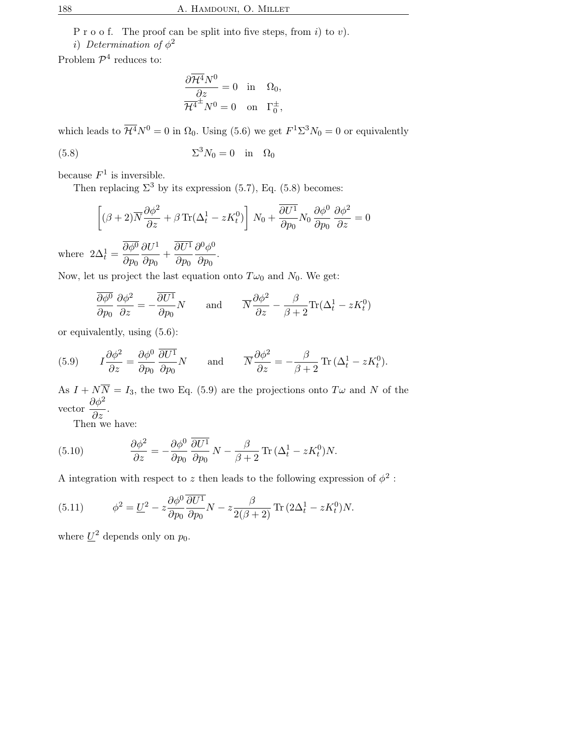P r o o f. The proof can be split into five steps, from *i*) to *v*).

*i*) *Determination of* $\phi^2$

Problem $\mathcal{P}^4$ reduces to:

$$\frac{\partial \overline{\mathcal{H}^4} N^0}{\partial z} = 0 \quad \text{in} \quad \Omega_0,$$
$$\overline{\mathcal{H}^4}^{\pm} N^0 = 0 \quad \text{on} \quad \Gamma_0^{\pm},$$

which leads to $\overline{\mathcal{H}^4} N^0 = 0$ in $\Omega_0$. Using (5.6) we get $F^1 \Sigma^3 N_0 = 0$ or equivalently

$$\Sigma^3 N_0 = 0 \quad \text{in} \quad \Omega_0 \tag{5.8}$$

because $F^1$ is inversible.

Then replacing $\Sigma^3$ by its expression (5.7), Eq. (5.8) becomes:

$$\left[(\beta+2)\overline{N}\frac{\partial \phi^2}{\partial z} + \beta \operatorname{Tr}(\Delta_t^1 - zK_t^0)\right] N_0 + \frac{\overline{\partial U^1}}{\partial p_0} N_0 \frac{\partial \phi^0}{\partial p_0} \frac{\partial \phi^2}{\partial z} = 0$$

where $2\Delta_t^1 = \dfrac{\overline{\partial \phi^0}}{\partial p_0}\dfrac{\partial U^1}{\partial p_0} + \dfrac{\overline{\partial U^1}}{\partial p_0}\dfrac{\partial^0 \phi^0}{\partial p_0}$.

Now, let us project the last equation onto $T\omega_0$ and $N_0$. We get:

$$\frac{\overline{\partial \phi^0}}{\partial p_0}\frac{\partial \phi^2}{\partial z} = -\frac{\overline{\partial U^1}}{\partial p_0} N \qquad \text{and} \qquad \overline{N}\frac{\partial \phi^2}{\partial z} - \frac{\beta}{\beta+2}\operatorname{Tr}(\Delta_t^1 - zK_t^0)$$

or equivalently, using (5.6):

$$I\frac{\partial \phi^2}{\partial z} = \frac{\partial \phi^0}{\partial p_0}\frac{\overline{\partial U^1}}{\partial p_0} N \qquad \text{and} \qquad \overline{N}\frac{\partial \phi^2}{\partial z} = -\frac{\beta}{\beta+2}\operatorname{Tr}(\Delta_t^1 - zK_t^0). \tag{5.9}$$

As $I + N\overline{N} = I_3$, the two Eq. (5.9) are the projections onto $T\omega$ and $N$ of the vector $\dfrac{\partial \phi^2}{\partial z}$.

Then we have:

$$\frac{\partial \phi^2}{\partial z} = -\frac{\partial \phi^0}{\partial p_0}\frac{\overline{\partial U^1}}{\partial p_0} N - \frac{\beta}{\beta+2}\operatorname{Tr}(\Delta_t^1 - zK_t^0) N. \tag{5.10}$$

A integration with respect to $z$ then leads to the following expression of $\phi^2$ :

$$\phi^2 = \underline{U}^2 - z\frac{\partial \phi^0}{\partial p_0}\frac{\overline{\partial U^1}}{\partial p_0} N - z\frac{\beta}{2(\beta+2)}\operatorname{Tr}(2\Delta_t^1 - zK_t^0) N. \tag{5.11}$$

where $\underline{U}^2$ depends only on $p_0$.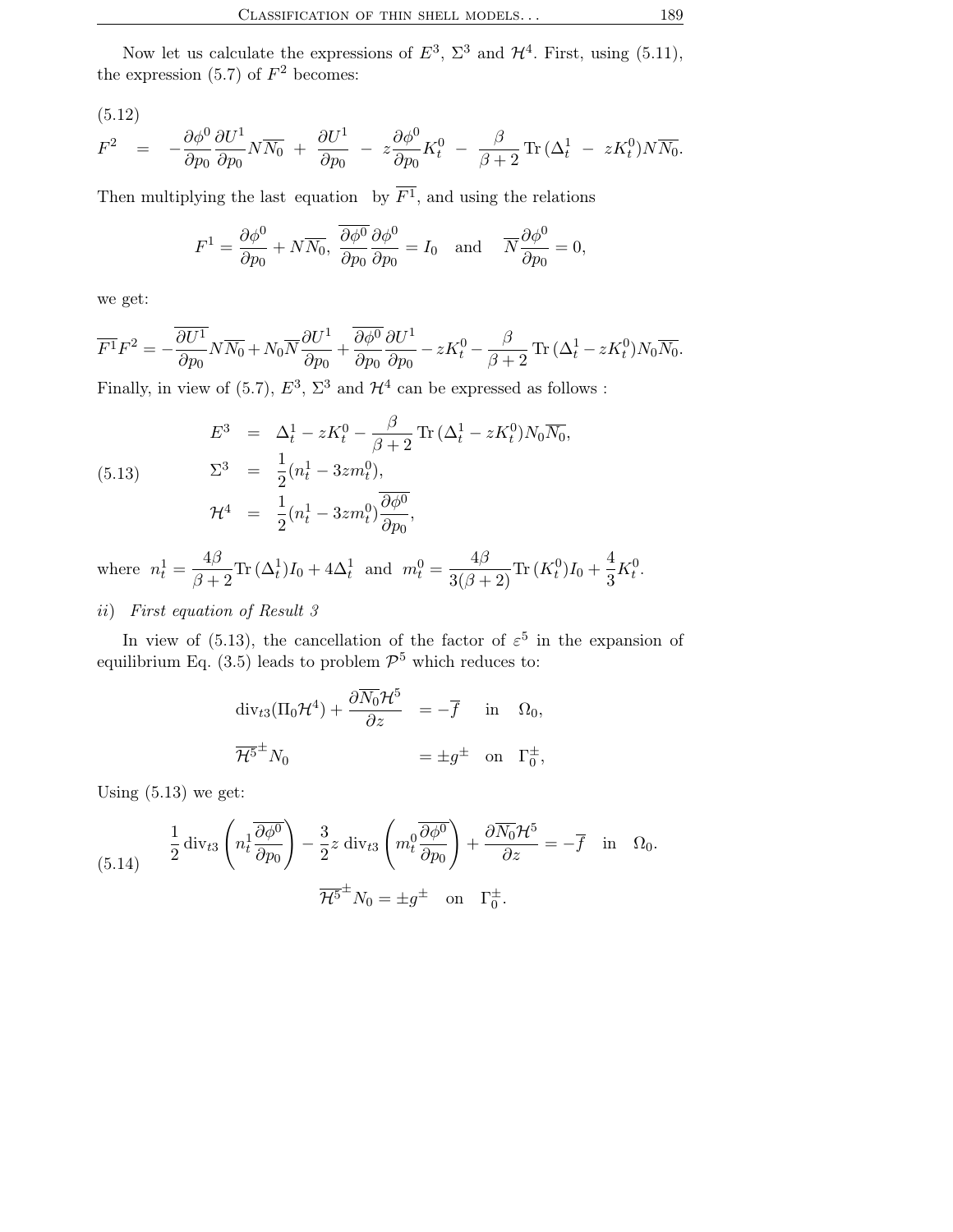Now let us calculate the expressions of $E^3$, $\Sigma^3$ and $\mathcal{H}^4$. First, using (5.11), the expression (5.7) of $F^2$ becomes:

$$
F^2 = -\frac{\partial \phi^0}{\partial p_0}\frac{\partial U^1}{\partial p_0}N\overline{N_0} + \frac{\partial U^1}{\partial p_0} - z\frac{\partial \phi^0}{\partial p_0}K_t^0 - \frac{\beta}{\beta+2}\operatorname{Tr}(\Delta_t^1 - zK_t^0)N\overline{N_0}. \tag{5.12}
$$

Then multiplying the last equation by $\overline{F^1}$, and using the relations

$$
F^1 = \frac{\partial \phi^0}{\partial p_0} + N\overline{N_0},\ \overline{\frac{\partial \phi^0}{\partial p_0}}\frac{\partial \phi^0}{\partial p_0} = I_0 \quad \text{and} \quad \overline{N}\frac{\partial \phi^0}{\partial p_0} = 0,
$$

we get:

$$
\overline{F^1}F^2 = -\overline{\frac{\partial U^1}{\partial p_0}}N\overline{N_0} + N_0\overline{N}\frac{\partial U^1}{\partial p_0} + \overline{\frac{\partial \phi^0}{\partial p_0}}\frac{\partial U^1}{\partial p_0} - zK_t^0 - \frac{\beta}{\beta+2}\operatorname{Tr}(\Delta_t^1 - zK_t^0)N_0\overline{N_0}.
$$

Finally, in view of (5.7), $E^3$, $\Sigma^3$ and $\mathcal{H}^4$ can be expressed as follows :

$$
\begin{aligned}
E^3 &= \Delta_t^1 - zK_t^0 - \frac{\beta}{\beta+2}\operatorname{Tr}(\Delta_t^1 - zK_t^0)N_0\overline{N_0},\\
\Sigma^3 &= \frac{1}{2}(n_t^1 - 3zm_t^0),\\
\mathcal{H}^4 &= \frac{1}{2}(n_t^1 - 3zm_t^0)\overline{\frac{\partial \phi^0}{\partial p_0}},
\end{aligned} \tag{5.13}
$$

where $n_t^1 = \dfrac{4\beta}{\beta+2}\operatorname{Tr}(\Delta_t^1)I_0 + 4\Delta_t^1$ and $m_t^0 = \dfrac{4\beta}{3(\beta+2)}\operatorname{Tr}(K_t^0)I_0 + \dfrac{4}{3}K_t^0$.

*ii) First equation of Result 3*

In view of (5.13), the cancellation of the factor of $\varepsilon^5$ in the expansion of equilibrium Eq. (3.5) leads to problem $\mathcal{P}^5$ which reduces to:

$$
\begin{aligned}
\operatorname{div}_{t3}(\Pi_0\mathcal{H}^4) + \frac{\partial \overline{N_0}\mathcal{H}^5}{\partial z} &= -\overline{f} \quad \text{in} \quad \Omega_0,\\
\overline{\mathcal{H}^5}^{\pm}N_0 &= \pm g^{\pm} \quad \text{on} \quad \Gamma_0^{\pm},
\end{aligned}
$$

Using (5.13) we get:

$$
\begin{aligned}
&\frac{1}{2}\operatorname{div}_{t3}\left(n_t^1\overline{\frac{\partial \phi^0}{\partial p_0}}\right) - \frac{3}{2}z\operatorname{div}_{t3}\left(m_t^0\overline{\frac{\partial \phi^0}{\partial p_0}}\right) + \frac{\partial \overline{N_0}\mathcal{H}^5}{\partial z} = -\overline{f} \quad \text{in} \quad \Omega_0.\\
&\overline{\mathcal{H}^5}^{\pm}N_0 = \pm g^{\pm} \quad \text{on} \quad \Gamma_0^{\pm}.
\end{aligned} \tag{5.14}
$$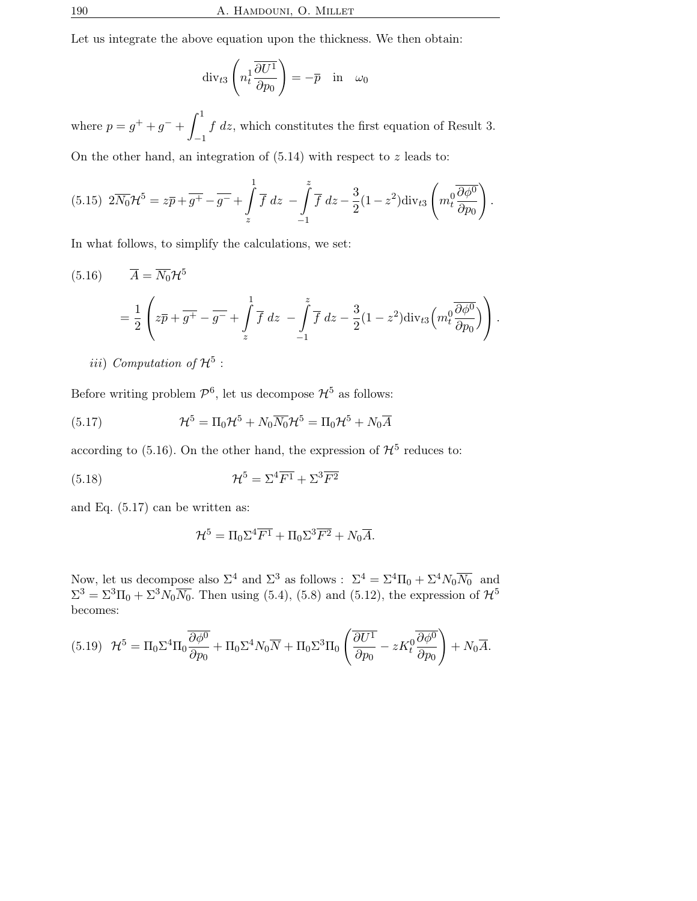Let us integrate the above equation upon the thickness. We then obtain:

$$\operatorname{div}_{t3}\left(n_t^1 \frac{\overline{\partial U^1}}{\partial p_0}\right) = -\overline{p} \quad \text{in} \quad \omega_0$$

where $p = g^+ + g^- + \int_{-1}^{1} f\, dz$, which constitutes the first equation of Result 3.

On the other hand, an integration of (5.14) with respect to $z$ leads to:

$$(5.15)\quad 2\overline{N_0}\mathcal{H}^5 = z\overline{p} + \overline{g^+} - \overline{g^-} + \int_z^1 \overline{f}\, dz - \int_{-1}^{z} \overline{f}\, dz - \frac{3}{2}(1-z^2)\operatorname{div}_{t3}\left(m_t^0 \frac{\overline{\partial \phi^0}}{\partial p_0}\right).$$

In what follows, to simplify the calculations, we set:

$$(5.16)\quad \begin{aligned} \overline{A} &= \overline{N_0}\mathcal{H}^5 \\ &= \frac{1}{2}\left(z\overline{p} + \overline{g^+} - \overline{g^-} + \int_z^1 \overline{f}\, dz - \int_{-1}^{z} \overline{f}\, dz - \frac{3}{2}(1-z^2)\operatorname{div}_{t3}\left(m_t^0 \frac{\overline{\partial \phi^0}}{\partial p_0}\right)\right). \end{aligned}$$

*iii) Computation of* $\mathcal{H}^5$ :

Before writing problem $\mathcal{P}^6$, let us decompose $\mathcal{H}^5$ as follows:

$$(5.17)\qquad \mathcal{H}^5 = \Pi_0\mathcal{H}^5 + N_0\overline{N_0}\mathcal{H}^5 = \Pi_0\mathcal{H}^5 + N_0\overline{A}$$

according to (5.16). On the other hand, the expression of $\mathcal{H}^5$ reduces to:

$$(5.18)\qquad \mathcal{H}^5 = \Sigma^4\overline{F^1} + \Sigma^3\overline{F^2}$$

and Eq. (5.17) can be written as:

$$\mathcal{H}^5 = \Pi_0\Sigma^4\overline{F^1} + \Pi_0\Sigma^3\overline{F^2} + N_0\overline{A}.$$

Now, let us decompose also $\Sigma^4$ and $\Sigma^3$ as follows : $\Sigma^4 = \Sigma^4\Pi_0 + \Sigma^4 N_0\overline{N_0}$ and $\Sigma^3 = \Sigma^3\Pi_0 + \Sigma^3 N_0\overline{N_0}$. Then using (5.4), (5.8) and (5.12), the expression of $\mathcal{H}^5$ becomes:

$$(5.19)\quad \mathcal{H}^5 = \Pi_0\Sigma^4\Pi_0\frac{\overline{\partial\phi^0}}{\partial p_0} + \Pi_0\Sigma^4 N_0\overline{N} + \Pi_0\Sigma^3\Pi_0\left(\frac{\overline{\partial U^1}}{\partial p_0} - zK_t^0\frac{\overline{\partial\phi^0}}{\partial p_0}\right) + N_0\overline{A}.$$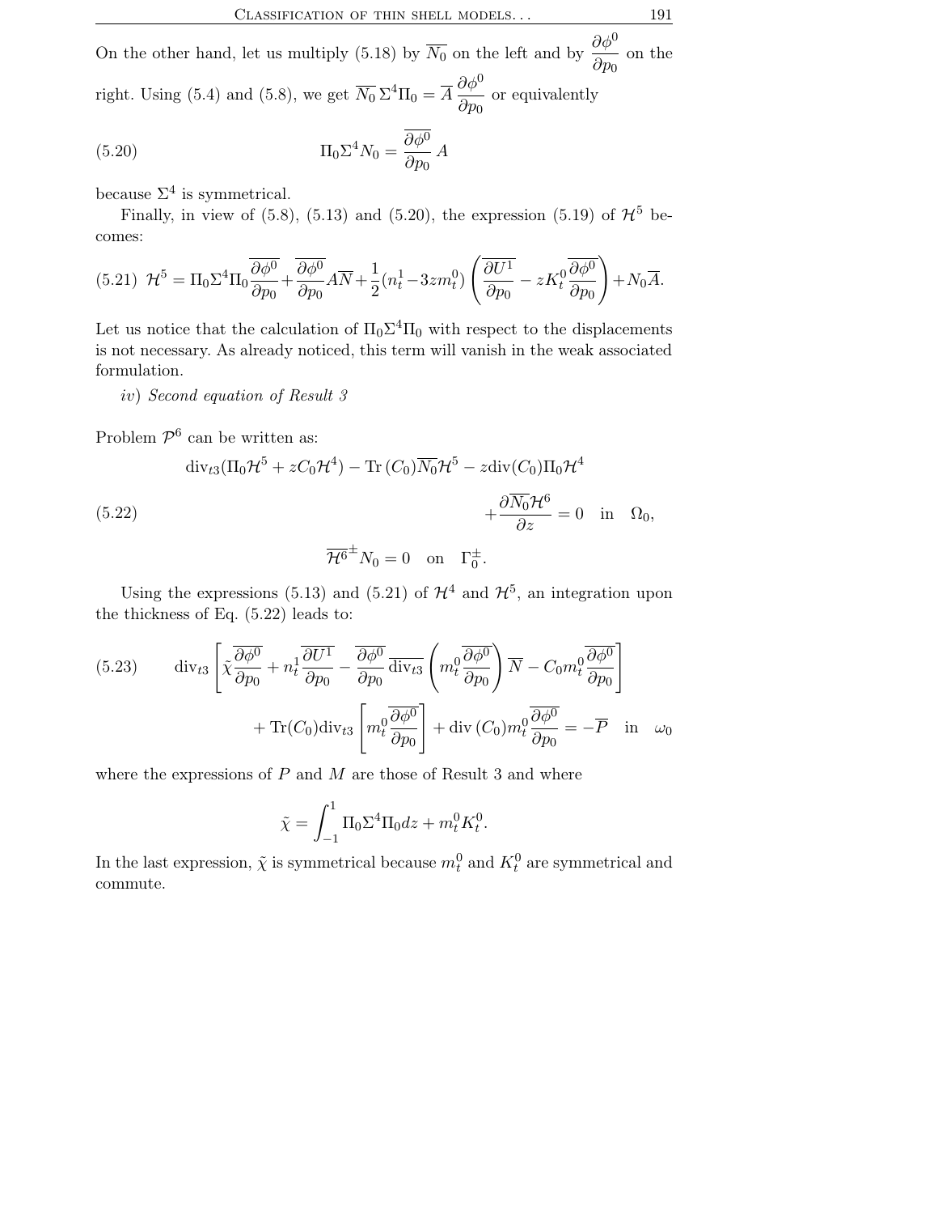On the other hand, let us multiply (5.18) by $\overline{N_0}$ on the left and by $\dfrac{\partial \phi^0}{\partial p_0}$ on the right. Using (5.4) and (5.8), we get $\overline{N_0}\,\Sigma^4\Pi_0 = \overline{A}\,\dfrac{\partial \phi^0}{\partial p_0}$ or equivalently

$$
\Pi_0 \Sigma^4 N_0 = \overline{\frac{\partial \phi^0}{\partial p_0}}\, A \tag{5.20}
$$

because $\Sigma^4$ is symmetrical.

Finally, in view of (5.8), (5.13) and (5.20), the expression (5.19) of $\mathcal{H}^5$ becomes:

$$
\mathcal{H}^5 = \Pi_0\Sigma^4\Pi_0 \overline{\frac{\partial \phi^0}{\partial p_0}} + \overline{\frac{\partial \phi^0}{\partial p_0}} A \overline{N} + \frac{1}{2}(n_t^1 - 3zm_t^0)\left(\overline{\frac{\partial U^1}{\partial p_0}} - zK_t^0 \overline{\frac{\partial \phi^0}{\partial p_0}}\right) + N_0\overline{A}. \tag{5.21}
$$

Let us notice that the calculation of $\Pi_0\Sigma^4\Pi_0$ with respect to the displacements is not necessary. As already noticed, this term will vanish in the weak associated formulation.

*iv) Second equation of Result 3*

Problem $\mathcal{P}^6$ can be written as:

$$
\begin{aligned}
&\operatorname{div}_{t3}(\Pi_0\mathcal{H}^5 + zC_0\mathcal{H}^4) - \operatorname{Tr}(C_0)\overline{N_0}\mathcal{H}^5 - z\operatorname{div}(C_0)\Pi_0\mathcal{H}^4 \\
&\qquad\qquad + \frac{\partial \overline{N_0}\mathcal{H}^6}{\partial z} = 0 \quad \text{in} \quad \Omega_0, \\
&\qquad \overline{\mathcal{H}^6}^{\pm} N_0 = 0 \quad \text{on} \quad \Gamma_0^{\pm}.
\end{aligned} \tag{5.22}
$$

Using the expressions (5.13) and (5.21) of $\mathcal{H}^4$ and $\mathcal{H}^5$, an integration upon the thickness of Eq. (5.22) leads to:

$$
\begin{aligned}
&\operatorname{div}_{t3}\left[\tilde{\chi}\overline{\frac{\partial \phi^0}{\partial p_0}} + n_t^1\overline{\frac{\partial U^1}{\partial p_0}} - \overline{\frac{\partial \phi^0}{\partial p_0}}\,\overline{\operatorname{div}_{t3}\left(m_t^0\overline{\frac{\partial \phi^0}{\partial p_0}}\right)}\,\overline{N} - C_0 m_t^0\overline{\frac{\partial \phi^0}{\partial p_0}}\right] \\
&\qquad + \operatorname{Tr}(C_0)\operatorname{div}_{t3}\left[m_t^0\overline{\frac{\partial \phi^0}{\partial p_0}}\right] + \operatorname{div}(C_0) m_t^0\overline{\frac{\partial \phi^0}{\partial p_0}} = -\overline{P} \quad \text{in} \quad \omega_0
\end{aligned} \tag{5.23}
$$

where the expressions of $P$ and $M$ are those of Result 3 and where

$$
\tilde{\chi} = \int_{-1}^{1} \Pi_0\Sigma^4\Pi_0 dz + m_t^0 K_t^0.
$$

In the last expression, $\tilde{\chi}$ is symmetrical because $m_t^0$ and $K_t^0$ are symmetrical and commute.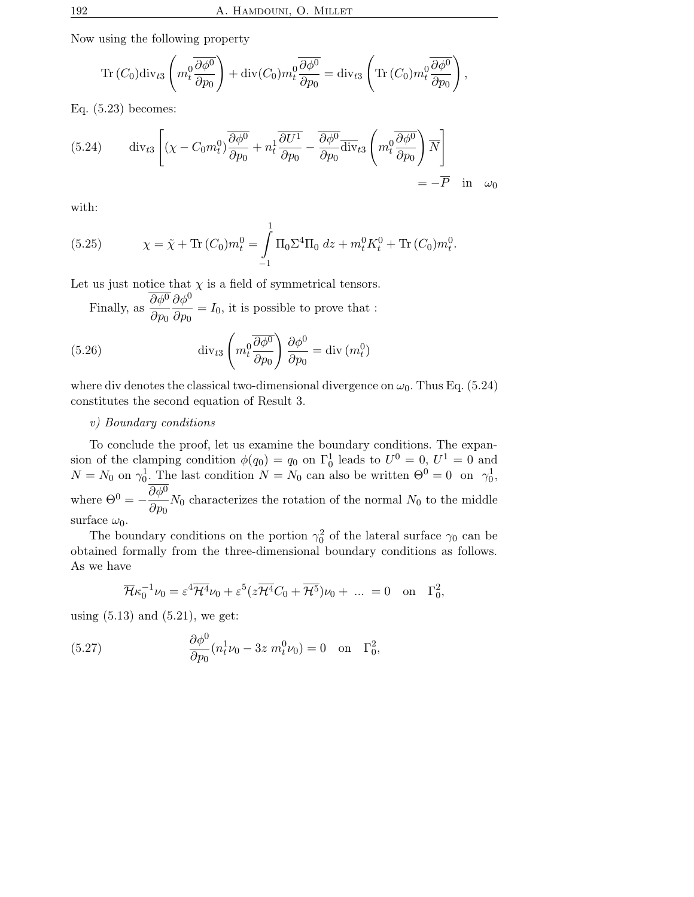Now using the following property

$$\operatorname{Tr}(C_0)\operatorname{div}_{t3}\left(m_t^0\overline{\frac{\partial\phi^0}{\partial p_0}}\right) + \operatorname{div}(C_0)m_t^0\overline{\frac{\partial\phi^0}{\partial p_0}} = \operatorname{div}_{t3}\left(\operatorname{Tr}(C_0)m_t^0\overline{\frac{\partial\phi^0}{\partial p_0}}\right),$$

Eq. (5.23) becomes:

$$\operatorname{div}_{t3}\left[(\chi - C_0 m_t^0)\overline{\frac{\partial\phi^0}{\partial p_0}} + n_t^1\overline{\frac{\partial U^1}{\partial p_0}} - \overline{\frac{\partial\phi^0}{\partial p_0}}\,\overline{\operatorname{div}_{t3}}\left(m_t^0\overline{\frac{\partial\phi^0}{\partial p_0}}\right)\overline{N}\right] = -\overline{P} \quad \text{in} \quad \omega_0 \tag{5.24}$$

with:

$$\chi = \tilde{\chi} + \operatorname{Tr}(C_0)m_t^0 = \int_{-1}^{1}\Pi_0\Sigma^4\Pi_0\,dz + m_t^0 K_t^0 + \operatorname{Tr}(C_0)m_t^0. \tag{5.25}$$

Let us just notice that $\chi$ is a field of symmetrical tensors.

Finally, as $\overline{\dfrac{\partial\phi^0}{\partial p_0}}\dfrac{\partial\phi^0}{\partial p_0} = I_0$, it is possible to prove that :

$$\operatorname{div}_{t3}\left(m_t^0\overline{\frac{\partial\phi^0}{\partial p_0}}\right)\frac{\partial\phi^0}{\partial p_0} = \operatorname{div}(m_t^0) \tag{5.26}$$

where div denotes the classical two-dimensional divergence on $\omega_0$. Thus Eq. (5.24) constitutes the second equation of Result 3.

*v) Boundary conditions*

To conclude the proof, let us examine the boundary conditions. The expansion of the clamping condition $\phi(q_0) = q_0$ on $\Gamma_0^1$ leads to $U^0 = 0$, $U^1 = 0$ and $N = N_0$ on $\gamma_0^1$. The last condition $N = N_0$ can also be written $\Theta^0 = 0$ on $\gamma_0^1$, where $\Theta^0 = -\overline{\dfrac{\partial\phi^0}{\partial p_0}}N_0$ characterizes the rotation of the normal $N_0$ to the middle surface $\omega_0$.

The boundary conditions on the portion $\gamma_0^2$ of the lateral surface $\gamma_0$ can be obtained formally from the three-dimensional boundary conditions as follows. As we have

$$\overline{\mathcal{H}}\kappa_0^{-1}\nu_0 = \varepsilon^4\overline{\mathcal{H}^4}\nu_0 + \varepsilon^5(z\overline{\mathcal{H}^4}C_0 + \overline{\mathcal{H}^5})\nu_0 + \ \ldots \ = 0 \quad \text{on} \quad \Gamma_0^2,$$

using (5.13) and (5.21), we get:

$$\frac{\partial\phi^0}{\partial p_0}(n_t^1\nu_0 - 3z\ m_t^0\nu_0) = 0 \quad \text{on} \quad \Gamma_0^2, \tag{5.27}$$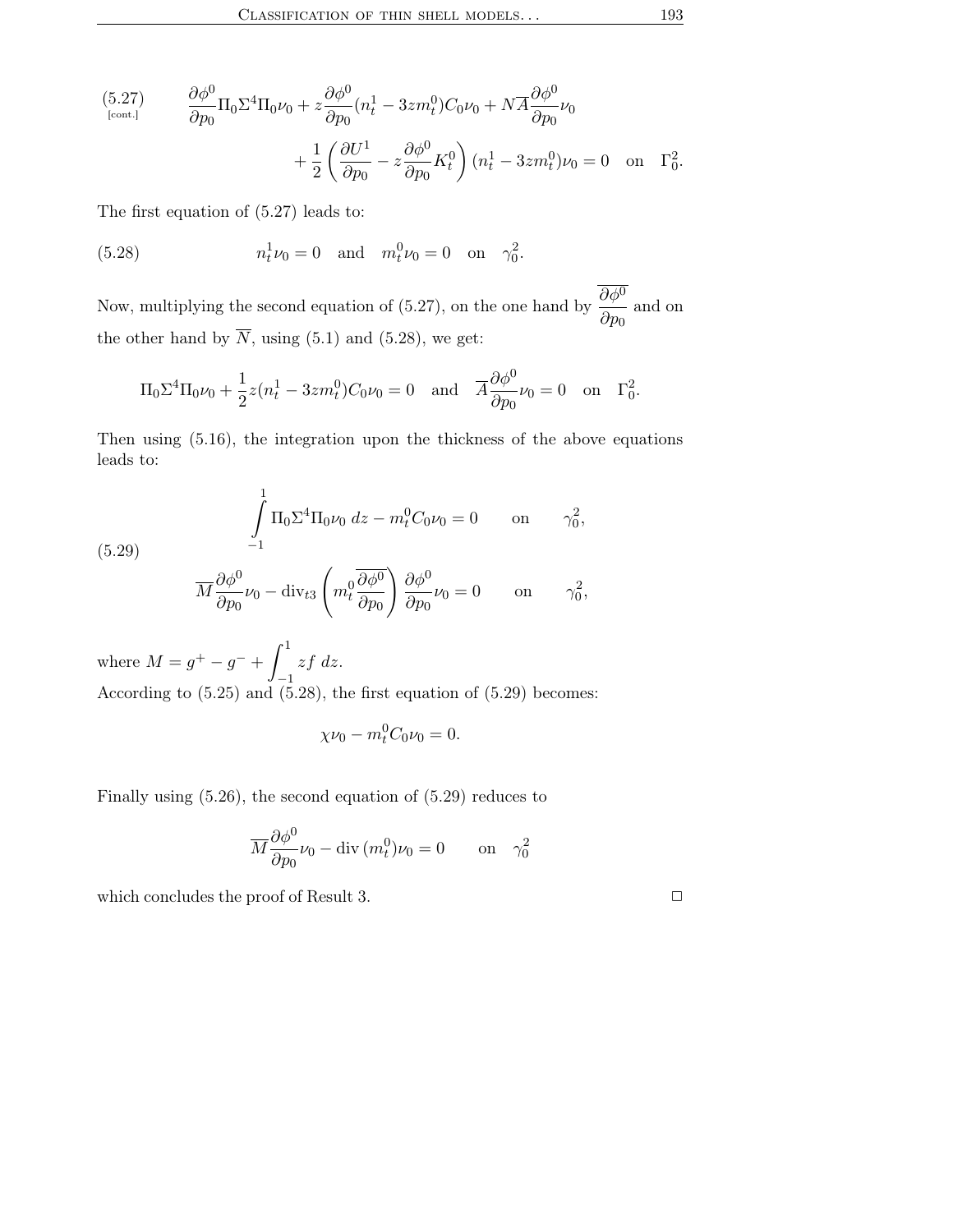$$
\text{(5.27) [cont.]} \qquad \frac{\partial \phi^0}{\partial p_0} \Pi_0 \Sigma^4 \Pi_0 \nu_0 + z \frac{\partial \phi^0}{\partial p_0} (n_t^1 - 3 z m_t^0) C_0 \nu_0 + N \overline{A} \frac{\partial \phi^0}{\partial p_0} \nu_0
$$

$$
+ \frac{1}{2} \left( \frac{\partial U^1}{\partial p_0} - z \frac{\partial \phi^0}{\partial p_0} K_t^0 \right) (n_t^1 - 3 z m_t^0) \nu_0 = 0 \quad \text{on} \quad \Gamma_0^2.
$$

The first equation of (5.27) leads to:

$$
n_t^1 \nu_0 = 0 \quad \text{and} \quad m_t^0 \nu_0 = 0 \quad \text{on} \quad \gamma_0^2. \tag{5.28}
$$

Now, multiplying the second equation of (5.27), on the one hand by $\overline{\dfrac{\partial \phi^0}{\partial p_0}}$ and on the other hand by $\overline{N}$, using (5.1) and (5.28), we get:

$$
\Pi_0 \Sigma^4 \Pi_0 \nu_0 + \frac{1}{2} z (n_t^1 - 3 z m_t^0) C_0 \nu_0 = 0 \quad \text{and} \quad \overline{A} \frac{\partial \phi^0}{\partial p_0} \nu_0 = 0 \quad \text{on} \quad \Gamma_0^2.
$$

Then using (5.16), the integration upon the thickness of the above equations leads to:

$$
\text{(5.29)} \qquad
\begin{aligned}
&\int_{-1}^{1} \Pi_0 \Sigma^4 \Pi_0 \nu_0 \, dz - m_t^0 C_0 \nu_0 = 0 \qquad \text{on} \qquad \gamma_0^2, \\
&\overline{M} \frac{\partial \phi^0}{\partial p_0} \nu_0 - \operatorname{div}_{t3} \left( m_t^0 \overline{\frac{\partial \phi^0}{\partial p_0}} \right) \frac{\partial \phi^0}{\partial p_0} \nu_0 = 0 \qquad \text{on} \qquad \gamma_0^2,
\end{aligned}
$$

where $M = g^+ - g^- + \displaystyle\int_{-1}^{1} z f \, dz$.

According to (5.25) and (5.28), the first equation of (5.29) becomes:

$$
\chi \nu_0 - m_t^0 C_0 \nu_0 = 0.
$$

Finally using (5.26), the second equation of (5.29) reduces to

$$
\overline{M} \frac{\partial \phi^0}{\partial p_0} \nu_0 - \operatorname{div} (m_t^0) \nu_0 = 0 \qquad \text{on} \quad \gamma_0^2
$$

which concludes the proof of Result 3. □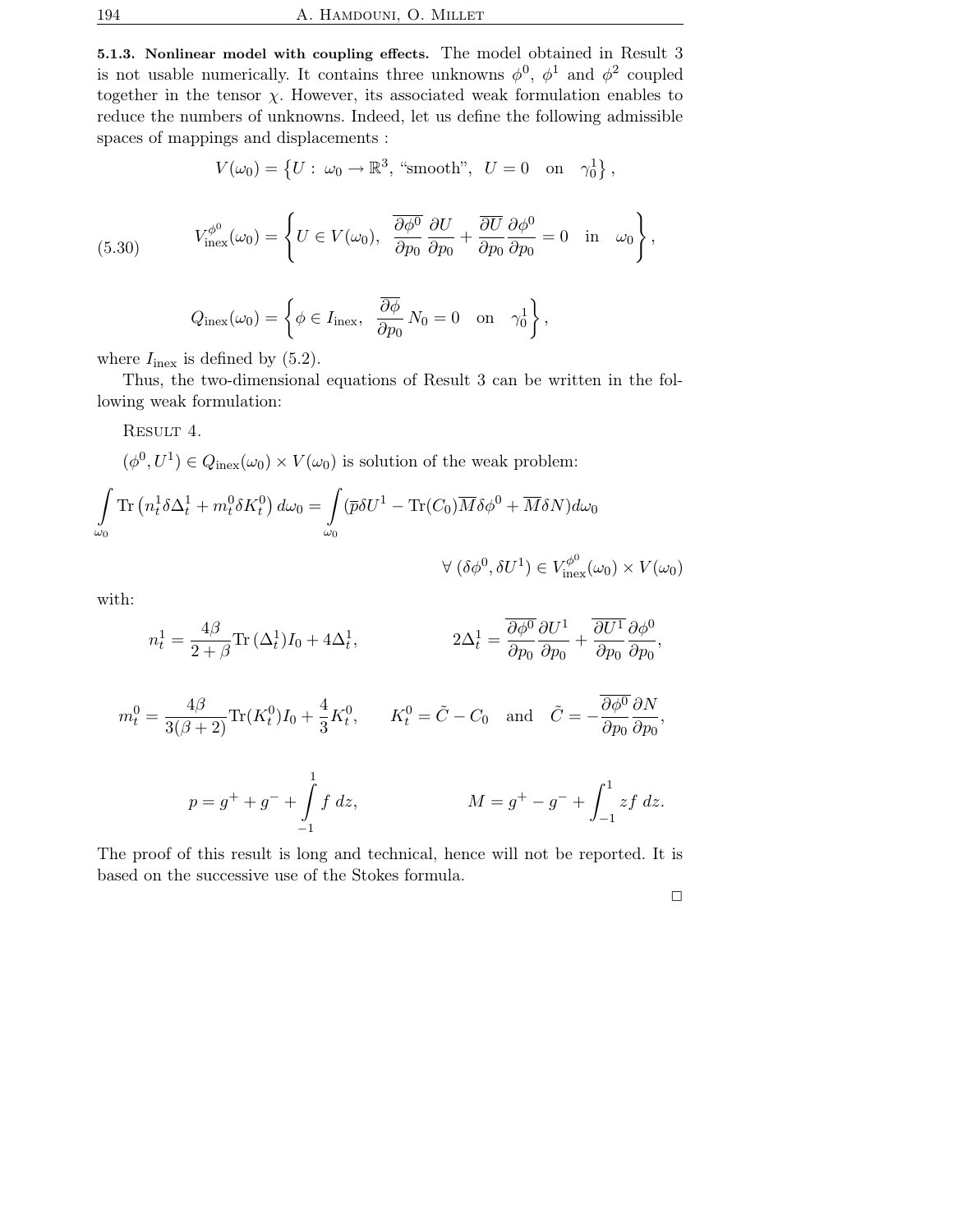**5.1.3. Nonlinear model with coupling effects.** The model obtained in Result 3 is not usable numerically. It contains three unknowns $\phi^0$, $\phi^1$ and $\phi^2$ coupled together in the tensor $\chi$. However, its associated weak formulation enables to reduce the numbers of unknowns. Indeed, let us define the following admissible spaces of mappings and displacements :

$$V(\omega_0) = \left\{ U : \omega_0 \to \mathbb{R}^3, \text{ "smooth"}, \quad U = 0 \quad \text{on} \quad \gamma_0^1 \right\},$$

$$V_{\text{inex}}^{\phi^0}(\omega_0) = \left\{ U \in V(\omega_0), \; \overline{\frac{\partial \phi^0}{\partial p_0}}\,\frac{\partial U}{\partial p_0} + \overline{\frac{\partial U}{\partial p_0}}\,\frac{\partial \phi^0}{\partial p_0} = 0 \quad \text{in} \quad \omega_0 \right\}, \tag{5.30}$$

$$Q_{\text{inex}}(\omega_0) = \left\{ \phi \in I_{\text{inex}}, \; \overline{\frac{\partial \phi}{\partial p_0}}\, N_0 = 0 \quad \text{on} \quad \gamma_0^1 \right\},$$

where $I_{\text{inex}}$ is defined by (5.2).

Thus, the two-dimensional equations of Result 3 can be written in the following weak formulation:

Result 4.

$(\phi^0, U^1) \in Q_{\text{inex}}(\omega_0) \times V(\omega_0)$ is solution of the weak problem:

$$\int_{\omega_0} \text{Tr}\left(n_t^1 \delta\Delta_t^1 + m_t^0 \delta K_t^0\right) d\omega_0 = \int_{\omega_0} (\overline{p}\delta U^1 - \text{Tr}(C_0)\overline{M}\delta\phi^0 + \overline{M}\delta N) d\omega_0$$

$$\forall \; (\delta\phi^0, \delta U^1) \in V_{\text{inex}}^{\phi^0}(\omega_0) \times V(\omega_0)$$

with:

$$n_t^1 = \frac{4\beta}{2+\beta}\text{Tr}\,(\Delta_t^1) I_0 + 4\Delta_t^1, \qquad 2\Delta_t^1 = \overline{\frac{\partial \phi^0}{\partial p_0}}\,\frac{\partial U^1}{\partial p_0} + \overline{\frac{\partial U^1}{\partial p_0}}\,\frac{\partial \phi^0}{\partial p_0},$$

$$m_t^0 = \frac{4\beta}{3(\beta+2)}\text{Tr}(K_t^0) I_0 + \frac{4}{3}K_t^0, \qquad K_t^0 = \tilde{C} - C_0 \quad \text{and} \quad \tilde{C} = -\overline{\frac{\partial \phi^0}{\partial p_0}}\,\frac{\partial N}{\partial p_0},$$

$$p = g^+ + g^- + \int_{-1}^{1} f \, dz, \qquad M = g^+ - g^- + \int_{-1}^{1} z f \, dz.$$

The proof of this result is long and technical, hence will not be reported. It is based on the successive use of the Stokes formula.

□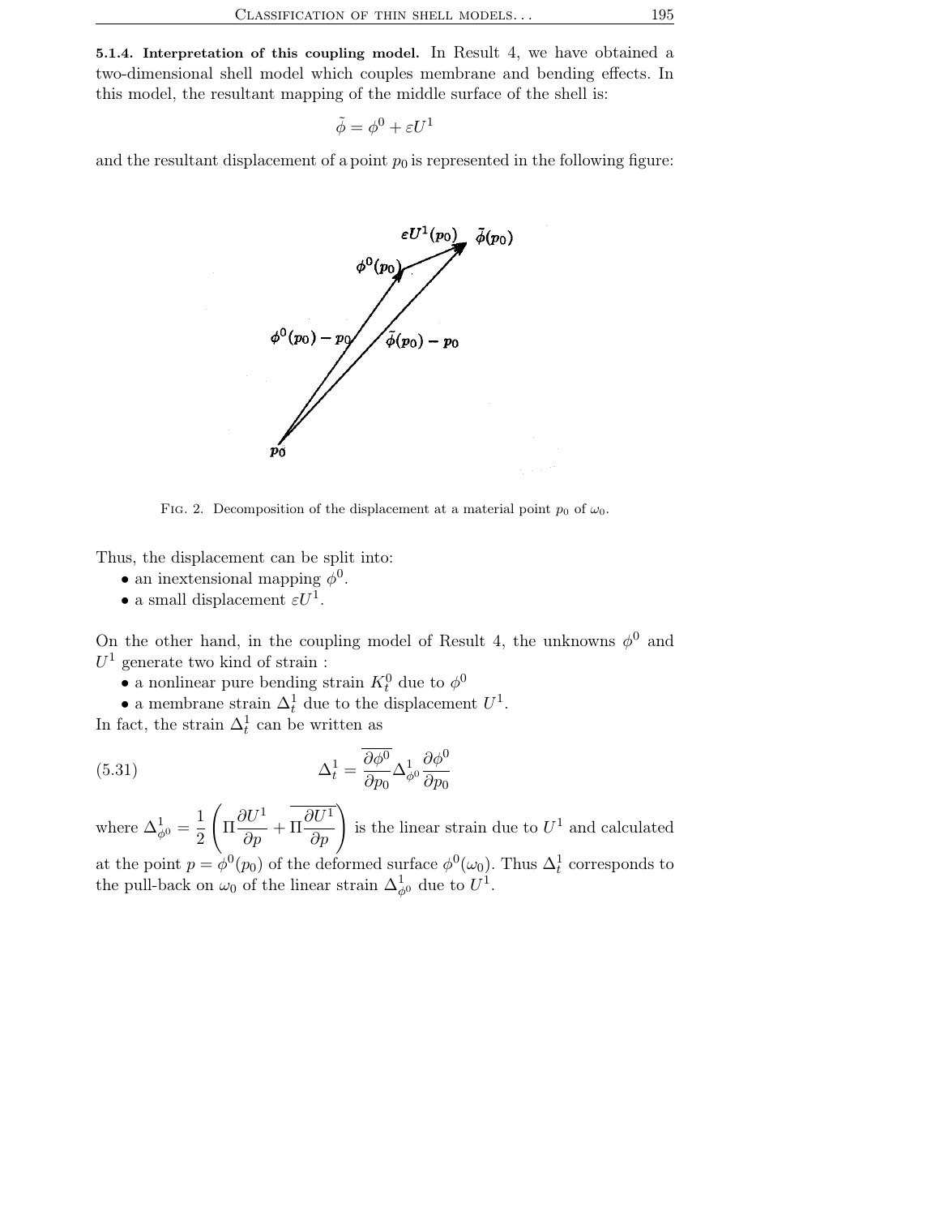**5.1.4. Interpretation of this coupling model.** In Result 4, we have obtained a two-dimensional shell model which couples membrane and bending effects. In this model, the resultant mapping of the middle surface of the shell is:

$$\tilde{\phi} = \phi^0 + \varepsilon U^1$$

and the resultant displacement of a point $p_0$ is represented in the following figure:

$\varepsilon U^1(p_0)$

$\tilde{\phi}(p_0)$

$\phi^0(p_0)$

$\phi^0(p_0) - p_0$

$\tilde{\phi}(p_0) - p_0$

$p_0$

FIG. 2. Decomposition of the displacement at a material point $p_0$ of $\omega_0$.

Thus, the displacement can be split into:

- an inextensional mapping $\phi^0$.
- a small displacement $\varepsilon U^1$.

On the other hand, in the coupling model of Result 4, the unknowns $\phi^0$ and $U^1$ generate two kind of strain :

- a nonlinear pure bending strain $K_t^0$ due to $\phi^0$
- a membrane strain $\Delta_t^1$ due to the displacement $U^1$.

In fact, the strain $\Delta_t^1$ can be written as

$$\Delta_t^1 = \overline{\frac{\partial \phi^0}{\partial p_0}} \Delta_{\phi^0}^1 \frac{\partial \phi^0}{\partial p_0} \tag{5.31}$$

where $\Delta_{\phi^0}^1 = \dfrac{1}{2}\left(\Pi \dfrac{\partial U^1}{\partial p} + \Pi \overline{\dfrac{\partial U^1}{\partial p}}\right)$ is the linear strain due to $U^1$ and calculated at the point $p = \phi^0(p_0)$ of the deformed surface $\phi^0(\omega_0)$. Thus $\Delta_t^1$ corresponds to the pull-back on $\omega_0$ of the linear strain $\Delta_{\phi^0}^1$ due to $U^1$.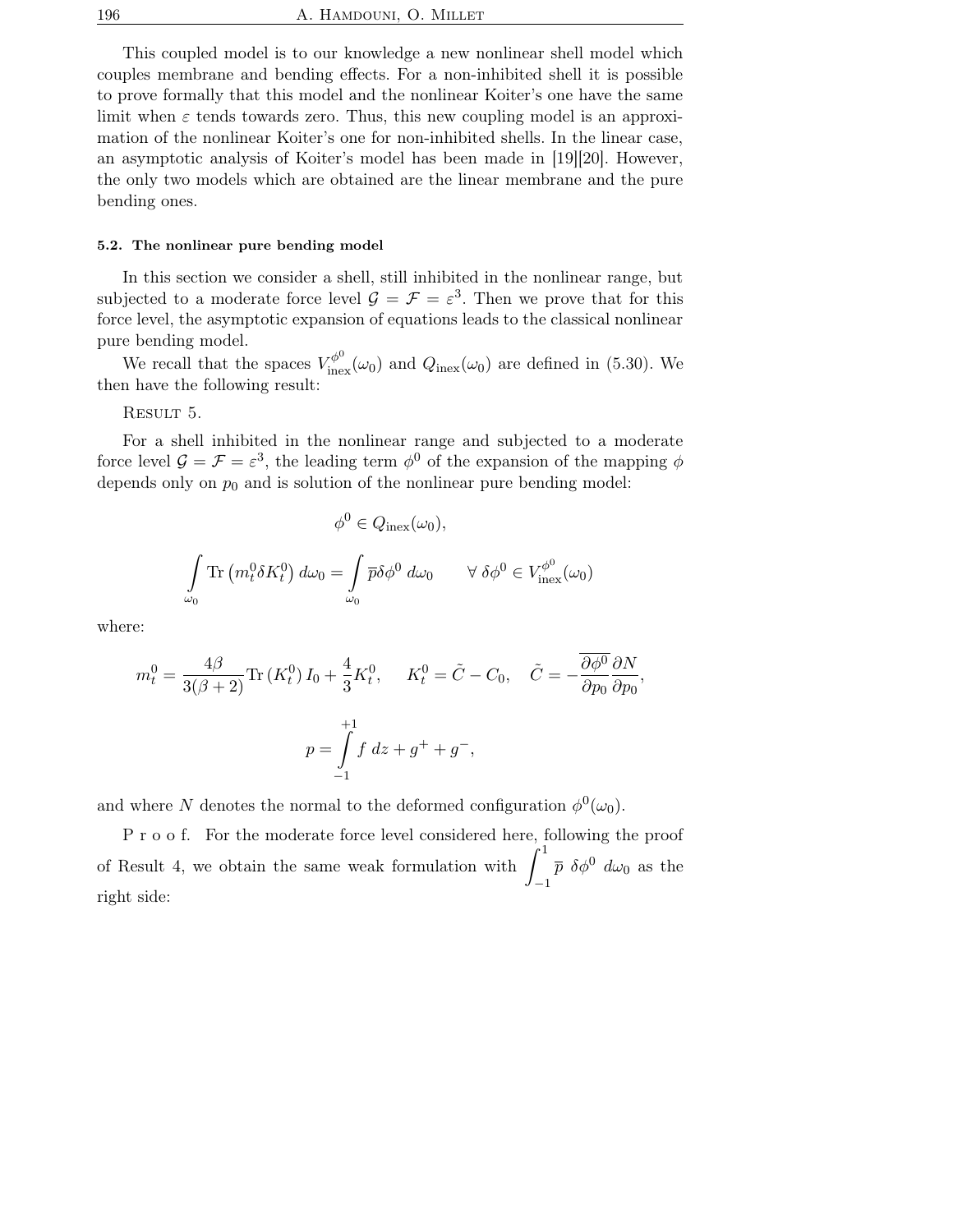This coupled model is to our knowledge a new nonlinear shell model which couples membrane and bending effects. For a non-inhibited shell it is possible to prove formally that this model and the nonlinear Koiter's one have the same limit when $\varepsilon$ tends towards zero. Thus, this new coupling model is an approximation of the nonlinear Koiter's one for non-inhibited shells. In the linear case, an asymptotic analysis of Koiter's model has been made in [19][20]. However, the only two models which are obtained are the linear membrane and the pure bending ones.

#### 5.2. The nonlinear pure bending model

In this section we consider a shell, still inhibited in the nonlinear range, but subjected to a moderate force level $\mathcal{G} = \mathcal{F} = \varepsilon^3$. Then we prove that for this force level, the asymptotic expansion of equations leads to the classical nonlinear pure bending model.

We recall that the spaces $V^{\phi^0}_{\text{inex}}(\omega_0)$ and $Q_{\text{inex}}(\omega_0)$ are defined in (5.30). We then have the following result:

Result 5.

For a shell inhibited in the nonlinear range and subjected to a moderate force level $\mathcal{G} = \mathcal{F} = \varepsilon^3$, the leading term $\phi^0$ of the expansion of the mapping $\phi$ depends only on $p_0$ and is solution of the nonlinear pure bending model:

$$\phi^0 \in Q_{\text{inex}}(\omega_0),$$

$$\int\limits_{\omega_0} \operatorname{Tr}\left(m_t^0 \delta K_t^0\right) d\omega_0 = \int\limits_{\omega_0} \overline{p} \delta\phi^0 \, d\omega_0 \qquad \forall\, \delta\phi^0 \in V^{\phi^0}_{\text{inex}}(\omega_0)$$

where:

$$m_t^0 = \frac{4\beta}{3(\beta+2)} \operatorname{Tr}\left(K_t^0\right) I_0 + \frac{4}{3} K_t^0, \quad K_t^0 = \tilde{C} - C_0, \quad \tilde{C} = -\overline{\frac{\partial\phi^0}{\partial p_0}} \frac{\partial N}{\partial p_0},$$

$$p = \int\limits_{-1}^{+1} f \, dz + g^+ + g^-,$$

and where $N$ denotes the normal to the deformed configuration $\phi^0(\omega_0)$.

P r o o f. For the moderate force level considered here, following the proof of Result 4, we obtain the same weak formulation with $\displaystyle\int_{-1}^{1} \overline{p}\ \delta\phi^0 \ d\omega_0$ as the right side: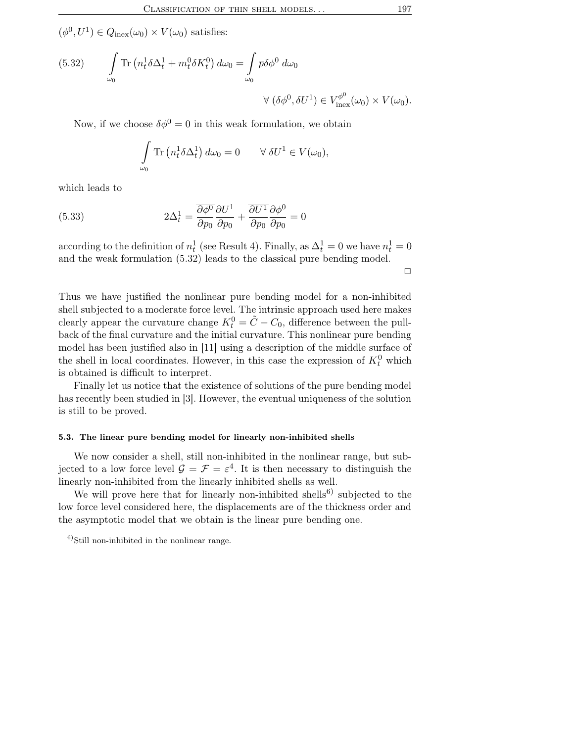$(\phi^0, U^1) \in Q_{\text{inex}}(\omega_0) \times V(\omega_0)$ satisfies:

$$\int_{\omega_0} \operatorname{Tr}\left(n_t^1 \delta\Delta_t^1 + m_t^0 \delta K_t^0\right) d\omega_0 = \int_{\omega_0} \overline{p}\delta\phi^0 \, d\omega_0 \qquad \forall\, (\delta\phi^0, \delta U^1) \in V_{\text{inex}}^{\phi^0}(\omega_0) \times V(\omega_0). \tag{5.32}$$

Now, if we choose $\delta\phi^0 = 0$ in this weak formulation, we obtain

$$\int_{\omega_0} \operatorname{Tr}\left(n_t^1 \delta\Delta_t^1\right) d\omega_0 = 0 \qquad \forall\, \delta U^1 \in V(\omega_0),$$

which leads to

$$2\Delta_t^1 = \overline{\frac{\partial\phi^0}{\partial p_0}}\frac{\partial U^1}{\partial p_0} + \overline{\frac{\partial U^1}{\partial p_0}}\frac{\partial \phi^0}{\partial p_0} = 0 \tag{5.33}$$

according to the definition of $n_t^1$ (see Result 4). Finally, as $\Delta_t^1 = 0$ we have $n_t^1 = 0$ and the weak formulation (5.32) leads to the classical pure bending model.

□

Thus we have justified the nonlinear pure bending model for a non-inhibited shell subjected to a moderate force level. The intrinsic approach used here makes clearly appear the curvature change $K_t^0 = \tilde{C} - C_0$, difference between the pull-back of the final curvature and the initial curvature. This nonlinear pure bending model has been justified also in [11] using a description of the middle surface of the shell in local coordinates. However, in this case the expression of $K_t^0$ which is obtained is difficult to interpret.

Finally let us notice that the existence of solutions of the pure bending model has recently been studied in [3]. However, the eventual uniqueness of the solution is still to be proved.

### 5.3. The linear pure bending model for linearly non-inhibited shells

We now consider a shell, still non-inhibited in the nonlinear range, but subjected to a low force level $\mathcal{G} = \mathcal{F} = \varepsilon^4$. It is then necessary to distinguish the linearly non-inhibited from the linearly inhibited shells as well.

We will prove here that for linearly non-inhibited shells[6] subjected to the low force level considered here, the displacements are of the thickness order and the asymptotic model that we obtain is the linear pure bending one.

[6] Still non-inhibited in the nonlinear range.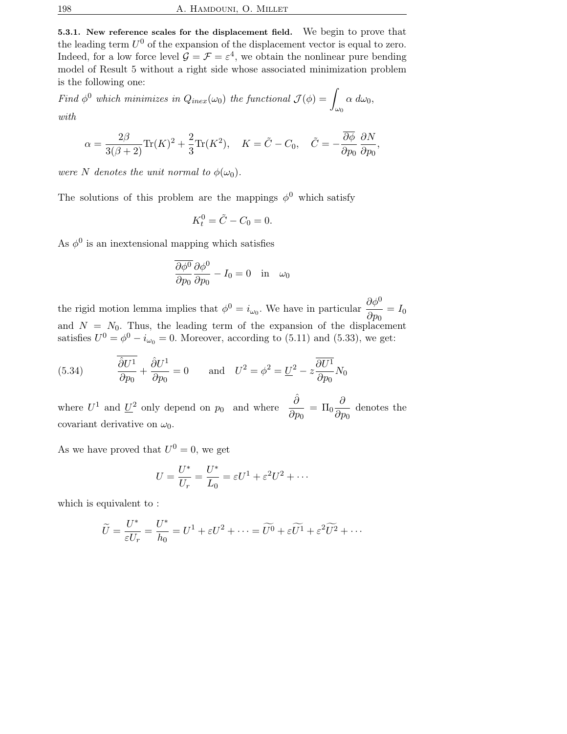**5.3.1. New reference scales for the displacement field.** We begin to prove that the leading term $U^0$ of the expansion of the displacement vector is equal to zero. Indeed, for a low force level $\mathcal{G} = \mathcal{F} = \varepsilon^4$, we obtain the nonlinear pure bending model of Result 5 without a right side whose associated minimization problem is the following one:

*Find $\phi^0$ which minimizes in $Q_{inex}(\omega_0)$ the functional $\mathcal{J}(\phi) = \displaystyle\int_{\omega_0} \alpha \, d\omega_0$, with*

$$\alpha = \frac{2\beta}{3(\beta+2)} \mathrm{Tr}(K)^2 + \frac{2}{3}\mathrm{Tr}(K^2), \quad K = \tilde{C} - C_0, \quad \tilde{C} = -\overline{\frac{\partial \phi}{\partial p_0}} \, \frac{\partial N}{\partial p_0},$$

*were $N$ denotes the unit normal to $\phi(\omega_0)$.*

The solutions of this problem are the mappings $\phi^0$ which satisfy

$$K_t^0 = \tilde{C} - C_0 = 0.$$

As $\phi^0$ is an inextensional mapping which satisfies

$$\overline{\frac{\partial \phi^0}{\partial p_0}} \frac{\partial \phi^0}{\partial p_0} - I_0 = 0 \quad \text{in} \quad \omega_0$$

the rigid motion lemma implies that $\phi^0 = i_{\omega_0}$. We have in particular $\dfrac{\partial \phi^0}{\partial p_0} = I_0$ and $N = N_0$. Thus, the leading term of the expansion of the displacement satisfies $U^0 = \phi^0 - i_{\omega_0} = 0$. Moreover, according to (5.11) and (5.33), we get:

$$\overline{\frac{\hat{\partial} U^1}{\partial p_0}} + \frac{\hat{\partial} U^1}{\partial p_0} = 0 \qquad \text{and} \quad U^2 = \phi^2 = \underline{U}^2 - z \overline{\frac{\partial U^1}{\partial p_0}} N_0 \tag{5.34}$$

where $U^1$ and $\underline{U}^2$ only depend on $p_0$ and where $\dfrac{\hat{\partial}}{\partial p_0} = \Pi_0 \dfrac{\partial}{\partial p_0}$ denotes the covariant derivative on $\omega_0$.

As we have proved that $U^0 = 0$, we get

$$U = \frac{U^*}{U_r} = \frac{U^*}{L_0} = \varepsilon U^1 + \varepsilon^2 U^2 + \cdots$$

which is equivalent to :

$$\widetilde{U} = \frac{U^*}{\varepsilon U_r} = \frac{U^*}{h_0} = U^1 + \varepsilon U^2 + \cdots = \widetilde{U^0} + \varepsilon \widetilde{U^1} + \varepsilon^2 \widetilde{U^2} + \cdots$$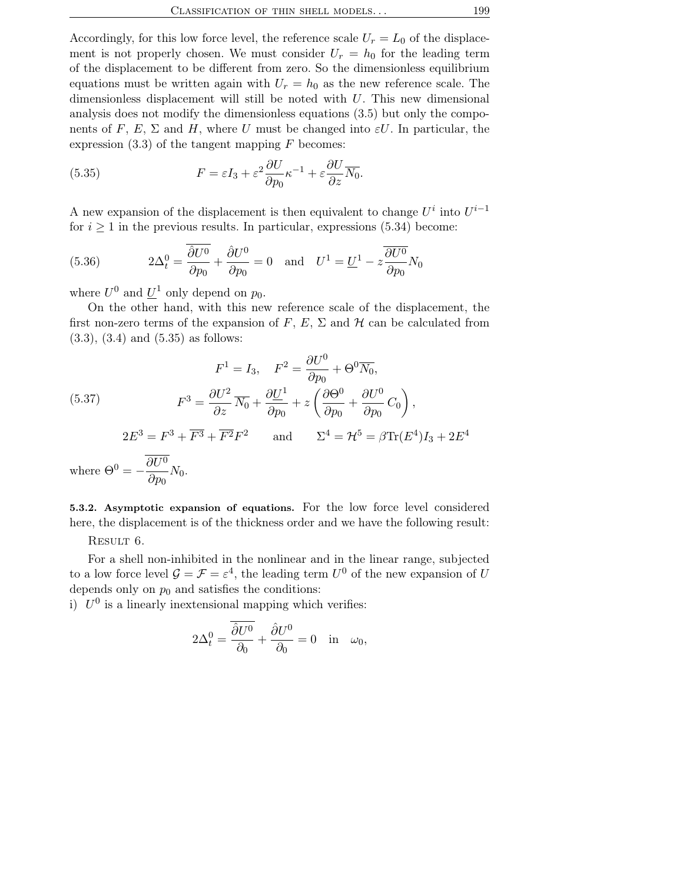Accordingly, for this low force level, the reference scale $U_r = L_0$ of the displacement is not properly chosen. We must consider $U_r = h_0$ for the leading term of the displacement to be different from zero. So the dimensionless equilibrium equations must be written again with $U_r = h_0$ as the new reference scale. The dimensionless displacement will still be noted with $U$. This new dimensional analysis does not modify the dimensionless equations (3.5) but only the components of $F$, $E$, $\Sigma$ and $H$, where $U$ must be changed into $\varepsilon U$. In particular, the expression (3.3) of the tangent mapping $F$ becomes:

$$F = \varepsilon I_3 + \varepsilon^2 \frac{\partial U}{\partial p_0}\kappa^{-1} + \varepsilon \frac{\partial U}{\partial z}\overline{N_0}. \tag{5.35}$$

A new expansion of the displacement is then equivalent to change $U^i$ into $U^{i-1}$ for $i \geq 1$ in the previous results. In particular, expressions (5.34) become:

$$2\Delta_t^0 = \overline{\frac{\hat{\partial} U^0}{\partial p_0}} + \frac{\hat{\partial} U^0}{\partial p_0} = 0 \quad \text{and} \quad U^1 = \underline{U}^1 - z\overline{\frac{\partial U^0}{\partial p_0}}N_0 \tag{5.36}$$

where $U^0$ and $\underline{U}^1$ only depend on $p_0$.

On the other hand, with this new reference scale of the displacement, the first non-zero terms of the expansion of $F$, $E$, $\Sigma$ and $\mathcal{H}$ can be calculated from (3.3), (3.4) and (5.35) as follows:

$$\begin{gathered}
F^1 = I_3, \quad F^2 = \frac{\partial U^0}{\partial p_0} + \Theta^0 \overline{N_0}, \\
F^3 = \frac{\partial U^2}{\partial z}\overline{N_0} + \frac{\partial \underline{U}^1}{\partial p_0} + z\left(\frac{\partial \Theta^0}{\partial p_0} + \frac{\partial U^0}{\partial p_0} C_0\right), \\
2E^3 = F^3 + \overline{F^3} + \overline{F^2}F^2 \qquad \text{and} \qquad \Sigma^4 = \mathcal{H}^5 = \beta \mathrm{Tr}(E^4) I_3 + 2E^4
\end{gathered} \tag{5.37}$$

where $\Theta^0 = -\overline{\frac{\partial U^0}{\partial p_0}}N_0$.

**5.3.2. Asymptotic expansion of equations.** For the low force level considered here, the displacement is of the thickness order and we have the following result:

Result 6.

For a shell non-inhibited in the nonlinear and in the linear range, subjected to a low force level $\mathcal{G} = \mathcal{F} = \varepsilon^4$, the leading term $U^0$ of the new expansion of $U$ depends only on $p_0$ and satisfies the conditions:

i) $U^0$ is a linearly inextensional mapping which verifies:

$$2\Delta_t^0 = \overline{\frac{\hat{\partial} U^0}{\partial_0}} + \frac{\hat{\partial} U^0}{\partial_0} = 0 \quad \text{in} \quad \omega_0,$$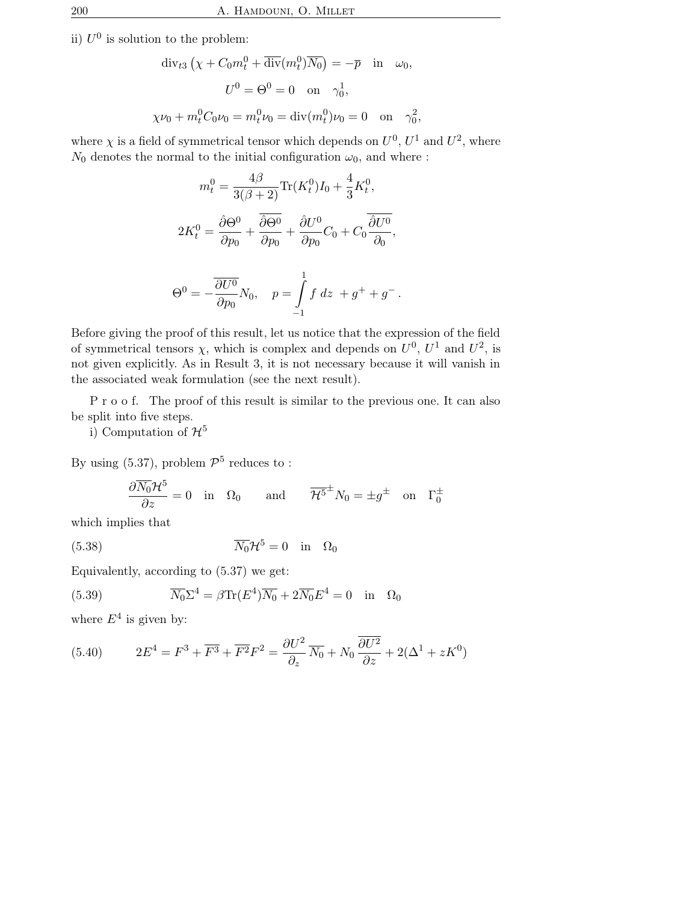ii) $U^0$ is solution to the problem:

$$\operatorname{div}_{t3}\left(\chi + C_0 m_t^0 + \overline{\operatorname{div}}(m_t^0)\overline{N_0}\right) = -\overline{p} \quad \text{in} \quad \omega_0,$$

$$U^0 = \Theta^0 = 0 \quad \text{on} \quad \gamma_0^1,$$

$$\chi\nu_0 + m_t^0 C_0 \nu_0 = m_t^0 \nu_0 = \operatorname{div}(m_t^0)\nu_0 = 0 \quad \text{on} \quad \gamma_0^2,$$

where $\chi$ is a field of symmetrical tensor which depends on $U^0$, $U^1$ and $U^2$, where $N_0$ denotes the normal to the initial configuration $\omega_0$, and where :

$$m_t^0 = \frac{4\beta}{3(\beta+2)}\operatorname{Tr}(K_t^0)I_0 + \frac{4}{3}K_t^0,$$

$$2K_t^0 = \frac{\hat{\partial}\Theta^0}{\partial p_0} + \overline{\frac{\hat{\partial}\Theta^0}{\partial p_0}} + \frac{\hat{\partial}U^0}{\partial p_0}C_0 + C_0\overline{\frac{\hat{\partial}U^0}{\partial_0}},$$

$$\Theta^0 = -\overline{\frac{\partial U^0}{\partial p_0}}N_0, \quad p = \int_{-1}^{1} f\,dz + g^+ + g^- .$$

Before giving the proof of this result, let us notice that the expression of the field of symmetrical tensors $\chi$, which is complex and depends on $U^0$, $U^1$ and $U^2$, is not given explicitly. As in Result 3, it is not necessary because it will vanish in the associated weak formulation (see the next result).

P r o o f. The proof of this result is similar to the previous one. It can also be split into five steps.

i) Computation of $\mathcal{H}^5$

By using (5.37), problem $\mathcal{P}^5$ reduces to :

$$\frac{\partial \overline{N_0}\mathcal{H}^5}{\partial z} = 0 \quad \text{in} \quad \Omega_0 \qquad \text{and} \qquad \overline{\mathcal{H}^5}^{\pm} N_0 = \pm g^{\pm} \quad \text{on} \quad \Gamma_0^{\pm}$$

which implies that

$$\overline{N_0}\mathcal{H}^5 = 0 \quad \text{in} \quad \Omega_0 \tag{5.38}$$

Equivalently, according to (5.37) we get:

$$\overline{N_0}\Sigma^4 = \beta\operatorname{Tr}(E^4)\overline{N_0} + 2\overline{N_0}E^4 = 0 \quad \text{in} \quad \Omega_0 \tag{5.39}$$

where $E^4$ is given by:

$$2E^4 = F^3 + \overline{F^3} + \overline{F^2}F^2 = \frac{\partial U^2}{\partial_z}\overline{N_0} + N_0\overline{\frac{\partial U^2}{\partial z}} + 2(\Delta^1 + zK^0) \tag{5.40}$$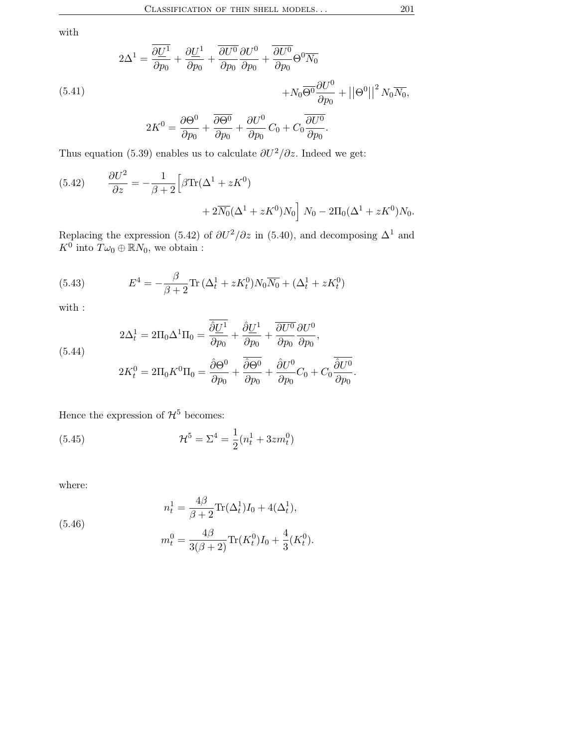with

$$
\begin{aligned}
2\Delta^1 = \overline{\frac{\partial \underline{U}^1}{\partial p_0}} + \frac{\partial \underline{U}^1}{\partial p_0} + \overline{\frac{\partial U^0}{\partial p_0}}\frac{\partial U^0}{\partial p_0} + \overline{\frac{\partial U^0}{\partial p_0}}\Theta^0\overline{N_0} \\
+ N_0\overline{\Theta^0}\frac{\partial U^0}{\partial p_0} + \left|\left|\Theta^0\right|\right|^2 N_0\overline{N_0},
\end{aligned}
\tag{5.41}
$$

$$
2K^0 = \frac{\partial \Theta^0}{\partial p_0} + \overline{\frac{\partial \Theta^0}{\partial p_0}} + \frac{\partial U^0}{\partial p_0}\,C_0 + C_0\overline{\frac{\partial U^0}{\partial p_0}}.
$$

Thus equation (5.39) enables us to calculate $\partial U^2/\partial z$. Indeed we get:

$$
\begin{aligned}
\frac{\partial U^2}{\partial z} = -\frac{1}{\beta+2}\Big[\beta \mathrm{Tr}(\Delta^1 + zK^0) \\
+ 2\overline{N_0}(\Delta^1 + zK^0)N_0\Big]\; N_0 - 2\Pi_0(\Delta^1 + zK^0)N_0.
\end{aligned}
\tag{5.42}
$$

Replacing the expression (5.42) of $\partial U^2/\partial z$ in (5.40), and decomposing $\Delta^1$ and $K^0$ into $T\omega_0 \oplus \mathbb{R}N_0$, we obtain :

$$
E^4 = -\frac{\beta}{\beta+2}\mathrm{Tr}\,(\Delta^1_t + zK^0_t)N_0\overline{N_0} + (\Delta^1_t + zK^0_t)
\tag{5.43}
$$

with :

$$
\begin{aligned}
2\Delta^1_t = 2\Pi_0\Delta^1\Pi_0 = \overline{\frac{\hat{\partial}\underline{U}^1}{\partial p_0}} + \frac{\hat{\partial}\underline{U}^1}{\partial p_0} + \overline{\frac{\partial U^0}{\partial p_0}}\frac{\partial U^0}{\partial p_0}, \\
2K^0_t = 2\Pi_0 K^0\Pi_0 = \frac{\hat{\partial}\Theta^0}{\partial p_0} + \overline{\frac{\hat{\partial}\Theta^0}{\partial p_0}} + \frac{\hat{\partial}U^0}{\partial p_0}C_0 + C_0\overline{\frac{\hat{\partial}U^0}{\partial p_0}}.
\end{aligned}
\tag{5.44}
$$

Hence the expression of $\mathcal{H}^5$ becomes:

$$
\mathcal{H}^5 = \Sigma^4 = \frac{1}{2}(n^1_t + 3zm^0_t)
\tag{5.45}
$$

where:

$$
\begin{aligned}
n^1_t = \frac{4\beta}{\beta+2}\mathrm{Tr}(\Delta^1_t)I_0 + 4(\Delta^1_t), \\
m^0_t = \frac{4\beta}{3(\beta+2)}\mathrm{Tr}(K^0_t)I_0 + \frac{4}{3}(K^0_t).
\end{aligned}
\tag{5.46}
$$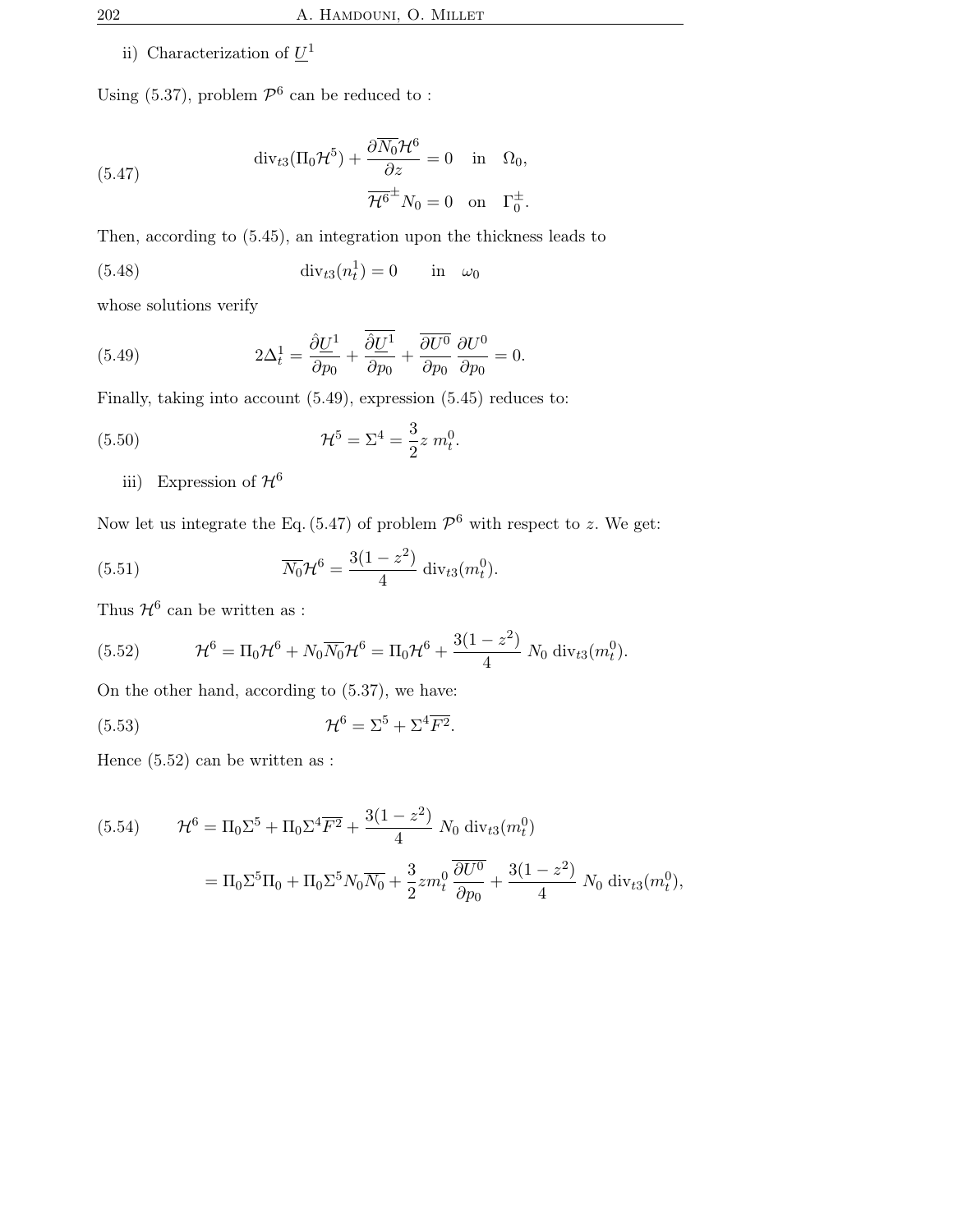ii) Characterization of $\underline{U}^1$

Using (5.37), problem $\mathcal{P}^6$ can be reduced to :

$$
\begin{aligned}
&\operatorname{div}_{t3}(\Pi_0 \mathcal{H}^5) + \frac{\partial \overline{N_0} \mathcal{H}^6}{\partial z} = 0 \quad \text{in} \quad \Omega_0, \\
&\overline{\mathcal{H}^6}^{\pm} N_0 = 0 \quad \text{on} \quad \Gamma_0^{\pm}.
\end{aligned}
\tag{5.47}
$$

Then, according to (5.45), an integration upon the thickness leads to

$$
\operatorname{div}_{t3}(n_t^1) = 0 \qquad \text{in} \quad \omega_0
\tag{5.48}
$$

whose solutions verify

$$
2\Delta_t^1 = \frac{\hat{\partial} \underline{U}^1}{\partial p_0} + \overline{\frac{\hat{\partial} \underline{U}^1}{\partial p_0}} + \overline{\frac{\partial U^0}{\partial p_0}} \, \frac{\partial U^0}{\partial p_0} = 0.
\tag{5.49}
$$

Finally, taking into account (5.49), expression (5.45) reduces to:

$$
\mathcal{H}^5 = \Sigma^4 = \frac{3}{2} z \, m_t^0.
\tag{5.50}
$$

iii) Expression of $\mathcal{H}^6$

Now let us integrate the Eq. (5.47) of problem $\mathcal{P}^6$ with respect to $z$. We get:

$$
\overline{N_0} \mathcal{H}^6 = \frac{3(1-z^2)}{4} \operatorname{div}_{t3}(m_t^0).
\tag{5.51}
$$

Thus $\mathcal{H}^6$ can be written as :

$$
\mathcal{H}^6 = \Pi_0 \mathcal{H}^6 + N_0 \overline{N_0} \mathcal{H}^6 = \Pi_0 \mathcal{H}^6 + \frac{3(1-z^2)}{4} \, N_0 \operatorname{div}_{t3}(m_t^0).
\tag{5.52}
$$

On the other hand, according to (5.37), we have:

$$
\mathcal{H}^6 = \Sigma^5 + \Sigma^4 \overline{F^2}.
\tag{5.53}
$$

Hence (5.52) can be written as :

$$
\begin{aligned}
\mathcal{H}^6 &= \Pi_0 \Sigma^5 + \Pi_0 \Sigma^4 \overline{F^2} + \frac{3(1-z^2)}{4} \, N_0 \operatorname{div}_{t3}(m_t^0) \\
&= \Pi_0 \Sigma^5 \Pi_0 + \Pi_0 \Sigma^5 N_0 \overline{N_0} + \frac{3}{2} z m_t^0 \, \overline{\frac{\partial U^0}{\partial p_0}} + \frac{3(1-z^2)}{4} \, N_0 \operatorname{div}_{t3}(m_t^0),
\end{aligned}
\tag{5.54}
$$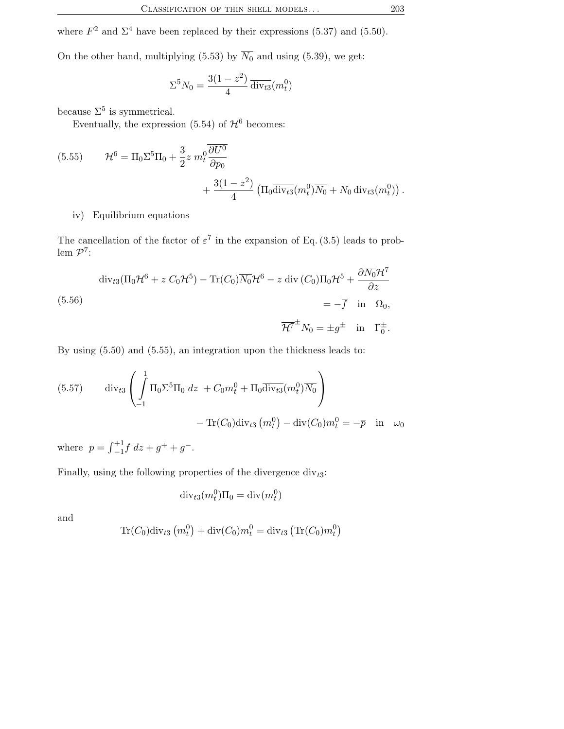where $F^2$ and $\Sigma^4$ have been replaced by their expressions (5.37) and (5.50).

On the other hand, multiplying (5.53) by $\overline{N_0}$ and using (5.39), we get:

$$\Sigma^5 N_0 = \frac{3(1-z^2)}{4}\,\overline{\mathrm{div}_{t3}}(m_t^0)$$

because $\Sigma^5$ is symmetrical.

Eventually, the expression (5.54) of $\mathcal{H}^6$ becomes:

$$\mathcal{H}^6 = \Pi_0\Sigma^5\Pi_0 + \frac{3}{2}z\; m_t^0\frac{\overline{\partial U^0}}{\partial p_0} + \frac{3(1-z^2)}{4}\left(\Pi_0\overline{\mathrm{div}_{t3}}(m_t^0)\overline{N_0} + N_0\,\mathrm{div}_{t3}(m_t^0)\right). \tag{5.55}$$

iv) Equilibrium equations

The cancellation of the factor of $\varepsilon^7$ in the expansion of Eq. (3.5) leads to problem $\mathcal{P}^7$:

$$\begin{aligned}
\mathrm{div}_{t3}(\Pi_0\mathcal{H}^6 + z\,C_0\mathcal{H}^5) - \mathrm{Tr}(C_0)\overline{N_0}\mathcal{H}^6 - z\,\mathrm{div}\,(C_0)\Pi_0\mathcal{H}^5 + \frac{\partial\overline{N_0}\mathcal{H}^7}{\partial z}& \\
= -\overline{f} \quad \text{in} \quad \Omega_0&,\\
\overline{\mathcal{H}^7}^{\pm}N_0 = \pm g^{\pm} \quad \text{in} \quad \Gamma_0^{\pm}&.
\end{aligned} \tag{5.56}$$

By using (5.50) and (5.55), an integration upon the thickness leads to:

$$\mathrm{div}_{t3}\left(\int_{-1}^{1}\Pi_0\Sigma^5\Pi_0\;dz\; + C_0 m_t^0 + \Pi_0\overline{\mathrm{div}_{t3}}(m_t^0)\overline{N_0}\right) - \mathrm{Tr}(C_0)\mathrm{div}_{t3}\left(m_t^0\right) - \mathrm{div}(C_0)m_t^0 = -\overline{p} \quad \text{in} \quad \omega_0 \tag{5.57}$$

where $p = \int_{-1}^{+1} f\;dz + g^+ + g^-$.

Finally, using the following properties of the divergence $\mathrm{div}_{t3}$:

$$\mathrm{div}_{t3}(m_t^0)\Pi_0 = \mathrm{div}(m_t^0)$$

and

$$\mathrm{Tr}(C_0)\mathrm{div}_{t3}\left(m_t^0\right) + \mathrm{div}(C_0)m_t^0 = \mathrm{div}_{t3}\left(\mathrm{Tr}(C_0)m_t^0\right)$$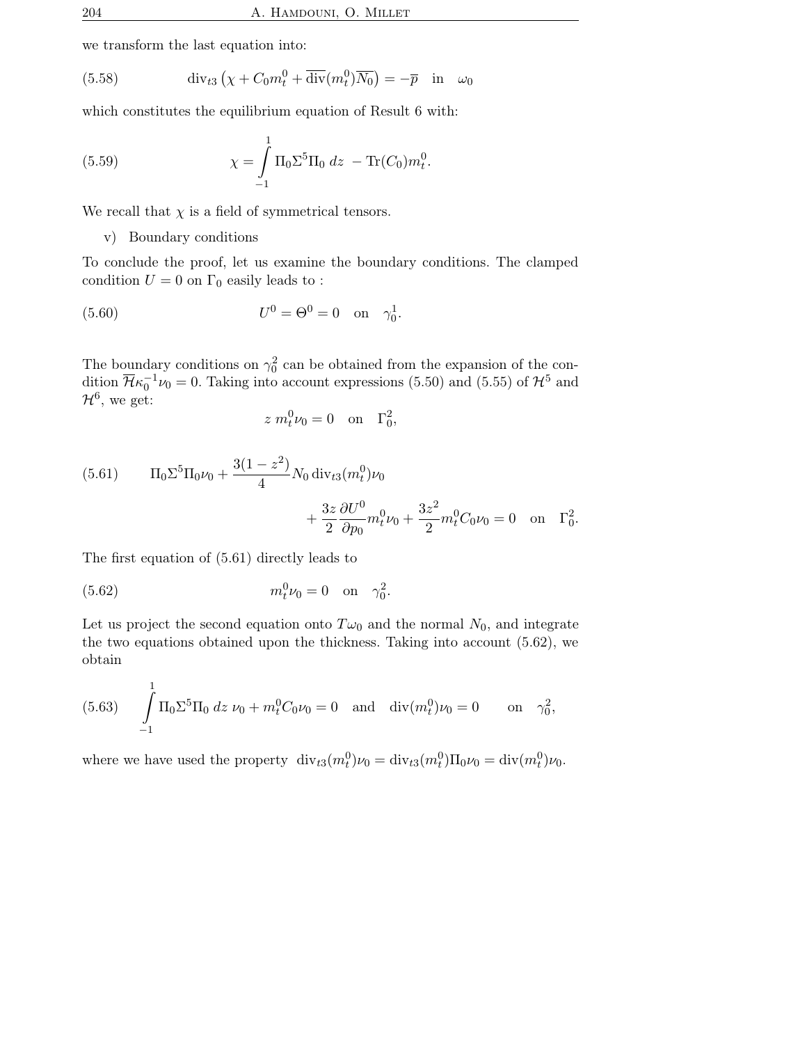we transform the last equation into:

$$\text{div}_{t3}\left(\chi + C_0 m_t^0 + \overline{\text{div}}(m_t^0)\overline{N_0}\right) = -\overline{p} \quad \text{in} \quad \omega_0 \tag{5.58}$$

which constitutes the equilibrium equation of Result 6 with:

$$\chi = \int_{-1}^{1} \Pi_0 \Sigma^5 \Pi_0 \, dz \; - \text{Tr}(C_0) m_t^0. \tag{5.59}$$

We recall that $\chi$ is a field of symmetrical tensors.

v) Boundary conditions

To conclude the proof, let us examine the boundary conditions. The clamped condition $U = 0$ on $\Gamma_0$ easily leads to :

$$U^0 = \Theta^0 = 0 \quad \text{on} \quad \gamma_0^1. \tag{5.60}$$

The boundary conditions on $\gamma_0^2$ can be obtained from the expansion of the condition $\overline{\mathcal{H}}\kappa_0^{-1}\nu_0 = 0$. Taking into account expressions (5.50) and (5.55) of $\mathcal{H}^5$ and $\mathcal{H}^6$, we get:

$$z \, m_t^0 \nu_0 = 0 \quad \text{on} \quad \Gamma_0^2,$$

$$\Pi_0 \Sigma^5 \Pi_0 \nu_0 + \frac{3(1-z^2)}{4} N_0 \, \text{div}_{t3}(m_t^0)\nu_0 + \frac{3z}{2}\frac{\partial U^0}{\partial p_0} m_t^0 \nu_0 + \frac{3z^2}{2} m_t^0 C_0 \nu_0 = 0 \quad \text{on} \quad \Gamma_0^2. \tag{5.61}$$

The first equation of (5.61) directly leads to

$$m_t^0 \nu_0 = 0 \quad \text{on} \quad \gamma_0^2. \tag{5.62}$$

Let us project the second equation onto $T\omega_0$ and the normal $N_0$, and integrate the two equations obtained upon the thickness. Taking into account (5.62), we obtain

$$\int_{-1}^{1} \Pi_0 \Sigma^5 \Pi_0 \, dz \; \nu_0 + m_t^0 C_0 \nu_0 = 0 \quad \text{and} \quad \text{div}(m_t^0)\nu_0 = 0 \qquad \text{on} \quad \gamma_0^2, \tag{5.63}$$

where we have used the property $\text{div}_{t3}(m_t^0)\nu_0 = \text{div}_{t3}(m_t^0)\Pi_0\nu_0 = \text{div}(m_t^0)\nu_0$.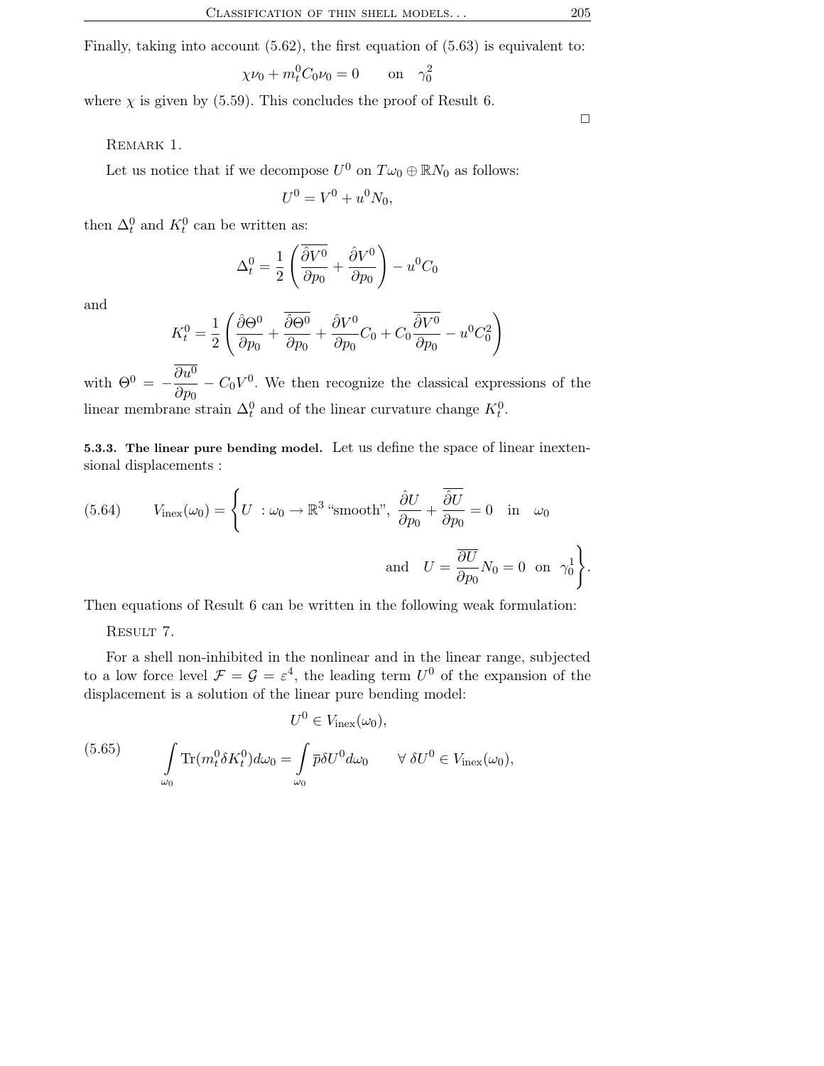Finally, taking into account (5.62), the first equation of (5.63) is equivalent to:

$$\chi\nu_0 + m_t^0 C_0 \nu_0 = 0 \qquad \text{on} \quad \gamma_0^2$$

where $\chi$ is given by (5.59). This concludes the proof of Result 6.

$\square$

Remark 1.

Let us notice that if we decompose $U^0$ on $T\omega_0 \oplus \mathbb{R}N_0$ as follows:

$$U^0 = V^0 + u^0 N_0,$$

then $\Delta_t^0$ and $K_t^0$ can be written as:

$$\Delta_t^0 = \frac{1}{2}\left(\overline{\frac{\hat{\partial} V^0}{\partial p_0}} + \frac{\hat{\partial} V^0}{\partial p_0}\right) - u^0 C_0$$

and

$$K_t^0 = \frac{1}{2}\left(\frac{\hat{\partial}\Theta^0}{\partial p_0} + \overline{\frac{\hat{\partial}\Theta^0}{\partial p_0}} + \frac{\hat{\partial} V^0}{\partial p_0} C_0 + C_0 \overline{\frac{\hat{\partial} V^0}{\partial p_0}} - u^0 C_0^2\right)$$

with $\Theta^0 = -\overline{\dfrac{\partial u^0}{\partial p_0}} - C_0 V^0$. We then recognize the classical expressions of the linear membrane strain $\Delta_t^0$ and of the linear curvature change $K_t^0$.

**5.3.3. The linear pure bending model.** Let us define the space of linear inextensional displacements :

$$V_{\text{inex}}(\omega_0) = \left\{ U \ : \omega_0 \to \mathbb{R}^3 \text{ “smooth”}, \ \frac{\hat{\partial} U}{\partial p_0} + \overline{\frac{\hat{\partial} U}{\partial p_0}} = 0 \quad \text{in} \quad \omega_0 \right.$$
$$\left. \text{and} \quad U = \overline{\frac{\partial U}{\partial p_0}} N_0 = 0 \ \text{ on } \ \gamma_0^1 \right\}. \tag{5.64}$$

Then equations of Result 6 can be written in the following weak formulation:

Result 7.

For a shell non-inhibited in the nonlinear and in the linear range, subjected to a low force level $\mathcal{F} = \mathcal{G} = \varepsilon^4$, the leading term $U^0$ of the expansion of the displacement is a solution of the linear pure bending model:

$$U^0 \in V_{\text{inex}}(\omega_0),$$

$$\int_{\omega_0} \text{Tr}(m_t^0 \delta K_t^0) d\omega_0 = \int_{\omega_0} \overline{p} \delta U^0 d\omega_0 \qquad \forall \ \delta U^0 \in V_{\text{inex}}(\omega_0), \tag{5.65}$$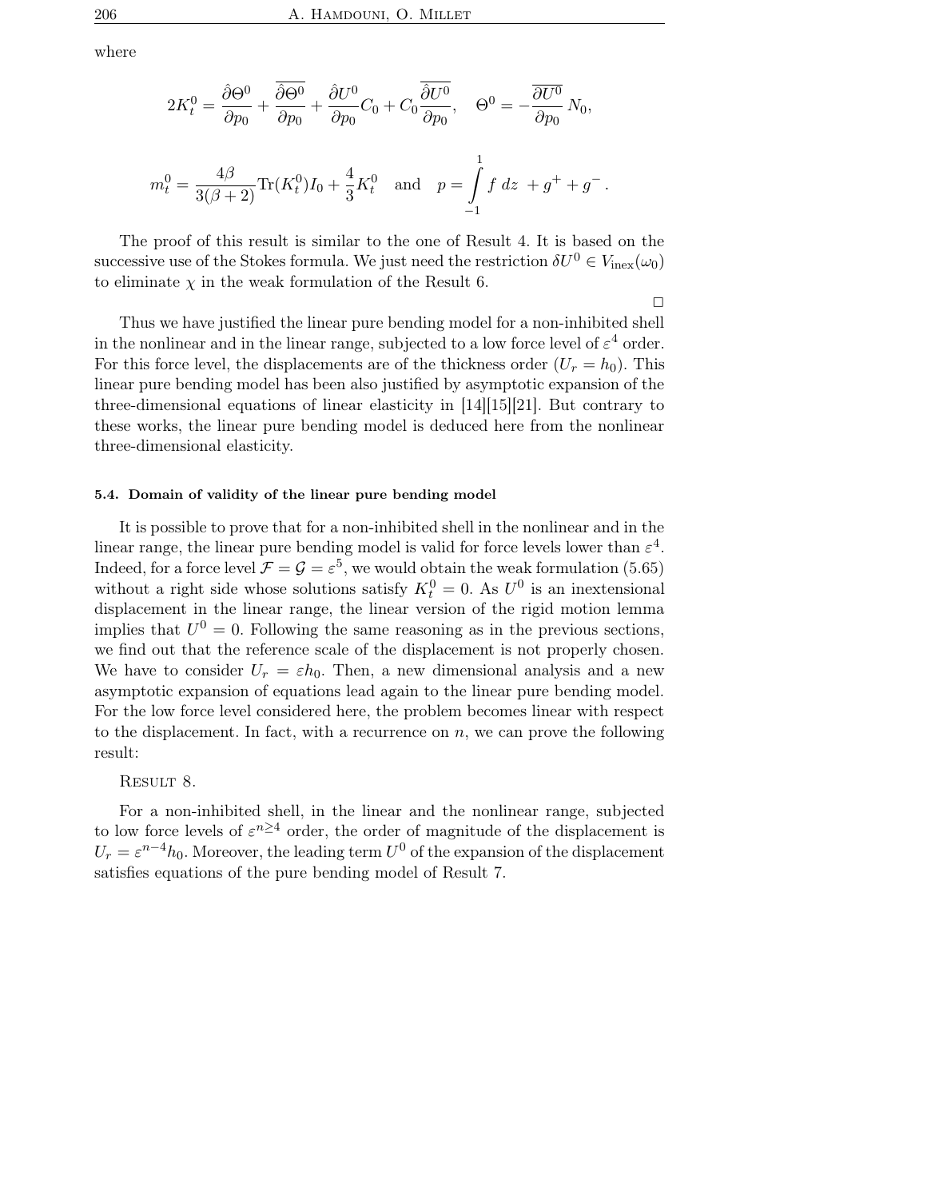where

$$
2K_t^0 = \frac{\hat{\partial}\Theta^0}{\partial p_0} + \overline{\frac{\hat{\partial}\Theta^0}{\partial p_0}} + \frac{\hat{\partial}U^0}{\partial p_0}C_0 + C_0\overline{\frac{\hat{\partial}U^0}{\partial p_0}}, \quad \Theta^0 = -\overline{\frac{\partial U^0}{\partial p_0}}\, N_0,
$$

$$
m_t^0 = \frac{4\beta}{3(\beta+2)}\mathrm{Tr}(K_t^0)I_0 + \frac{4}{3}K_t^0 \quad \text{and} \quad p = \int_{-1}^{1} f\, dz\, + g^+ + g^- .
$$

The proof of this result is similar to the one of Result 4. It is based on the successive use of the Stokes formula. We just need the restriction $\delta U^0 \in V_{\text{inex}}(\omega_0)$ to eliminate $\chi$ in the weak formulation of the Result 6.

□

Thus we have justified the linear pure bending model for a non-inhibited shell in the nonlinear and in the linear range, subjected to a low force level of $\varepsilon^4$ order. For this force level, the displacements are of the thickness order ($U_r = h_0$). This linear pure bending model has been also justified by asymptotic expansion of the three-dimensional equations of linear elasticity in [14][15][21]. But contrary to these works, the linear pure bending model is deduced here from the nonlinear three-dimensional elasticity.

#### 5.4. Domain of validity of the linear pure bending model

It is possible to prove that for a non-inhibited shell in the nonlinear and in the linear range, the linear pure bending model is valid for force levels lower than $\varepsilon^4$. Indeed, for a force level $\mathcal{F} = \mathcal{G} = \varepsilon^5$, we would obtain the weak formulation (5.65) without a right side whose solutions satisfy $K_t^0 = 0$. As $U^0$ is an inextensional displacement in the linear range, the linear version of the rigid motion lemma implies that $U^0 = 0$. Following the same reasoning as in the previous sections, we find out that the reference scale of the displacement is not properly chosen. We have to consider $U_r = \varepsilon h_0$. Then, a new dimensional analysis and a new asymptotic expansion of equations lead again to the linear pure bending model. For the low force level considered here, the problem becomes linear with respect to the displacement. In fact, with a recurrence on $n$, we can prove the following result:

Result 8.

For a non-inhibited shell, in the linear and the nonlinear range, subjected to low force levels of $\varepsilon^{n\geq 4}$ order, the order of magnitude of the displacement is $U_r = \varepsilon^{n-4}h_0$. Moreover, the leading term $U^0$ of the expansion of the displacement satisfies equations of the pure bending model of Result 7.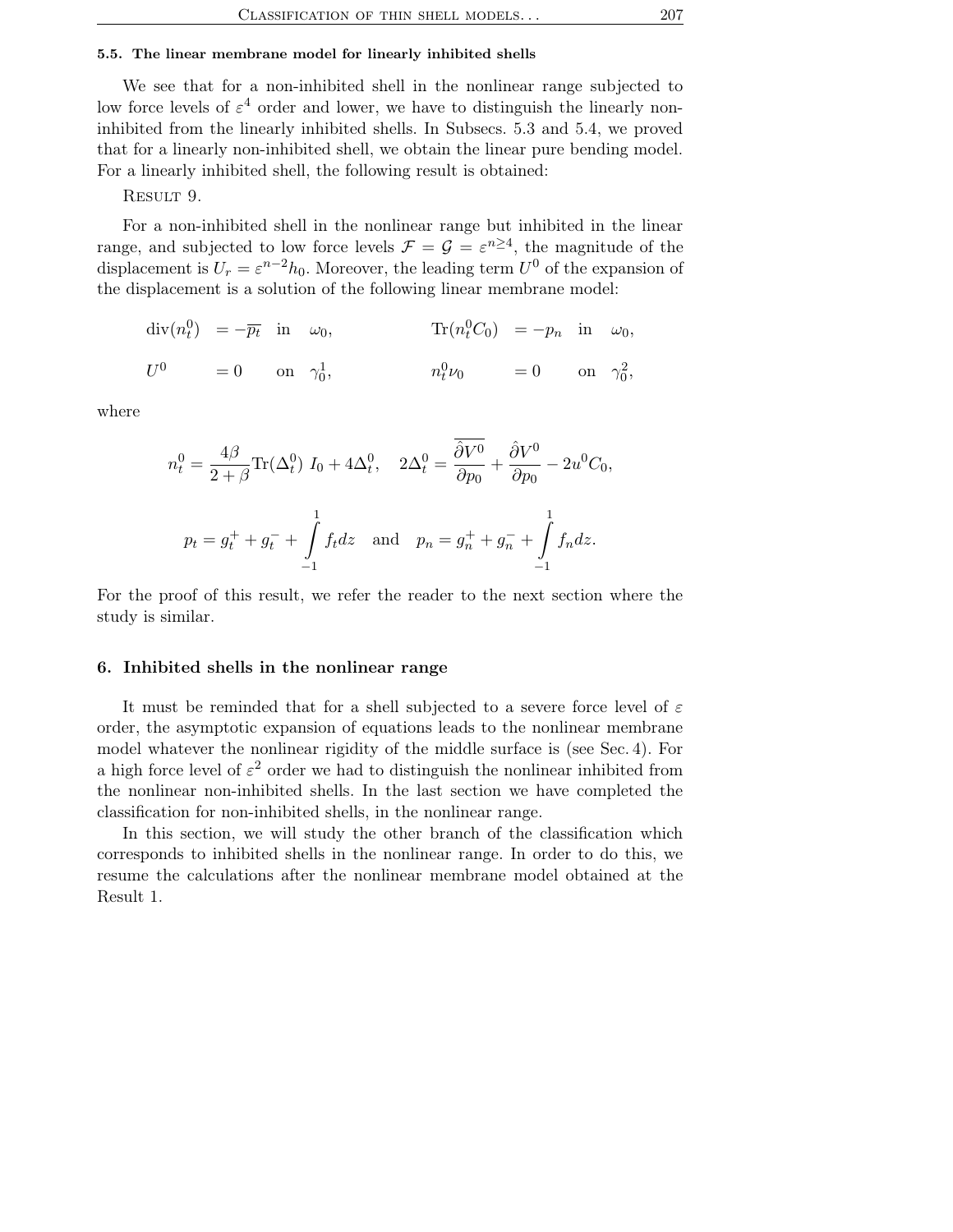### 5.5. The linear membrane model for linearly inhibited shells

We see that for a non-inhibited shell in the nonlinear range subjected to low force levels of $\varepsilon^4$ order and lower, we have to distinguish the linearly non-inhibited from the linearly inhibited shells. In Subsecs. 5.3 and 5.4, we proved that for a linearly non-inhibited shell, we obtain the linear pure bending model. For a linearly inhibited shell, the following result is obtained:

Result 9.

For a non-inhibited shell in the nonlinear range but inhibited in the linear range, and subjected to low force levels $\mathcal{F} = \mathcal{G} = \varepsilon^{n \geq 4}$, the magnitude of the displacement is $U_r = \varepsilon^{n-2} h_0$. Moreover, the leading term $U^0$ of the expansion of the displacement is a solution of the following linear membrane model:

$$
\begin{aligned}
\operatorname{div}(n_t^0) &= -\overline{p_t} \quad \text{in} \quad \omega_0, & \operatorname{Tr}(n_t^0 C_0) &= -p_n \quad \text{in} \quad \omega_0, \\
U^0 &= 0 \quad \text{on} \quad \gamma_0^1, & n_t^0 \nu_0 &= 0 \quad \text{on} \quad \gamma_0^2,
\end{aligned}
$$

where

$$
n_t^0 = \frac{4\beta}{2+\beta} \operatorname{Tr}(\Delta_t^0)\, I_0 + 4\Delta_t^0, \quad 2\Delta_t^0 = \overline{\frac{\hat{\partial} V^0}{\partial p_0}} + \frac{\hat{\partial} V^0}{\partial p_0} - 2u^0 C_0,
$$

$$
p_t = g_t^+ + g_t^- + \int_{-1}^{1} f_t dz \quad \text{and} \quad p_n = g_n^+ + g_n^- + \int_{-1}^{1} f_n dz.
$$

For the proof of this result, we refer the reader to the next section where the study is similar.

## 6. Inhibited shells in the nonlinear range

It must be reminded that for a shell subjected to a severe force level of $\varepsilon$ order, the asymptotic expansion of equations leads to the nonlinear membrane model whatever the nonlinear rigidity of the middle surface is (see Sec. 4). For a high force level of $\varepsilon^2$ order we had to distinguish the nonlinear inhibited from the nonlinear non-inhibited shells. In the last section we have completed the classification for non-inhibited shells, in the nonlinear range.

In this section, we will study the other branch of the classification which corresponds to inhibited shells in the nonlinear range. In order to do this, we resume the calculations after the nonlinear membrane model obtained at the Result 1.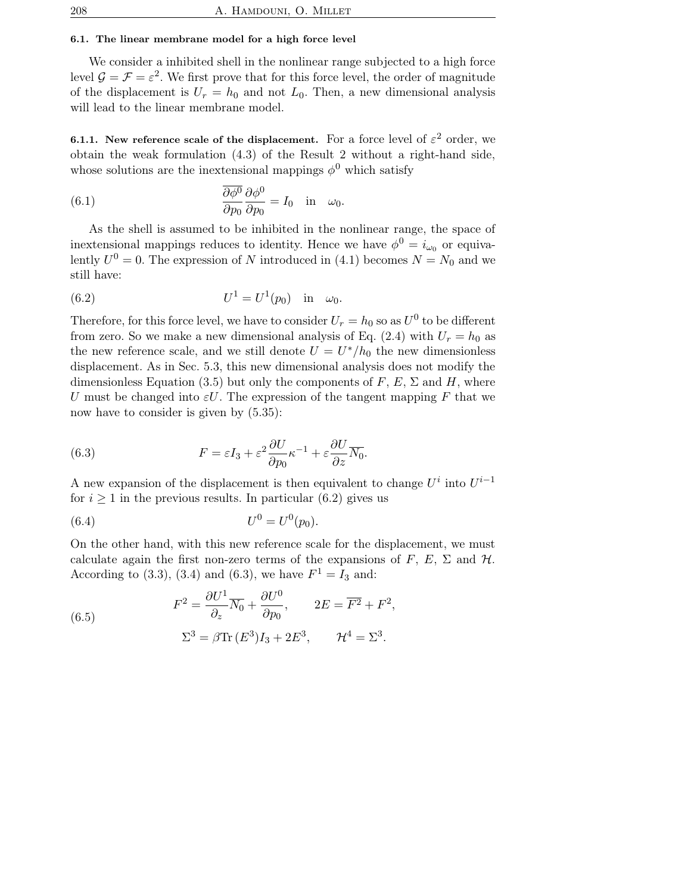### 6.1. The linear membrane model for a high force level

We consider a inhibited shell in the nonlinear range subjected to a high force level $\mathcal{G} = \mathcal{F} = \varepsilon^2$. We first prove that for this force level, the order of magnitude of the displacement is $U_r = h_0$ and not $L_0$. Then, a new dimensional analysis will lead to the linear membrane model.

**6.1.1. New reference scale of the displacement.** For a force level of $\varepsilon^2$ order, we obtain the weak formulation (4.3) of the Result 2 without a right-hand side, whose solutions are the inextensional mappings $\phi^0$ which satisfy

$$\overline{\frac{\partial \phi^0}{\partial p_0}} \frac{\partial \phi^0}{\partial p_0} = I_0 \quad \text{in} \quad \omega_0. \tag{6.1}$$

As the shell is assumed to be inhibited in the nonlinear range, the space of inextensional mappings reduces to identity. Hence we have $\phi^0 = i_{\omega_0}$ or equivalently $U^0 = 0$. The expression of $N$ introduced in (4.1) becomes $N = N_0$ and we still have:

$$U^1 = U^1(p_0) \quad \text{in} \quad \omega_0. \tag{6.2}$$

Therefore, for this force level, we have to consider $U_r = h_0$ so as $U^0$ to be different from zero. So we make a new dimensional analysis of Eq. (2.4) with $U_r = h_0$ as the new reference scale, and we still denote $U = U^*/h_0$ the new dimensionless displacement. As in Sec. 5.3, this new dimensional analysis does not modify the dimensionless Equation (3.5) but only the components of $F$, $E$, $\Sigma$ and $H$, where $U$ must be changed into $\varepsilon U$. The expression of the tangent mapping $F$ that we now have to consider is given by (5.35):

$$F = \varepsilon I_3 + \varepsilon^2 \frac{\partial U}{\partial p_0} \kappa^{-1} + \varepsilon \frac{\partial U}{\partial z} \overline{N_0}. \tag{6.3}$$

A new expansion of the displacement is then equivalent to change $U^i$ into $U^{i-1}$ for $i \geq 1$ in the previous results. In particular (6.2) gives us

$$U^0 = U^0(p_0). \tag{6.4}$$

On the other hand, with this new reference scale for the displacement, we must calculate again the first non-zero terms of the expansions of $F$, $E$, $\Sigma$ and $\mathcal{H}$. According to (3.3), (3.4) and (6.3), we have $F^1 = I_3$ and:

$$\begin{gathered} F^2 = \frac{\partial U^1}{\partial_z} \overline{N_0} + \frac{\partial U^0}{\partial p_0}, \qquad 2E = \overline{F^2} + F^2, \\ \Sigma^3 = \beta \mathrm{Tr}\,(E^3) I_3 + 2E^3, \qquad \mathcal{H}^4 = \Sigma^3. \end{gathered} \tag{6.5}$$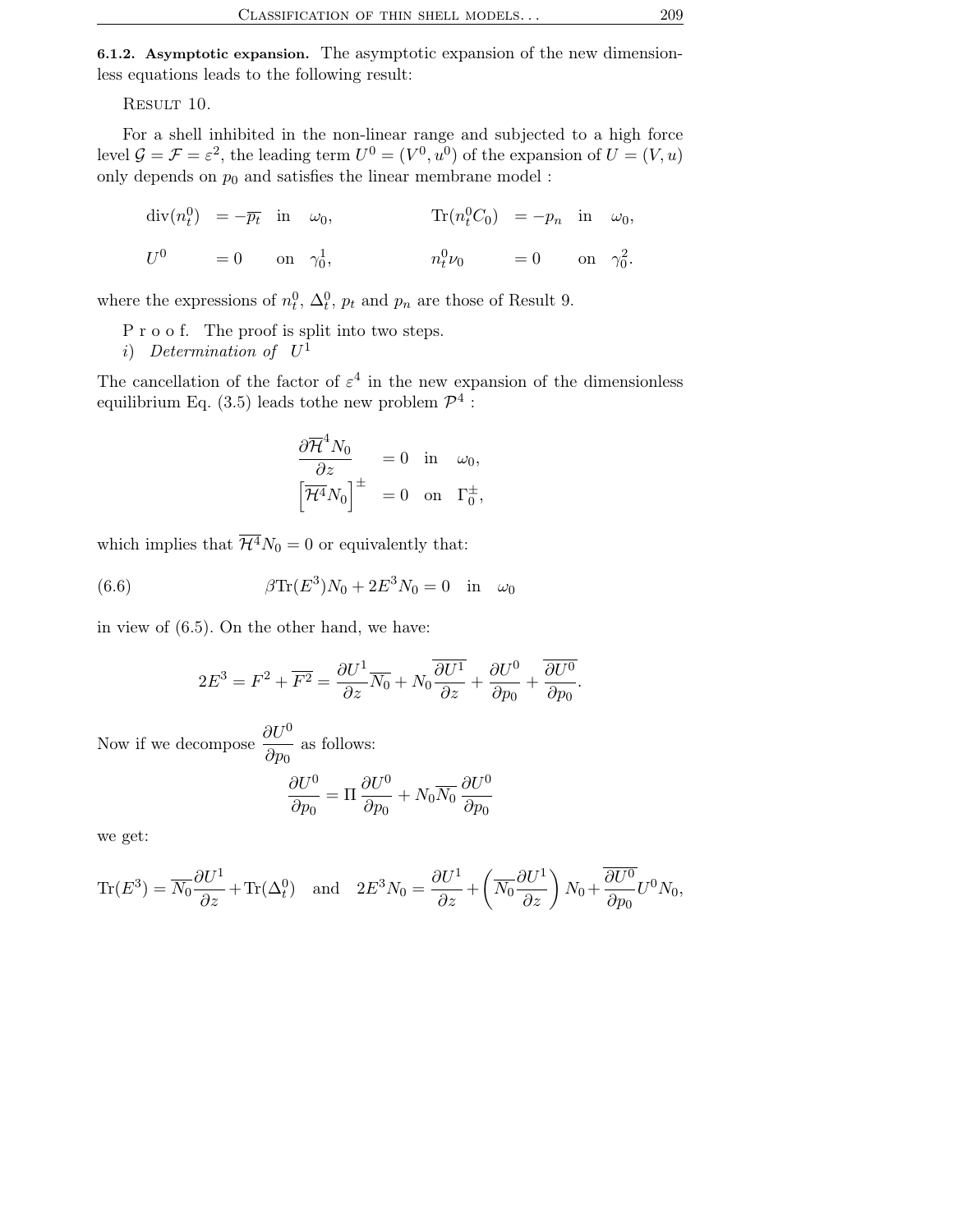**6.1.2. Asymptotic expansion.** The asymptotic expansion of the new dimensionless equations leads to the following result:

RESULT 10.

For a shell inhibited in the non-linear range and subjected to a high force level $\mathcal{G} = \mathcal{F} = \varepsilon^2$, the leading term $U^0 = (V^0, u^0)$ of the expansion of $U = (V, u)$ only depends on $p_0$ and satisfies the linear membrane model :

$$
\begin{aligned}
\operatorname{div}(n_t^0) &= -\overline{p_t} \quad \text{in} \quad \omega_0, & \operatorname{Tr}(n_t^0 C_0) &= -p_n \quad \text{in} \quad \omega_0,\\
U^0 &= 0 \quad \text{on} \quad \gamma_0^1, & n_t^0 \nu_0 &= 0 \quad \text{on} \quad \gamma_0^2.
\end{aligned}
$$

where the expressions of $n_t^0$, $\Delta_t^0$, $p_t$ and $p_n$ are those of Result 9.

P r o o f. The proof is split into two steps.

*i) Determination of* $U^1$

The cancellation of the factor of $\varepsilon^4$ in the new expansion of the dimensionless equilibrium Eq. (3.5) leads tothe new problem $\mathcal{P}^4$ :

$$
\begin{aligned}
\frac{\partial \overline{\mathcal{H}}^4 N_0}{\partial z} &= 0 \quad \text{in} \quad \omega_0,\\
\left[\overline{\mathcal{H}^4} N_0\right]^{\pm} &= 0 \quad \text{on} \quad \Gamma_0^{\pm},
\end{aligned}
$$

which implies that $\overline{\mathcal{H}^4} N_0 = 0$ or equivalently that:

$$
\beta \operatorname{Tr}(E^3) N_0 + 2E^3 N_0 = 0 \quad \text{in} \quad \omega_0 \tag{6.6}
$$

in view of (6.5). On the other hand, we have:

$$
2E^3 = F^2 + \overline{F^2} = \frac{\partial U^1}{\partial z}\overline{N_0} + N_0 \frac{\overline{\partial U^1}}{\partial z} + \frac{\partial U^0}{\partial p_0} + \frac{\overline{\partial U^0}}{\partial p_0}.
$$

Now if we decompose $\dfrac{\partial U^0}{\partial p_0}$ as follows:

$$
\frac{\partial U^0}{\partial p_0} = \Pi \frac{\partial U^0}{\partial p_0} + N_0 \overline{N_0} \frac{\partial U^0}{\partial p_0}
$$

we get:

$$
\operatorname{Tr}(E^3) = \overline{N_0}\frac{\partial U^1}{\partial z} + \operatorname{Tr}(\Delta_t^0) \quad \text{and} \quad 2E^3 N_0 = \frac{\partial U^1}{\partial z} + \left(\overline{N_0}\frac{\partial U^1}{\partial z}\right) N_0 + \frac{\overline{\partial U^0}}{\partial p_0} U^0 N_0,
$$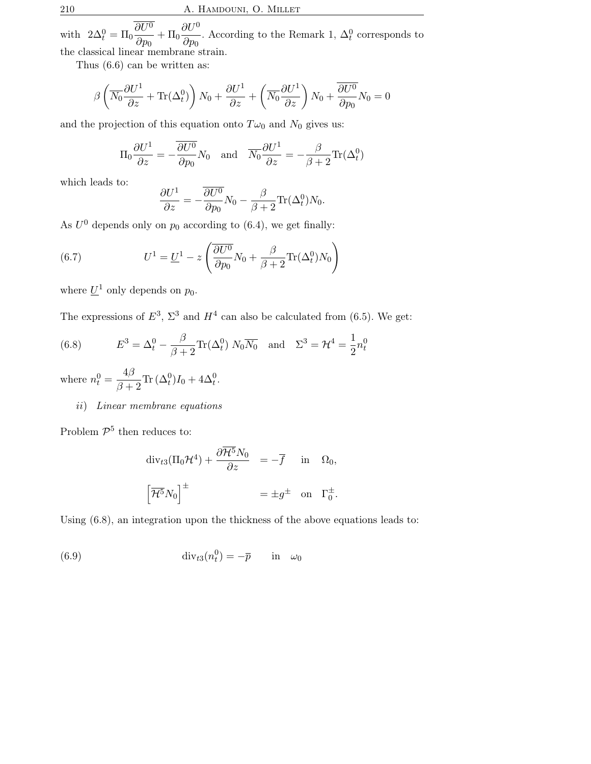with $2\Delta_t^0 = \Pi_0 \overline{\dfrac{\partial U^0}{\partial p_0}} + \Pi_0 \dfrac{\partial U^0}{\partial p_0}$. According to the Remark 1, $\Delta_t^0$ corresponds to the classical linear membrane strain.

Thus (6.6) can be written as:

$$\beta \left( \overline{N_0} \frac{\partial U^1}{\partial z} + \mathrm{Tr}(\Delta_t^0) \right) N_0 + \frac{\partial U^1}{\partial z} + \left( \overline{N_0} \frac{\partial U^1}{\partial z} \right) N_0 + \overline{\frac{\partial U^0}{\partial p_0}} N_0 = 0$$

and the projection of this equation onto $T\omega_0$ and $N_0$ gives us:

$$\Pi_0 \frac{\partial U^1}{\partial z} = - \overline{\frac{\partial U^0}{\partial p_0}} N_0 \quad \text{and} \quad \overline{N_0} \frac{\partial U^1}{\partial z} = - \frac{\beta}{\beta + 2} \mathrm{Tr}(\Delta_t^0)$$

which leads to:

$$\frac{\partial U^1}{\partial z} = - \overline{\frac{\partial U^0}{\partial p_0}} N_0 - \frac{\beta}{\beta + 2} \mathrm{Tr}(\Delta_t^0) N_0.$$

As $U^0$ depends only on $p_0$ according to (6.4), we get finally:

$$U^1 = \underline{U}^1 - z \left( \overline{\frac{\partial U^0}{\partial p_0}} N_0 + \frac{\beta}{\beta + 2} \mathrm{Tr}(\Delta_t^0) N_0 \right) \tag{6.7}$$

where $\underline{U}^1$ only depends on $p_0$.

The expressions of $E^3$, $\Sigma^3$ and $H^4$ can also be calculated from (6.5). We get:

$$E^3 = \Delta_t^0 - \frac{\beta}{\beta + 2} \mathrm{Tr}(\Delta_t^0)\ N_0 \overline{N_0} \quad \text{and} \quad \Sigma^3 = \mathcal{H}^4 = \frac{1}{2} n_t^0 \tag{6.8}$$

where $n_t^0 = \dfrac{4\beta}{\beta + 2} \mathrm{Tr}\,(\Delta_t^0) I_0 + 4\Delta_t^0$.

*ii) Linear membrane equations*

Problem $\mathcal{P}^5$ then reduces to:

$$\begin{aligned} \mathrm{div}_{t3}(\Pi_0 \mathcal{H}^4) + \frac{\partial \overline{\mathcal{H}^5} N_0}{\partial z} &= -\overline{f} \quad \text{in} \quad \Omega_0, \\ \left[ \overline{\mathcal{H}^5} N_0 \right]^{\pm} &= \pm g^{\pm} \quad \text{on} \quad \Gamma_0^{\pm}. \end{aligned}$$

Using (6.8), an integration upon the thickness of the above equations leads to:

$$\mathrm{div}_{t3}(n_t^0) = -\overline{p} \qquad \text{in} \quad \omega_0 \tag{6.9}$$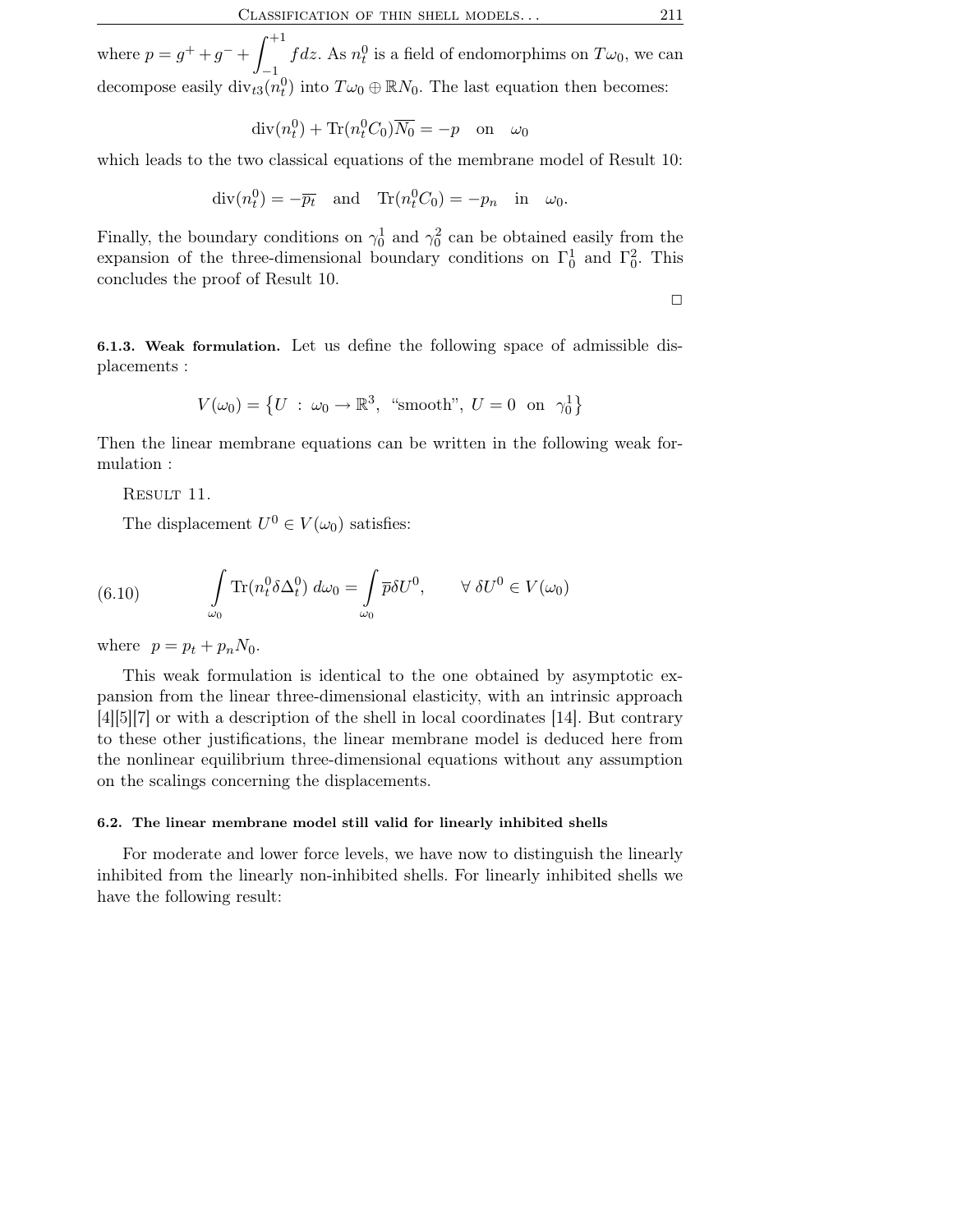where $p = g^+ + g^- + \displaystyle\int_{-1}^{+1} f dz$. As $n_t^0$ is a field of endomorphims on $T\omega_0$, we can decompose easily $\operatorname{div}_{t3}(n_t^0)$ into $T\omega_0 \oplus \mathbb{R}N_0$. The last equation then becomes:

$$\operatorname{div}(n_t^0) + \operatorname{Tr}(n_t^0 C_0)\overline{N_0} = -p \quad \text{on} \quad \omega_0$$

which leads to the two classical equations of the membrane model of Result 10:

$$\operatorname{div}(n_t^0) = -\overline{p_t} \quad \text{and} \quad \operatorname{Tr}(n_t^0 C_0) = -p_n \quad \text{in} \quad \omega_0.$$

Finally, the boundary conditions on $\gamma_0^1$ and $\gamma_0^2$ can be obtained easily from the expansion of the three-dimensional boundary conditions on $\Gamma_0^1$ and $\Gamma_0^2$. This concludes the proof of Result 10.

□

**6.1.3. Weak formulation.** Let us define the following space of admissible displacements :

$$V(\omega_0) = \{U \;:\; \omega_0 \to \mathbb{R}^3, \text{ “smooth”}, \; U = 0 \text{ on } \gamma_0^1\}$$

Then the linear membrane equations can be written in the following weak formulation :

Result 11.

The displacement $U^0 \in V(\omega_0)$ satisfies:

$$\int_{\omega_0} \operatorname{Tr}(n_t^0 \delta\Delta_t^0)\, d\omega_0 = \int_{\omega_0} \overline{p}\delta U^0, \qquad \forall\, \delta U^0 \in V(\omega_0) \tag{6.10}$$

where $p = p_t + p_n N_0$.

This weak formulation is identical to the one obtained by asymptotic expansion from the linear three-dimensional elasticity, with an intrinsic approach [4][5][7] or with a description of the shell in local coordinates [14]. But contrary to these other justifications, the linear membrane model is deduced here from the nonlinear equilibrium three-dimensional equations without any assumption on the scalings concerning the displacements.

#### 6.2. The linear membrane model still valid for linearly inhibited shells

For moderate and lower force levels, we have now to distinguish the linearly inhibited from the linearly non-inhibited shells. For linearly inhibited shells we have the following result: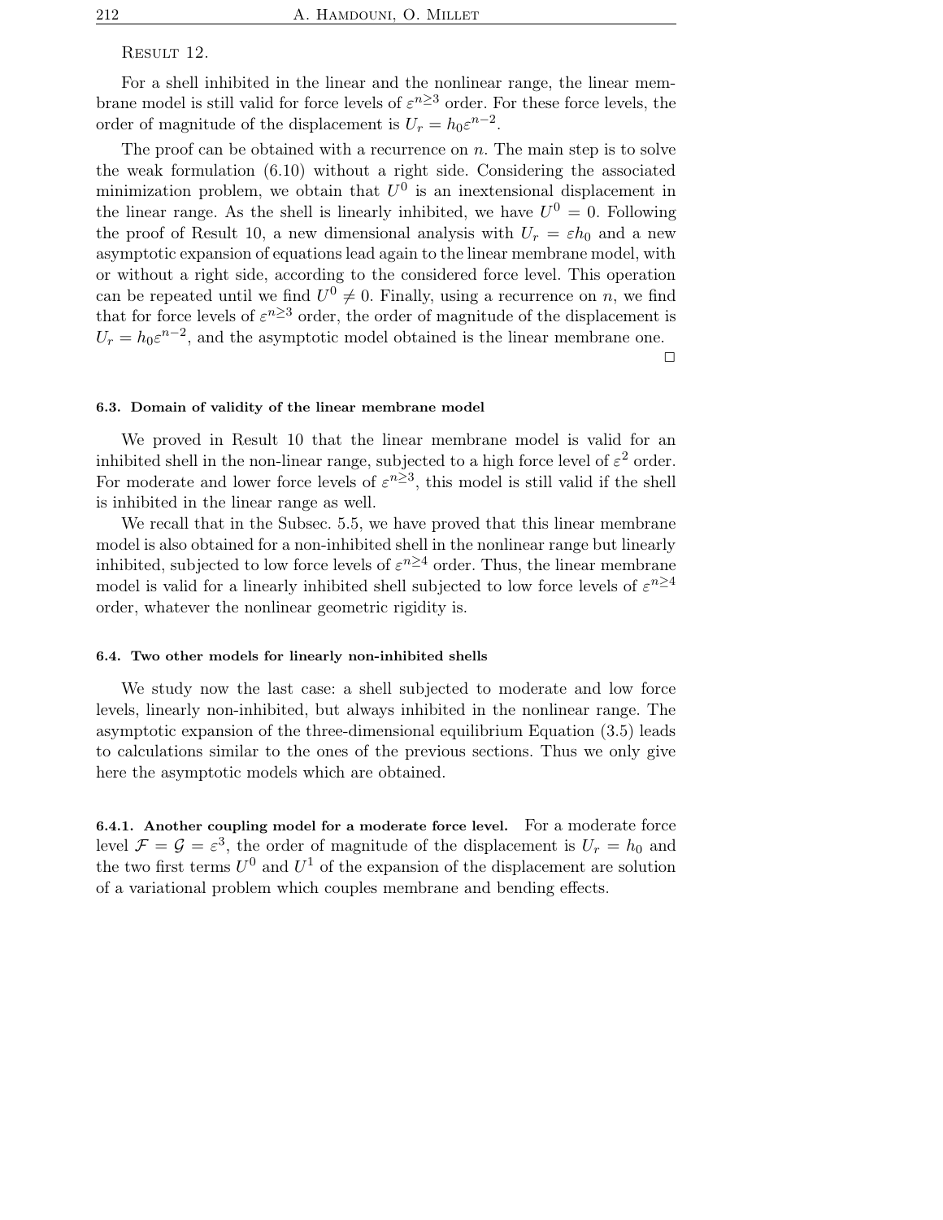Result 12.

For a shell inhibited in the linear and the nonlinear range, the linear membrane model is still valid for force levels of $\varepsilon^{n\geq 3}$ order. For these force levels, the order of magnitude of the displacement is $U_r = h_0 \varepsilon^{n-2}$.

The proof can be obtained with a recurrence on $n$. The main step is to solve the weak formulation (6.10) without a right side. Considering the associated minimization problem, we obtain that $U^0$ is an inextensional displacement in the linear range. As the shell is linearly inhibited, we have $U^0 = 0$. Following the proof of Result 10, a new dimensional analysis with $U_r = \varepsilon h_0$ and a new asymptotic expansion of equations lead again to the linear membrane model, with or without a right side, according to the considered force level. This operation can be repeated until we find $U^0 \neq 0$. Finally, using a recurrence on $n$, we find that for force levels of $\varepsilon^{n\geq 3}$ order, the order of magnitude of the displacement is $U_r = h_0 \varepsilon^{n-2}$, and the asymptotic model obtained is the linear membrane one. □

### 6.3. Domain of validity of the linear membrane model

We proved in Result 10 that the linear membrane model is valid for an inhibited shell in the non-linear range, subjected to a high force level of $\varepsilon^2$ order. For moderate and lower force levels of $\varepsilon^{n\geq 3}$, this model is still valid if the shell is inhibited in the linear range as well.

We recall that in the Subsec. 5.5, we have proved that this linear membrane model is also obtained for a non-inhibited shell in the nonlinear range but linearly inhibited, subjected to low force levels of $\varepsilon^{n\geq 4}$ order. Thus, the linear membrane model is valid for a linearly inhibited shell subjected to low force levels of $\varepsilon^{n\geq 4}$ order, whatever the nonlinear geometric rigidity is.

### 6.4. Two other models for linearly non-inhibited shells

We study now the last case: a shell subjected to moderate and low force levels, linearly non-inhibited, but always inhibited in the nonlinear range. The asymptotic expansion of the three-dimensional equilibrium Equation (3.5) leads to calculations similar to the ones of the previous sections. Thus we only give here the asymptotic models which are obtained.

**6.4.1. Another coupling model for a moderate force level.** For a moderate force level $\mathcal{F} = \mathcal{G} = \varepsilon^3$, the order of magnitude of the displacement is $U_r = h_0$ and the two first terms $U^0$ and $U^1$ of the expansion of the displacement are solution of a variational problem which couples membrane and bending effects.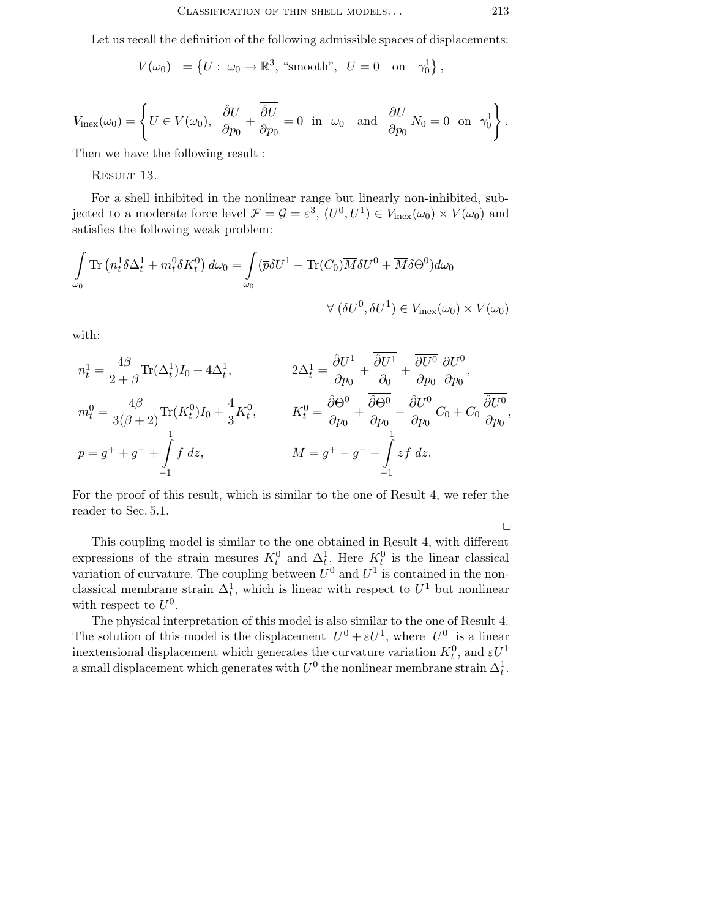Let us recall the definition of the following admissible spaces of displacements:

$$V(\omega_0) \;\; = \left\{U:\ \omega_0 \to \mathbb{R}^3,\ \text{“smooth”},\ \ U=0 \quad \text{on} \quad \gamma_0^1\right\},$$

$$V_{\text{inex}}(\omega_0) = \left\{ U \in V(\omega_0),\ \ \frac{\hat{\partial} U}{\partial p_0} + \overline{\frac{\hat{\partial} U}{\partial p_0}} = 0 \ \text{ in } \ \omega_0 \quad \text{and} \quad \overline{\frac{\partial U}{\partial p_0}}\, N_0 = 0 \ \text{ on } \ \gamma_0^1 \right\}.$$

Then we have the following result :

Result 13.

For a shell inhibited in the nonlinear range but linearly non-inhibited, subjected to a moderate force level $\mathcal{F} = \mathcal{G} = \varepsilon^3$, $(U^0, U^1) \in V_{\text{inex}}(\omega_0) \times V(\omega_0)$ and satisfies the following weak problem:

$$\int_{\omega_0} \operatorname{Tr}\left(n_t^1 \delta\Delta_t^1 + m_t^0 \delta K_t^0\right) d\omega_0 = \int_{\omega_0} (\overline{p}\delta U^1 - \operatorname{Tr}(C_0)\overline{M}\delta U^0 + \overline{M}\delta\Theta^0) d\omega_0$$

$$\forall\ (\delta U^0, \delta U^1) \in V_{\text{inex}}(\omega_0) \times V(\omega_0)$$

with:

$$n_t^1 = \frac{4\beta}{2+\beta}\operatorname{Tr}(\Delta_t^1) I_0 + 4\Delta_t^1, \qquad 2\Delta_t^1 = \frac{\hat{\partial} U^1}{\partial p_0} + \overline{\frac{\hat{\partial} U^1}{\partial_0}} + \overline{\frac{\partial U^0}{\partial p_0}}\,\frac{\partial U^0}{\partial p_0},$$

$$m_t^0 = \frac{4\beta}{3(\beta+2)}\operatorname{Tr}(K_t^0) I_0 + \frac{4}{3}K_t^0, \qquad K_t^0 = \frac{\hat{\partial}\Theta^0}{\partial p_0} + \overline{\frac{\hat{\partial}\Theta^0}{\partial p_0}} + \frac{\hat{\partial} U^0}{\partial p_0}\, C_0 + C_0\, \overline{\frac{\hat{\partial} U^0}{\partial p_0}},$$

$$p = g^+ + g^- + \int_{-1}^{1} f\, dz, \qquad M = g^+ - g^- + \int_{-1}^{1} z f\, dz.$$

For the proof of this result, which is similar to the one of Result 4, we refer the reader to Sec. 5.1.

□

This coupling model is similar to the one obtained in Result 4, with different expressions of the strain mesures $K_t^0$ and $\Delta_t^1$. Here $K_t^0$ is the linear classical variation of curvature. The coupling between $U^0$ and $U^1$ is contained in the non-classical membrane strain $\Delta_t^1$, which is linear with respect to $U^1$ but nonlinear with respect to $U^0$.

The physical interpretation of this model is also similar to the one of Result 4. The solution of this model is the displacement $U^0 + \varepsilon U^1$, where $U^0$ is a linear inextensional displacement which generates the curvature variation $K_t^0$, and $\varepsilon U^1$ a small displacement which generates with $U^0$ the nonlinear membrane strain $\Delta_t^1$.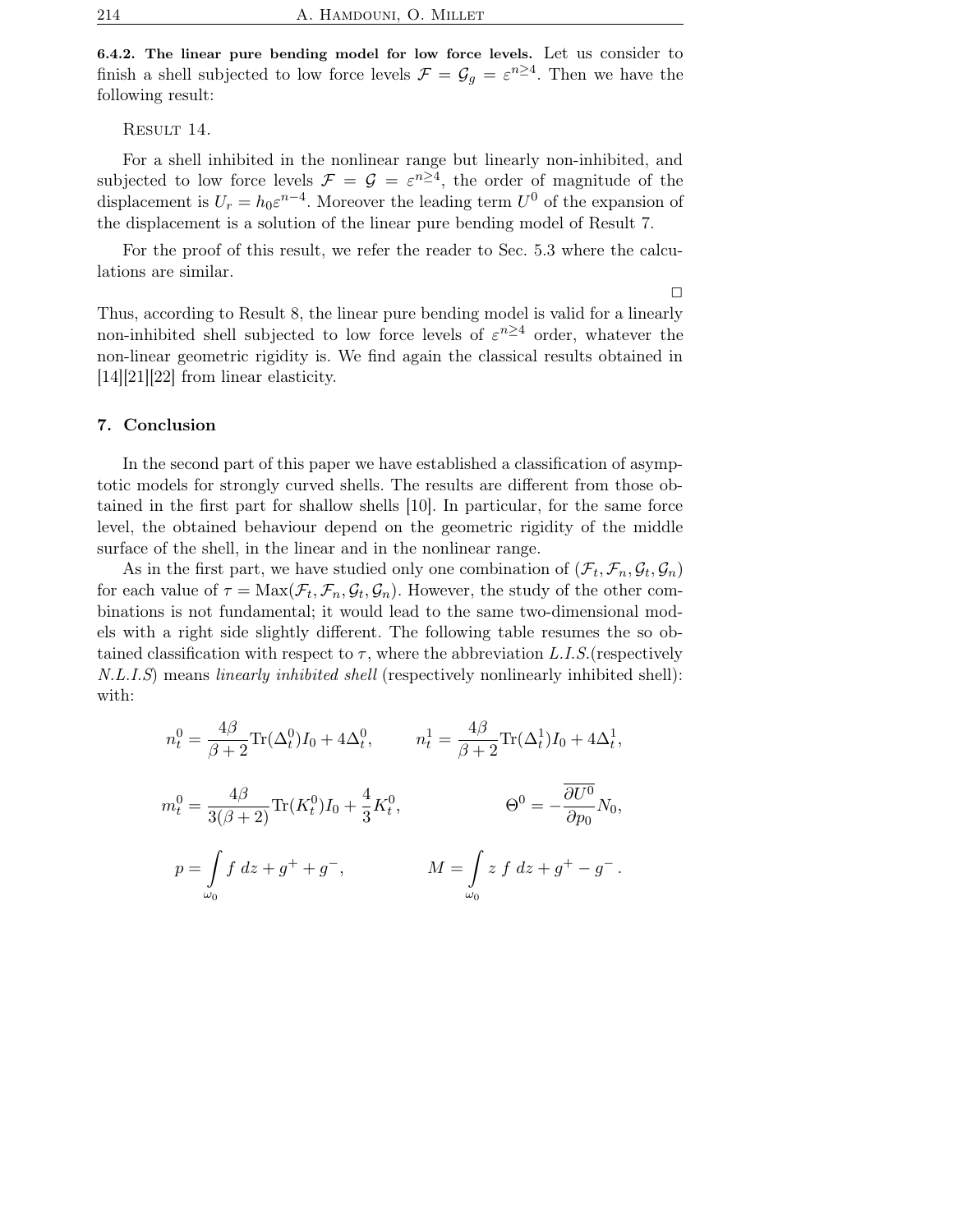**6.4.2. The linear pure bending model for low force levels.** Let us consider to finish a shell subjected to low force levels $\mathcal{F} = \mathcal{G}_g = \varepsilon^{n\geq 4}$. Then we have the following result:

Result 14.

For a shell inhibited in the nonlinear range but linearly non-inhibited, and subjected to low force levels $\mathcal{F} = \mathcal{G} = \varepsilon^{n\geq 4}$, the order of magnitude of the displacement is $U_r = h_0 \varepsilon^{n-4}$. Moreover the leading term $U^0$ of the expansion of the displacement is a solution of the linear pure bending model of Result 7.

For the proof of this result, we refer the reader to Sec. 5.3 where the calculations are similar.

□

Thus, according to Result 8, the linear pure bending model is valid for a linearly non-inhibited shell subjected to low force levels of $\varepsilon^{n\geq 4}$ order, whatever the non-linear geometric rigidity is. We find again the classical results obtained in [14][21][22] from linear elasticity.

## 7. Conclusion

In the second part of this paper we have established a classification of asymptotic models for strongly curved shells. The results are different from those obtained in the first part for shallow shells [10]. In particular, for the same force level, the obtained behaviour depend on the geometric rigidity of the middle surface of the shell, in the linear and in the nonlinear range.

As in the first part, we have studied only one combination of $(\mathcal{F}_t, \mathcal{F}_n, \mathcal{G}_t, \mathcal{G}_n)$ for each value of $\tau = \mathrm{Max}(\mathcal{F}_t, \mathcal{F}_n, \mathcal{G}_t, \mathcal{G}_n)$. However, the study of the other combinations is not fundamental; it would lead to the same two-dimensional models with a right side slightly different. The following table resumes the so obtained classification with respect to $\tau$, where the abbreviation *L.I.S.*(respectively *N.L.I.S*) means *linearly inhibited shell* (respectively nonlinearly inhibited shell): with:

$$n_t^0 = \frac{4\beta}{\beta+2}\mathrm{Tr}(\Delta_t^0) I_0 + 4\Delta_t^0, \qquad n_t^1 = \frac{4\beta}{\beta+2}\mathrm{Tr}(\Delta_t^1) I_0 + 4\Delta_t^1,$$

$$m_t^0 = \frac{4\beta}{3(\beta+2)}\mathrm{Tr}(K_t^0) I_0 + \frac{4}{3}K_t^0, \qquad \Theta^0 = -\overline{\frac{\partial U^0}{\partial p_0}} N_0,$$

$$p = \int_{\omega_0} f\, dz + g^+ + g^-, \qquad M = \int_{\omega_0} z\, f\, dz + g^+ - g^- .$$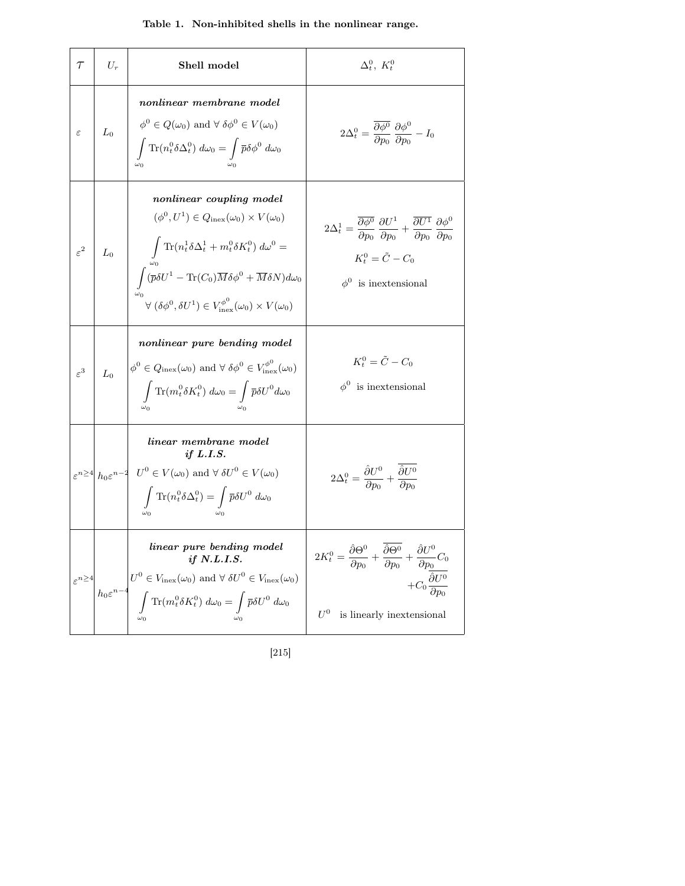**Table 1. Non-inhibited shells in the nonlinear range.**

| $\mathcal{T}$ | $U_r$ | Shell model | $\Delta_t^0,\ K_t^0$ |
|---|---|---|---|
| $\varepsilon$ | $L_0$ | ***nonlinear membrane model*** <br> $\phi^0 \in Q(\omega_0)$ and $\forall\ \delta\phi^0 \in V(\omega_0)$ <br> $\displaystyle\int_{\omega_0} \mathrm{Tr}(n_t^0 \delta\Delta_t^0)\ d\omega_0 = \int_{\omega_0} \overline{p}\delta\phi^0\ d\omega_0$ | $2\Delta_t^0 = \overline{\dfrac{\partial\phi^0}{\partial p_0}}\ \dfrac{\partial\phi^0}{\partial p_0} - I_0$ |
| $\varepsilon^2$ | $L_0$ | ***nonlinear coupling model*** <br> $(\phi^0, U^1) \in Q_{\mathrm{inex}}(\omega_0) \times V(\omega_0)$ <br> $\displaystyle\int_{\omega_0} \mathrm{Tr}(n_t^1 \delta\Delta_t^1 + m_t^0 \delta K_t^0)\ d\omega^0 =$ <br> $\displaystyle\int_{\omega_0} (\overline{p}\delta U^1 - \mathrm{Tr}(C_0)\overline{M}\delta\phi^0 + \overline{M}\delta N) d\omega_0$ <br> $\forall\ (\delta\phi^0, \delta U^1) \in V_{\mathrm{inex}}^{\phi^0}(\omega_0) \times V(\omega_0)$ | $2\Delta_t^1 = \overline{\dfrac{\partial\phi^0}{\partial p_0}}\ \dfrac{\partial U^1}{\partial p_0} + \overline{\dfrac{\partial U^1}{\partial p_0}}\ \dfrac{\partial\phi^0}{\partial p_0}$ <br> $K_t^0 = \tilde{C} - C_0$ <br> $\phi^0$ is inextensional |
| $\varepsilon^3$ | $L_0$ | ***nonlinear pure bending model*** <br> $\phi^0 \in Q_{\mathrm{inex}}(\omega_0)$ and $\forall\ \delta\phi^0 \in V_{\mathrm{inex}}^{\phi^0}(\omega_0)$ <br> $\displaystyle\int_{\omega_0} \mathrm{Tr}(m_t^0 \delta K_t^0)\ d\omega_0 = \int_{\omega_0} \overline{p}\delta U^0 d\omega_0$ | $K_t^0 = \tilde{C} - C_0$ <br> $\phi^0$ is inextensional |
| $\varepsilon^{n\geq 4}$ | $h_0\varepsilon^{n-2}$ | ***linear membrane model*** <br> ***if L.I.S.*** <br> $U^0 \in V(\omega_0)$ and $\forall\ \delta U^0 \in V(\omega_0)$ <br> $\displaystyle\int_{\omega_0} \mathrm{Tr}(n_t^0 \delta\Delta_t^0) = \int_{\omega_0} \overline{p}\delta U^0\ d\omega_0$ | $2\Delta_t^0 = \dfrac{\hat{\partial} U^0}{\partial p_0} + \overline{\dfrac{\hat{\partial} U^0}{\partial p_0}}$ |
| $\varepsilon^{n\geq 4}$ | $h_0\varepsilon^{n-4}$ | ***linear pure bending model*** <br> ***if N.L.I.S.*** <br> $U^0 \in V_{\mathrm{inex}}(\omega_0)$ and $\forall\ \delta U^0 \in V_{\mathrm{inex}}(\omega_0)$ <br> $\displaystyle\int_{\omega_0} \mathrm{Tr}(m_t^0 \delta K_t^0)\ d\omega_0 = \int_{\omega_0} \overline{p}\delta U^0\ d\omega_0$ | $2K_t^0 = \dfrac{\hat{\partial}\Theta^0}{\partial p_0} + \overline{\dfrac{\hat{\partial}\Theta^0}{\partial p_0}} + \dfrac{\hat{\partial} U^0}{\partial p_0} C_0 + C_0 \overline{\dfrac{\hat{\partial} U^0}{\partial p_0}}$ <br> $U^0$ is linearly inextensional |

[215]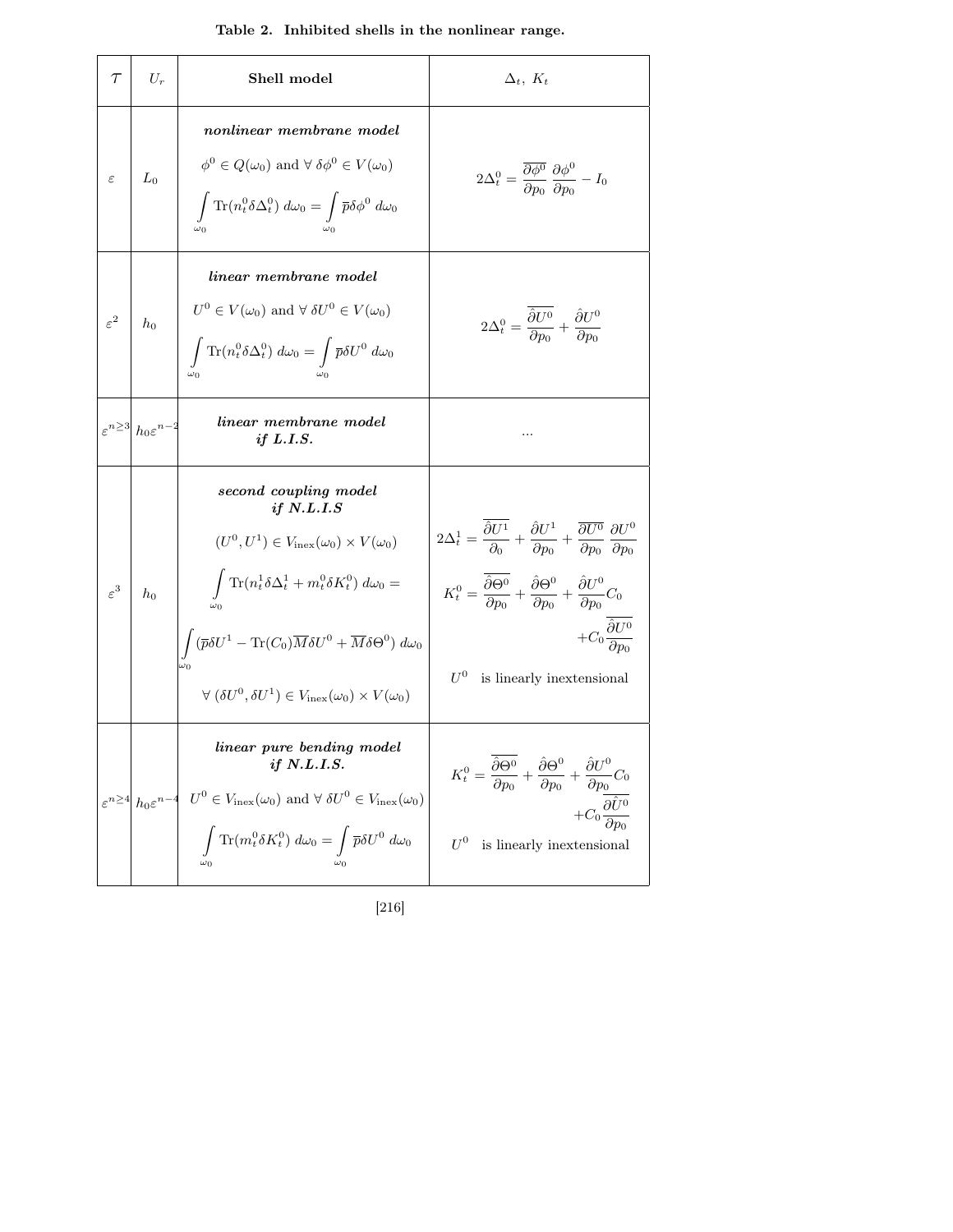**Table 2. Inhibited shells in the nonlinear range.**

| $\mathcal{T}$ | $U_r$ | Shell model | $\Delta_t,\ K_t$ |
|---|---|---|---|
| $\varepsilon$ | $L_0$ | ***nonlinear membrane model*** $\phi^0 \in Q(\omega_0)$ and $\forall\ \delta\phi^0 \in V(\omega_0)$ $\displaystyle\int_{\omega_0} \mathrm{Tr}(n_t^0 \delta\Delta_t^0)\ d\omega_0 = \int_{\omega_0} \overline{p}\delta\phi^0\ d\omega_0$ | $2\Delta_t^0 = \overline{\dfrac{\partial\phi^0}{\partial p_0}}\ \dfrac{\partial\phi^0}{\partial p_0} - I_0$ |
| $\varepsilon^2$ | $h_0$ | ***linear membrane model*** $U^0 \in V(\omega_0)$ and $\forall\ \delta U^0 \in V(\omega_0)$ $\displaystyle\int_{\omega_0} \mathrm{Tr}(n_t^0 \delta\Delta_t^0)\ d\omega_0 = \int_{\omega_0} \overline{p}\delta U^0\ d\omega_0$ | $2\Delta_t^0 = \overline{\dfrac{\hat{\partial} U^0}{\partial p_0}} + \dfrac{\hat{\partial} U^0}{\partial p_0}$ |
| $\varepsilon^{n\geq 3}$ | $h_0\varepsilon^{n-2}$ | ***linear membrane model if L.I.S.*** | ... |
| $\varepsilon^3$ | $h_0$ | ***second coupling model if N.L.I.S*** $(U^0, U^1) \in V_{\mathrm{inex}}(\omega_0) \times V(\omega_0)$ $\displaystyle\int_{\omega_0} \mathrm{Tr}(n_t^1 \delta\Delta_t^1 + m_t^0 \delta K_t^0)\ d\omega_0 =$ $\displaystyle\int_{\omega_0} (\overline{p}\delta U^1 - \mathrm{Tr}(C_0)\overline{M}\delta U^0 + \overline{M}\delta\Theta^0)\ d\omega_0$ $\forall\ (\delta U^0, \delta U^1) \in V_{\mathrm{inex}}(\omega_0) \times V(\omega_0)$ | $2\Delta_t^1 = \overline{\dfrac{\hat{\partial} U^1}{\partial_0}} + \dfrac{\hat{\partial} U^1}{\partial p_0} + \overline{\dfrac{\partial U^0}{\partial p_0}}\ \dfrac{\partial U^0}{\partial p_0}$ $K_t^0 = \overline{\dfrac{\hat{\partial}\Theta^0}{\partial p_0}} + \dfrac{\hat{\partial}\Theta^0}{\partial p_0} + \dfrac{\hat{\partial} U^0}{\partial p_0} C_0 + C_0 \overline{\dfrac{\hat{\partial} U^0}{\partial p_0}}$ $U^0$ is linearly inextensional |
| $\varepsilon^{n\geq 4}$ | $h_0\varepsilon^{n-4}$ | ***linear pure bending model if N.L.I.S.*** $U^0 \in V_{\mathrm{inex}}(\omega_0)$ and $\forall\ \delta U^0 \in V_{\mathrm{inex}}(\omega_0)$ $\displaystyle\int_{\omega_0} \mathrm{Tr}(m_t^0 \delta K_t^0)\ d\omega_0 = \int_{\omega_0} \overline{p}\delta U^0\ d\omega_0$ | $K_t^0 = \overline{\dfrac{\hat{\partial}\Theta^0}{\partial p_0}} + \dfrac{\hat{\partial}\Theta^0}{\partial p_0} + \dfrac{\hat{\partial} U^0}{\partial p_0} C_0 + C_0 \overline{\dfrac{\partial\hat{U}^0}{\partial p_0}}$ $U^0$ is linearly inextensional |

[216]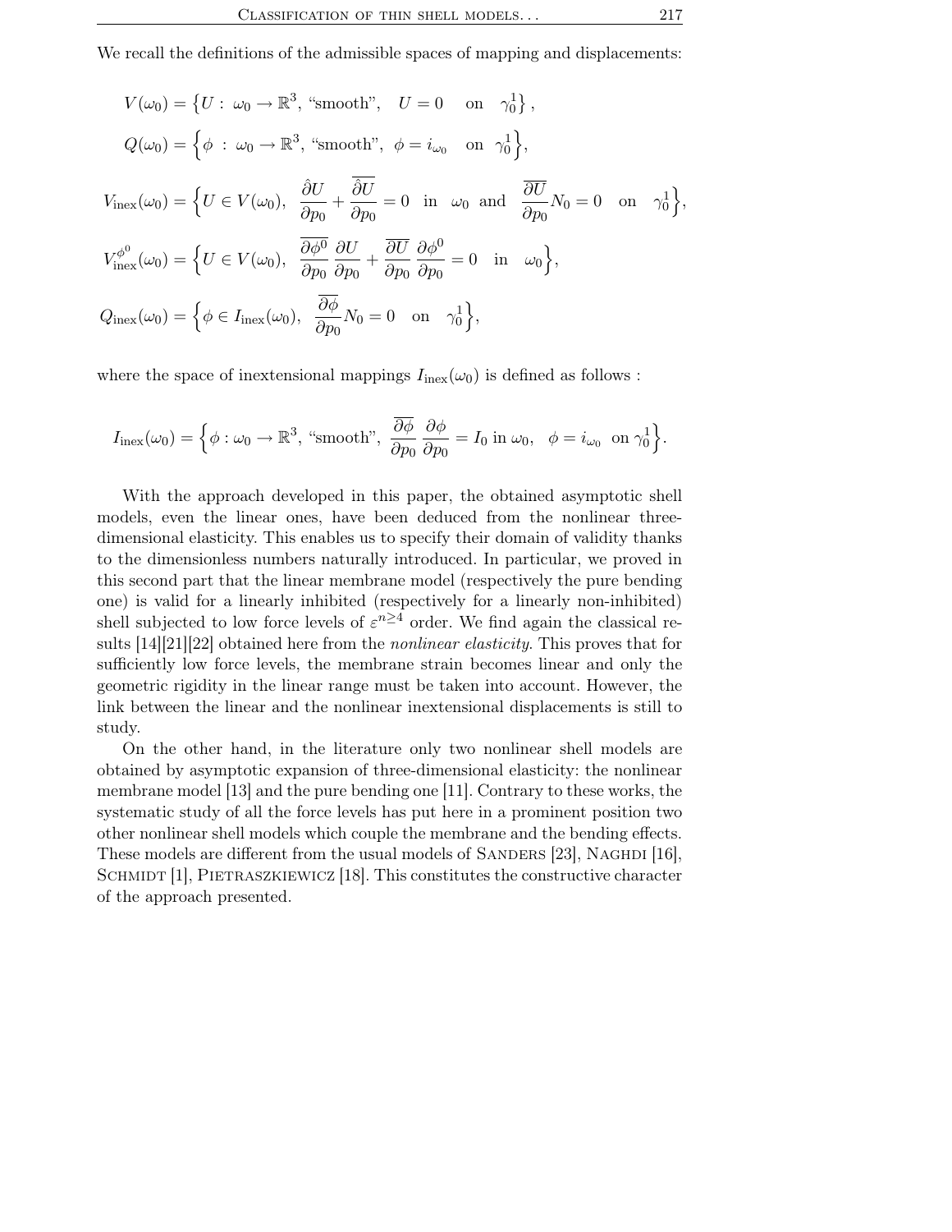We recall the definitions of the admissible spaces of mapping and displacements:

$$V(\omega_0) = \left\{U : \ \omega_0 \to \mathbb{R}^3, \text{ “smooth”}, \quad U = 0 \quad \text{on} \quad \gamma_0^1\right\},$$

$$Q(\omega_0) = \left\{\phi \ : \ \omega_0 \to \mathbb{R}^3, \text{ “smooth”}, \ \phi = i_{\omega_0} \quad \text{on} \quad \gamma_0^1\right\},$$

$$V_{\text{inex}}(\omega_0) = \left\{U \in V(\omega_0), \ \ \frac{\hat{\partial} U}{\partial p_0} + \overline{\frac{\hat{\partial} U}{\partial p_0}} = 0 \quad \text{in} \quad \omega_0 \ \text{ and } \ \overline{\frac{\partial U}{\partial p_0}} N_0 = 0 \quad \text{on} \quad \gamma_0^1\right\},$$

$$V_{\text{inex}}^{\phi^0}(\omega_0) = \left\{U \in V(\omega_0), \ \ \overline{\frac{\partial \phi^0}{\partial p_0}} \, \frac{\partial U}{\partial p_0} + \overline{\frac{\partial U}{\partial p_0}} \, \frac{\partial \phi^0}{\partial p_0} = 0 \quad \text{in} \quad \omega_0\right\},$$

$$Q_{\text{inex}}(\omega_0) = \left\{\phi \in I_{\text{inex}}(\omega_0), \ \ \overline{\frac{\partial \phi}{\partial p_0}} N_0 = 0 \quad \text{on} \quad \gamma_0^1\right\},$$

where the space of inextensional mappings $I_{\text{inex}}(\omega_0)$ is defined as follows :

$$I_{\text{inex}}(\omega_0) = \left\{\phi : \omega_0 \to \mathbb{R}^3, \text{ “smooth”}, \ \overline{\frac{\partial \phi}{\partial p_0}} \, \frac{\partial \phi}{\partial p_0} = I_0 \text{ in } \omega_0, \ \ \phi = i_{\omega_0} \ \text{ on } \gamma_0^1\right\}.$$

With the approach developed in this paper, the obtained asymptotic shell models, even the linear ones, have been deduced from the nonlinear three-dimensional elasticity. This enables us to specify their domain of validity thanks to the dimensionless numbers naturally introduced. In particular, we proved in this second part that the linear membrane model (respectively the pure bending one) is valid for a linearly inhibited (respectively for a linearly non-inhibited) shell subjected to low force levels of $\varepsilon^{n \geq 4}$ order. We find again the classical results [14][21][22] obtained here from the *nonlinear elasticity*. This proves that for sufficiently low force levels, the membrane strain becomes linear and only the geometric rigidity in the linear range must be taken into account. However, the link between the linear and the nonlinear inextensional displacements is still to study.

On the other hand, in the literature only two nonlinear shell models are obtained by asymptotic expansion of three-dimensional elasticity: the nonlinear membrane model [13] and the pure bending one [11]. Contrary to these works, the systematic study of all the force levels has put here in a prominent position two other nonlinear shell models which couple the membrane and the bending effects. These models are different from the usual models of Sanders [23], Naghdi [16], Schmidt [1], Pietraszkiewicz [18]. This constitutes the constructive character of the approach presented.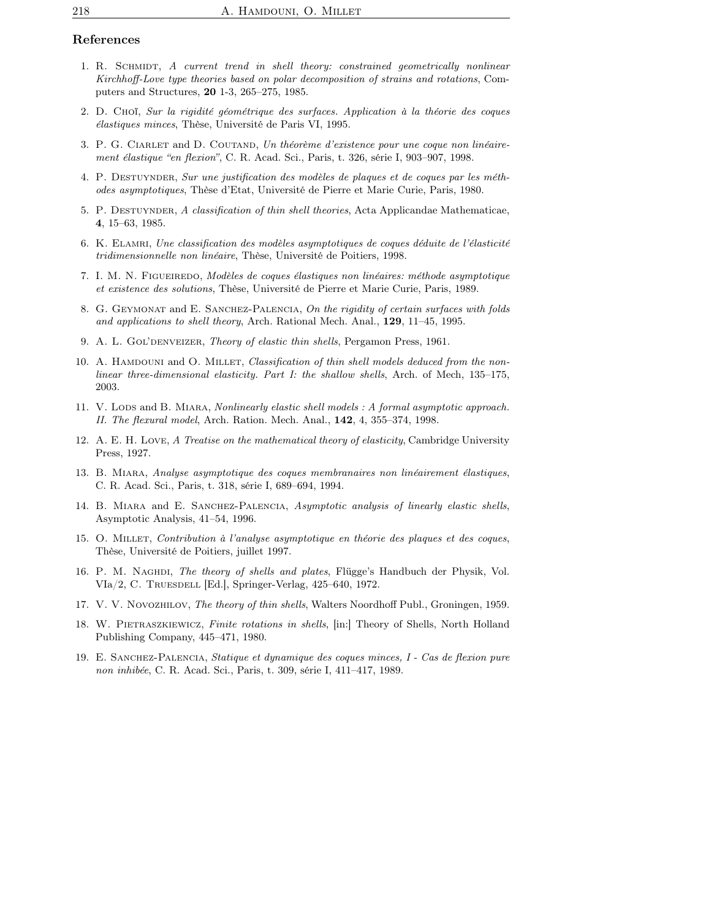## References

1. R. Schmidt, *A current trend in shell theory: constrained geometrically nonlinear Kirchhoff-Love type theories based on polar decomposition of strains and rotations*, Computers and Structures, **20** 1-3, 265–275, 1985.

2. D. Choï, *Sur la rigidité géométrique des surfaces. Application à la théorie des coques élastiques minces*, Thèse, Université de Paris VI, 1995.

3. P. G. Ciarlet and D. Coutand, *Un théorème d'existence pour une coque non linéairement élastique "en flexion"*, C. R. Acad. Sci., Paris, t. 326, série I, 903–907, 1998.

4. P. Destuynder, *Sur une justification des modèles de plaques et de coques par les méthodes asymptotiques*, Thèse d'Etat, Université de Pierre et Marie Curie, Paris, 1980.

5. P. Destuynder, *A classification of thin shell theories*, Acta Applicandae Mathematicae, **4**, 15–63, 1985.

6. K. Elamri, *Une classification des modèles asymptotiques de coques déduite de l'élasticité tridimensionnelle non linéaire*, Thèse, Université de Poitiers, 1998.

7. I. M. N. Figueiredo, *Modèles de coques élastiques non linéaires: méthode asymptotique et existence des solutions*, Thèse, Université de Pierre et Marie Curie, Paris, 1989.

8. G. Geymonat and E. Sanchez-Palencia, *On the rigidity of certain surfaces with folds and applications to shell theory*, Arch. Rational Mech. Anal., **129**, 11–45, 1995.

9. A. L. Gol'denveizer, *Theory of elastic thin shells*, Pergamon Press, 1961.

10. A. Hamdouni and O. Millet, *Classification of thin shell models deduced from the nonlinear three-dimensional elasticity. Part I: the shallow shells*, Arch. of Mech, 135–175, 2003.

11. V. Lods and B. Miara, *Nonlinearly elastic shell models : A formal asymptotic approach. II. The flexural model*, Arch. Ration. Mech. Anal., **142**, 4, 355–374, 1998.

12. A. E. H. Love, *A Treatise on the mathematical theory of elasticity*, Cambridge University Press, 1927.

13. B. Miara, *Analyse asymptotique des coques membranaires non linéairement élastiques*, C. R. Acad. Sci., Paris, t. 318, série I, 689–694, 1994.

14. B. Miara and E. Sanchez-Palencia, *Asymptotic analysis of linearly elastic shells*, Asymptotic Analysis, 41–54, 1996.

15. O. Millet, *Contribution à l'analyse asymptotique en théorie des plaques et des coques*, Thèse, Université de Poitiers, juillet 1997.

16. P. M. Naghdi, *The theory of shells and plates*, Flügge's Handbuch der Physik, Vol. VIa/2, C. Truesdell [Ed.], Springer-Verlag, 425–640, 1972.

17. V. V. Novozhilov, *The theory of thin shells*, Walters Noordhoff Publ., Groningen, 1959.

18. W. Pietraszkiewicz, *Finite rotations in shells*, [in:] Theory of Shells, North Holland Publishing Company, 445–471, 1980.

19. E. Sanchez-Palencia, *Statique et dynamique des coques minces, I - Cas de flexion pure non inhibée*, C. R. Acad. Sci., Paris, t. 309, série I, 411–417, 1989.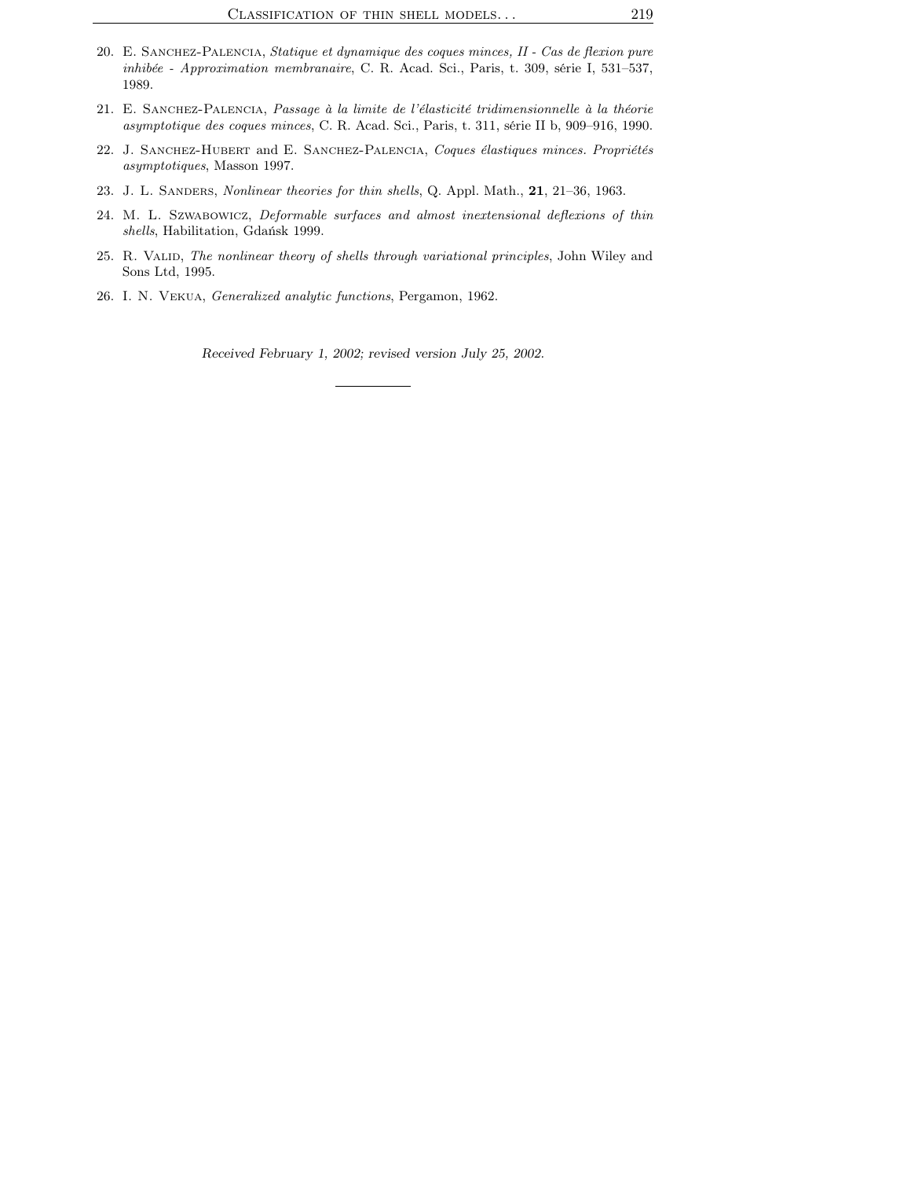20. E. Sanchez-Palencia, *Statique et dynamique des coques minces, II - Cas de flexion pure inhibée - Approximation membranaire*, C. R. Acad. Sci., Paris, t. 309, série I, 531–537, 1989.

21. E. Sanchez-Palencia, *Passage à la limite de l'élasticité tridimensionnelle à la théorie asymptotique des coques minces*, C. R. Acad. Sci., Paris, t. 311, série II b, 909–916, 1990.

22. J. Sanchez-Hubert and E. Sanchez-Palencia, *Coques élastiques minces. Propriétés asymptotiques*, Masson 1997.

23. J. L. Sanders, *Nonlinear theories for thin shells*, Q. Appl. Math., **21**, 21–36, 1963.

24. M. L. Szwabowicz, *Deformable surfaces and almost inextensional deflexions of thin shells*, Habilitation, Gdańsk 1999.

25. R. Valid, *The nonlinear theory of shells through variational principles*, John Wiley and Sons Ltd, 1995.

26. I. N. Vekua, *Generalized analytic functions*, Pergamon, 1962.

*Received February 1, 2002; revised version July 25, 2002.*